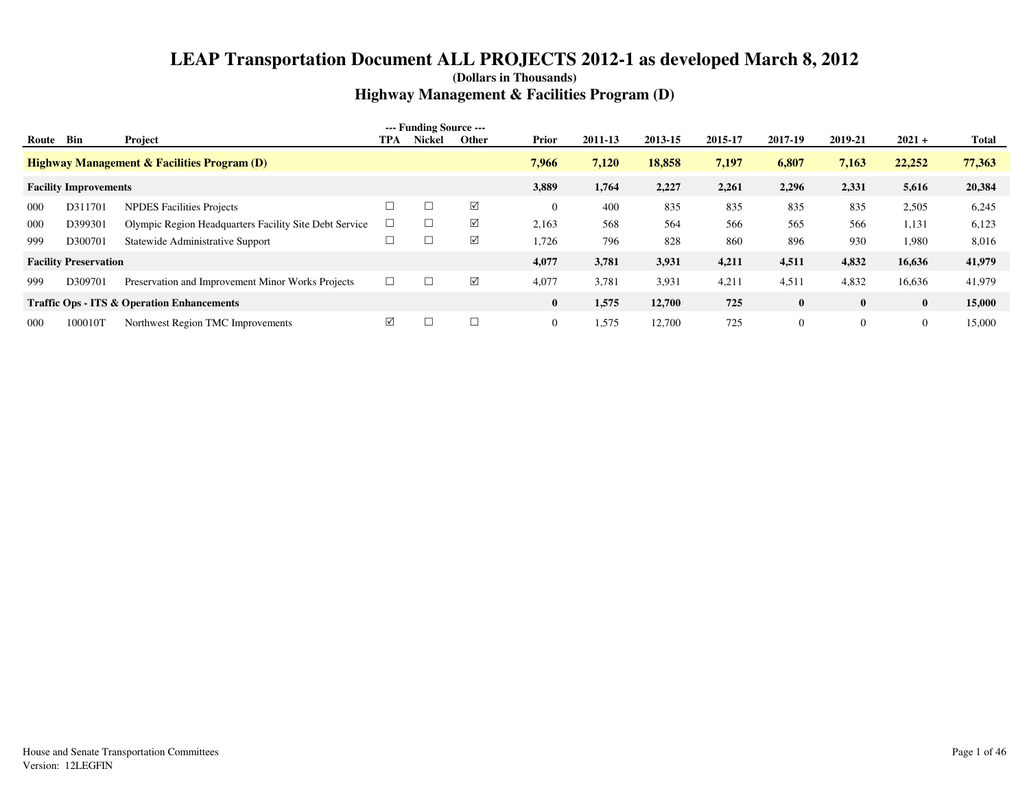# LEAP Transportation Document ALL PROJECTS 2012-1 as developed March 8, 2012

**(Dollars in Thousands)**

## Highway Management & Facilities Program (D)

| Route | Bin | Project | TPA | Nickel | Other | Prior | 2011-13 | 2013-15 | 2015-17 | 2017-19 | 2019-21 | 2021 + | Total |
|---|---|---|---|---|---|---|---|---|---|---|---|---|---|
| **Highway Management & Facilities Program (D)** | | | | | | **7,966** | **7,120** | **18,858** | **7,197** | **6,807** | **7,163** | **22,252** | **77,363** |
| **Facility Improvements** | | | | | | **3,889** | **1,764** | **2,227** | **2,261** | **2,296** | **2,331** | **5,616** | **20,384** |
| 000 | D311701 | NPDES Facilities Projects | ☐ | ☐ | ☑ | 0 | 400 | 835 | 835 | 835 | 835 | 2,505 | 6,245 |
| 000 | D399301 | Olympic Region Headquarters Facility Site Debt Service | ☐ | ☐ | ☑ | 2,163 | 568 | 564 | 566 | 565 | 566 | 1,131 | 6,123 |
| 999 | D300701 | Statewide Administrative Support | ☐ | ☐ | ☑ | 1,726 | 796 | 828 | 860 | 896 | 930 | 1,980 | 8,016 |
| **Facility Preservation** | | | | | | **4,077** | **3,781** | **3,931** | **4,211** | **4,511** | **4,832** | **16,636** | **41,979** |
| 999 | D309701 | Preservation and Improvement Minor Works Projects | ☐ | ☐ | ☑ | 4,077 | 3,781 | 3,931 | 4,211 | 4,511 | 4,832 | 16,636 | 41,979 |
| **Traffic Ops - ITS & Operation Enhancements** | | | | | | **0** | **1,575** | **12,700** | **725** | **0** | **0** | **0** | **15,000** |
| 000 | 100010T | Northwest Region TMC Improvements | ☑ | ☐ | ☐ | 0 | 1,575 | 12,700 | 725 | 0 | 0 | 0 | 15,000 |

House and Senate Transportation Committees
Version: 12LEGFIN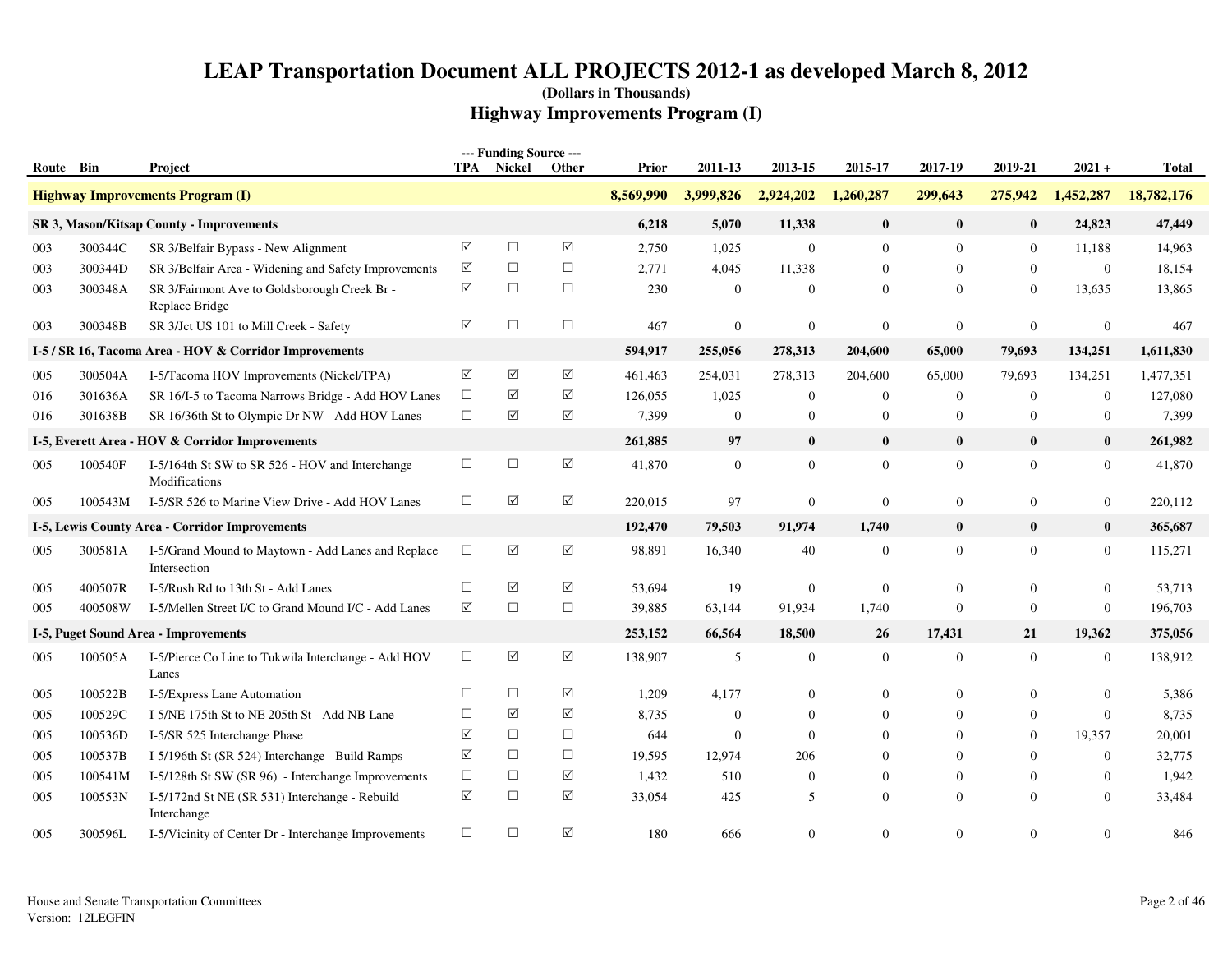# LEAP Transportation Document ALL PROJECTS 2012-1 as developed March 8, 2012

**(Dollars in Thousands)**

## Highway Improvements Program (I)

| Route | Bin | Project | TPA | Nickel | Other | Prior | 2011-13 | 2013-15 | 2015-17 | 2017-19 | 2019-21 | 2021 + | Total |
|---|---|---|---|---|---|---|---|---|---|---|---|---|---|
| | | | --- Funding Source --- | | | | | | | | | | |
| **Highway Improvements Program (I)** | | | | | | **8,569,990** | **3,999,826** | **2,924,202** | **1,260,287** | **299,643** | **275,942** | **1,452,287** | **18,782,176** |
| **SR 3, Mason/Kitsap County - Improvements** | | | | | | **6,218** | **5,070** | **11,338** | **0** | **0** | **0** | **24,823** | **47,449** |
| 003 | 300344C | SR 3/Belfair Bypass - New Alignment | ☑ | ☐ | ☑ | 2,750 | 1,025 | 0 | 0 | 0 | 0 | 11,188 | 14,963 |
| 003 | 300344D | SR 3/Belfair Area - Widening and Safety Improvements | ☑ | ☐ | ☐ | 2,771 | 4,045 | 11,338 | 0 | 0 | 0 | 0 | 18,154 |
| 003 | 300348A | SR 3/Fairmont Ave to Goldsborough Creek Br - Replace Bridge | ☑ | ☐ | ☐ | 230 | 0 | 0 | 0 | 0 | 0 | 13,635 | 13,865 |
| 003 | 300348B | SR 3/Jct US 101 to Mill Creek - Safety | ☑ | ☐ | ☐ | 467 | 0 | 0 | 0 | 0 | 0 | 0 | 467 |
| **I-5 / SR 16, Tacoma Area - HOV & Corridor Improvements** | | | | | | **594,917** | **255,056** | **278,313** | **204,600** | **65,000** | **79,693** | **134,251** | **1,611,830** |
| 005 | 300504A | I-5/Tacoma HOV Improvements (Nickel/TPA) | ☑ | ☑ | ☑ | 461,463 | 254,031 | 278,313 | 204,600 | 65,000 | 79,693 | 134,251 | 1,477,351 |
| 016 | 301636A | SR 16/I-5 to Tacoma Narrows Bridge - Add HOV Lanes | ☐ | ☑ | ☑ | 126,055 | 1,025 | 0 | 0 | 0 | 0 | 0 | 127,080 |
| 016 | 301638B | SR 16/36th St to Olympic Dr NW - Add HOV Lanes | ☐ | ☑ | ☑ | 7,399 | 0 | 0 | 0 | 0 | 0 | 0 | 7,399 |
| **I-5, Everett Area - HOV & Corridor Improvements** | | | | | | **261,885** | **97** | **0** | **0** | **0** | **0** | **0** | **261,982** |
| 005 | 100540F | I-5/164th St SW to SR 526 - HOV and Interchange Modifications | ☐ | ☐ | ☑ | 41,870 | 0 | 0 | 0 | 0 | 0 | 0 | 41,870 |
| 005 | 100543M | I-5/SR 526 to Marine View Drive - Add HOV Lanes | ☐ | ☑ | ☑ | 220,015 | 97 | 0 | 0 | 0 | 0 | 0 | 220,112 |
| **I-5, Lewis County Area - Corridor Improvements** | | | | | | **192,470** | **79,503** | **91,974** | **1,740** | **0** | **0** | **0** | **365,687** |
| 005 | 300581A | I-5/Grand Mound to Maytown - Add Lanes and Replace Intersection | ☐ | ☑ | ☑ | 98,891 | 16,340 | 40 | 0 | 0 | 0 | 0 | 115,271 |
| 005 | 400507R | I-5/Rush Rd to 13th St - Add Lanes | ☐ | ☑ | ☑ | 53,694 | 19 | 0 | 0 | 0 | 0 | 0 | 53,713 |
| 005 | 400508W | I-5/Mellen Street I/C to Grand Mound I/C - Add Lanes | ☑ | ☐ | ☐ | 39,885 | 63,144 | 91,934 | 1,740 | 0 | 0 | 0 | 196,703 |
| **I-5, Puget Sound Area - Improvements** | | | | | | **253,152** | **66,564** | **18,500** | **26** | **17,431** | **21** | **19,362** | **375,056** |
| 005 | 100505A | I-5/Pierce Co Line to Tukwila Interchange - Add HOV Lanes | ☐ | ☑ | ☑ | 138,907 | 5 | 0 | 0 | 0 | 0 | 0 | 138,912 |
| 005 | 100522B | I-5/Express Lane Automation | ☐ | ☐ | ☑ | 1,209 | 4,177 | 0 | 0 | 0 | 0 | 0 | 5,386 |
| 005 | 100529C | I-5/NE 175th St to NE 205th St - Add NB Lane | ☐ | ☑ | ☑ | 8,735 | 0 | 0 | 0 | 0 | 0 | 0 | 8,735 |
| 005 | 100536D | I-5/SR 525 Interchange Phase | ☑ | ☐ | ☐ | 644 | 0 | 0 | 0 | 0 | 0 | 19,357 | 20,001 |
| 005 | 100537B | I-5/196th St (SR 524) Interchange - Build Ramps | ☑ | ☐ | ☐ | 19,595 | 12,974 | 206 | 0 | 0 | 0 | 0 | 32,775 |
| 005 | 100541M | I-5/128th St SW (SR 96) - Interchange Improvements | ☐ | ☐ | ☑ | 1,432 | 510 | 0 | 0 | 0 | 0 | 0 | 1,942 |
| 005 | 100553N | I-5/172nd St NE (SR 531) Interchange - Rebuild Interchange | ☑ | ☐ | ☑ | 33,054 | 425 | 5 | 0 | 0 | 0 | 0 | 33,484 |
| 005 | 300596L | I-5/Vicinity of Center Dr - Interchange Improvements | ☐ | ☐ | ☑ | 180 | 666 | 0 | 0 | 0 | 0 | 0 | 846 |

House and Senate Transportation Committees
Version: 12LEGFIN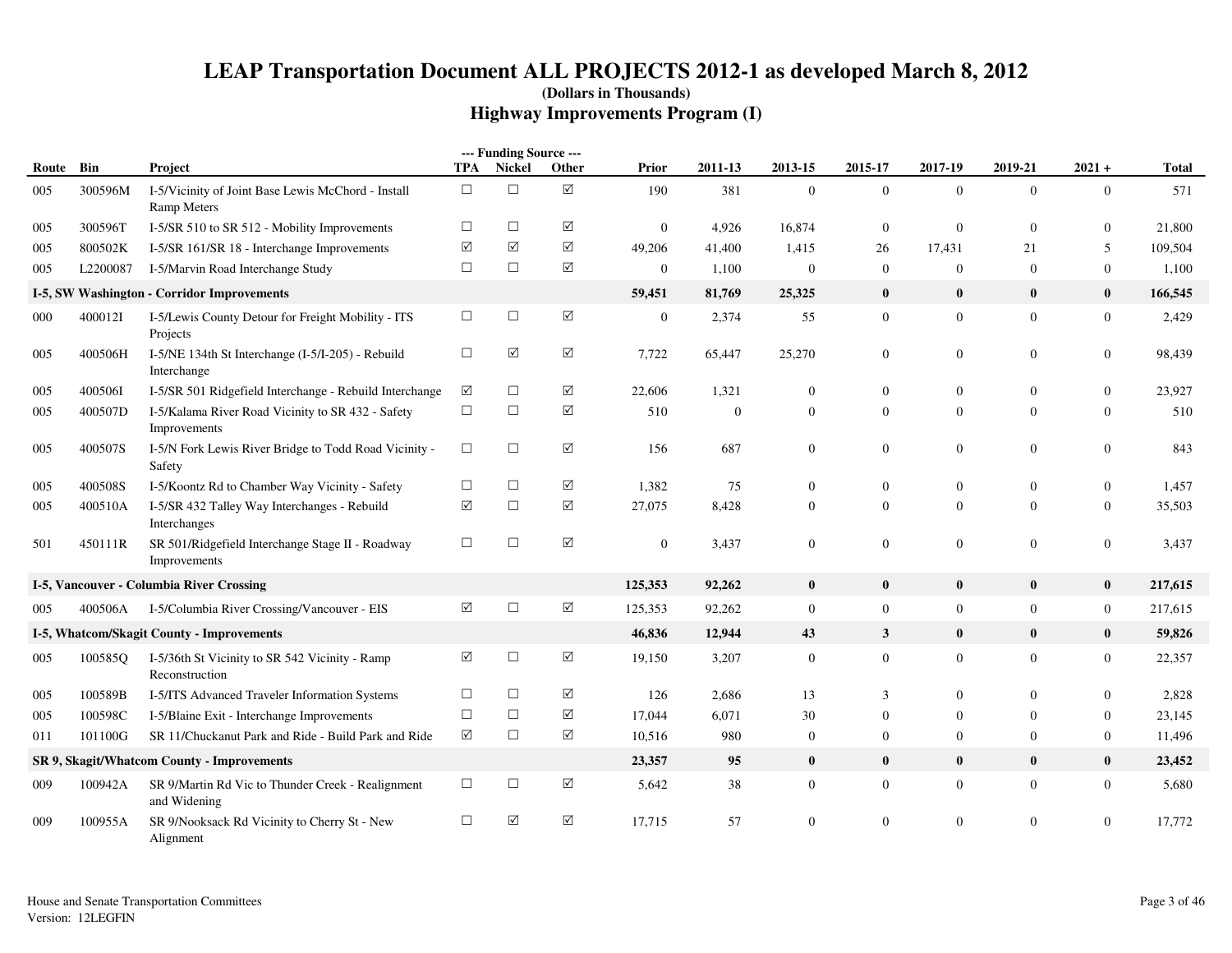# LEAP Transportation Document ALL PROJECTS 2012-1 as developed March 8, 2012

**(Dollars in Thousands)**

## Highway Improvements Program (I)

| Route | Bin | Project | --- Funding Source --- TPA | Nickel | Other | Prior | 2011-13 | 2013-15 | 2015-17 | 2017-19 | 2019-21 | 2021 + | Total |
|---|---|---|---|---|---|---|---|---|---|---|---|---|---|
| 005 | 300596M | I-5/Vicinity of Joint Base Lewis McChord - Install Ramp Meters | ☐ | ☐ | ☑ | 190 | 381 | 0 | 0 | 0 | 0 | 0 | 571 |
| 005 | 300596T | I-5/SR 510 to SR 512 - Mobility Improvements | ☐ | ☐ | ☑ | 0 | 4,926 | 16,874 | 0 | 0 | 0 | 0 | 21,800 |
| 005 | 800502K | I-5/SR 161/SR 18 - Interchange Improvements | ☑ | ☑ | ☑ | 49,206 | 41,400 | 1,415 | 26 | 17,431 | 21 | 5 | 109,504 |
| 005 | L2200087 | I-5/Marvin Road Interchange Study | ☐ | ☐ | ☑ | 0 | 1,100 | 0 | 0 | 0 | 0 | 0 | 1,100 |
| **I-5, SW Washington - Corridor Improvements** | | | | | | **59,451** | **81,769** | **25,325** | **0** | **0** | **0** | **0** | **166,545** |
| 000 | 400012I | I-5/Lewis County Detour for Freight Mobility - ITS Projects | ☐ | ☐ | ☑ | 0 | 2,374 | 55 | 0 | 0 | 0 | 0 | 2,429 |
| 005 | 400506H | I-5/NE 134th St Interchange (I-5/I-205) - Rebuild Interchange | ☐ | ☑ | ☑ | 7,722 | 65,447 | 25,270 | 0 | 0 | 0 | 0 | 98,439 |
| 005 | 400506I | I-5/SR 501 Ridgefield Interchange - Rebuild Interchange | ☑ | ☐ | ☑ | 22,606 | 1,321 | 0 | 0 | 0 | 0 | 0 | 23,927 |
| 005 | 400507D | I-5/Kalama River Road Vicinity to SR 432 - Safety Improvements | ☐ | ☐ | ☑ | 510 | 0 | 0 | 0 | 0 | 0 | 0 | 510 |
| 005 | 400507S | I-5/N Fork Lewis River Bridge to Todd Road Vicinity - Safety | ☐ | ☐ | ☑ | 156 | 687 | 0 | 0 | 0 | 0 | 0 | 843 |
| 005 | 400508S | I-5/Koontz Rd to Chamber Way Vicinity - Safety | ☐ | ☐ | ☑ | 1,382 | 75 | 0 | 0 | 0 | 0 | 0 | 1,457 |
| 005 | 400510A | I-5/SR 432 Talley Way Interchanges - Rebuild Interchanges | ☑ | ☐ | ☑ | 27,075 | 8,428 | 0 | 0 | 0 | 0 | 0 | 35,503 |
| 501 | 450111R | SR 501/Ridgefield Interchange Stage II - Roadway Improvements | ☐ | ☐ | ☑ | 0 | 3,437 | 0 | 0 | 0 | 0 | 0 | 3,437 |
| **I-5, Vancouver - Columbia River Crossing** | | | | | | **125,353** | **92,262** | **0** | **0** | **0** | **0** | **0** | **217,615** |
| 005 | 400506A | I-5/Columbia River Crossing/Vancouver - EIS | ☑ | ☐ | ☑ | 125,353 | 92,262 | 0 | 0 | 0 | 0 | 0 | 217,615 |
| **I-5, Whatcom/Skagit County - Improvements** | | | | | | **46,836** | **12,944** | **43** | **3** | **0** | **0** | **0** | **59,826** |
| 005 | 100585Q | I-5/36th St Vicinity to SR 542 Vicinity - Ramp Reconstruction | ☑ | ☐ | ☑ | 19,150 | 3,207 | 0 | 0 | 0 | 0 | 0 | 22,357 |
| 005 | 100589B | I-5/ITS Advanced Traveler Information Systems | ☐ | ☐ | ☑ | 126 | 2,686 | 13 | 3 | 0 | 0 | 0 | 2,828 |
| 005 | 100598C | I-5/Blaine Exit - Interchange Improvements | ☐ | ☐ | ☑ | 17,044 | 6,071 | 30 | 0 | 0 | 0 | 0 | 23,145 |
| 011 | 101100G | SR 11/Chuckanut Park and Ride - Build Park and Ride | ☑ | ☐ | ☑ | 10,516 | 980 | 0 | 0 | 0 | 0 | 0 | 11,496 |
| **SR 9, Skagit/Whatcom County - Improvements** | | | | | | **23,357** | **95** | **0** | **0** | **0** | **0** | **0** | **23,452** |
| 009 | 100942A | SR 9/Martin Rd Vic to Thunder Creek - Realignment and Widening | ☐ | ☐ | ☑ | 5,642 | 38 | 0 | 0 | 0 | 0 | 0 | 5,680 |
| 009 | 100955A | SR 9/Nooksack Rd Vicinity to Cherry St - New Alignment | ☐ | ☑ | ☑ | 17,715 | 57 | 0 | 0 | 0 | 0 | 0 | 17,772 |

House and Senate Transportation Committees
Version: 12LEGFIN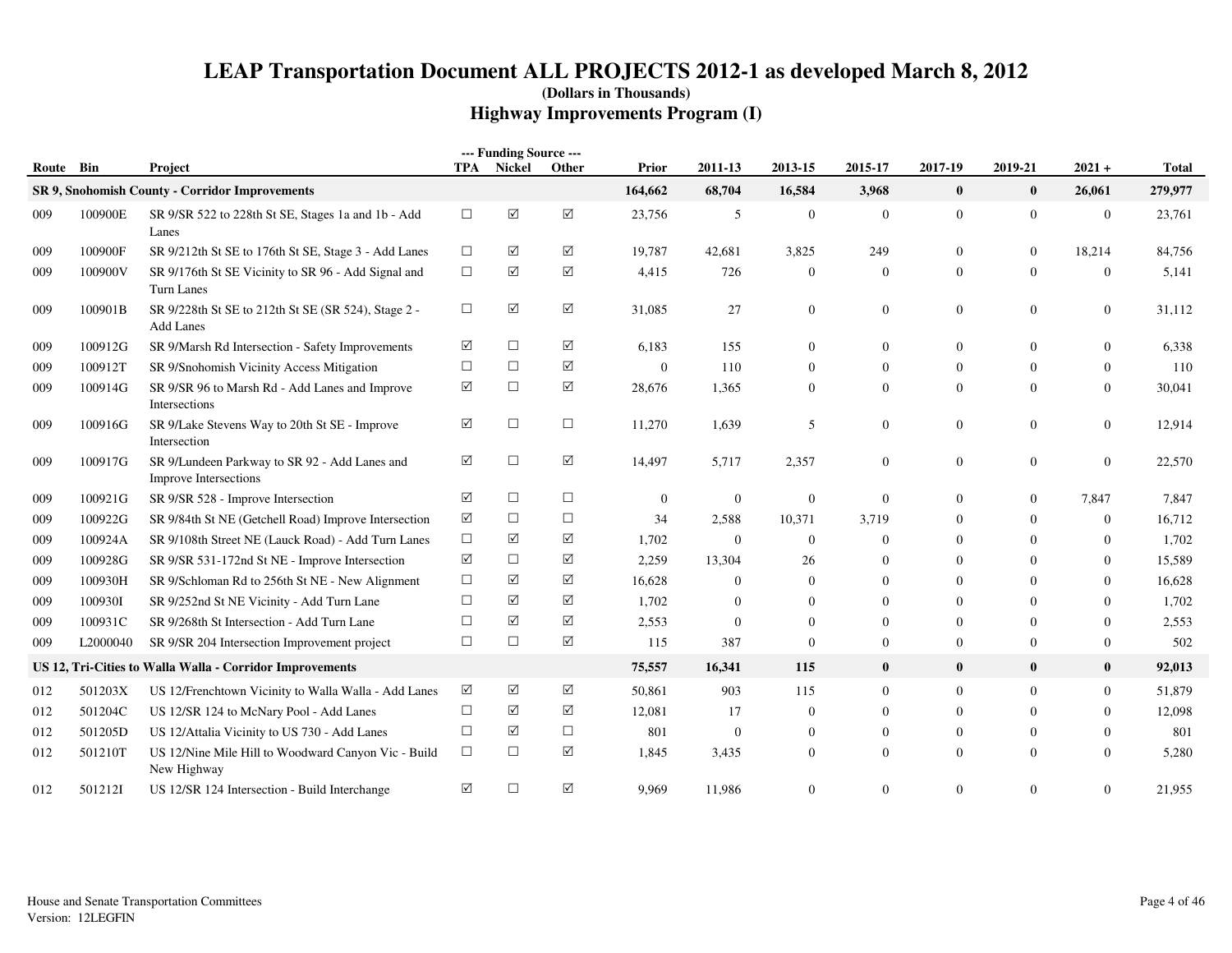# LEAP Transportation Document ALL PROJECTS 2012-1 as developed March 8, 2012

**(Dollars in Thousands)**

## Highway Improvements Program (I)

| Route | Bin | Project | --- Funding Source --- TPA | Nickel | Other | Prior | 2011-13 | 2013-15 | 2015-17 | 2017-19 | 2019-21 | 2021 + | Total |
|---|---|---|---|---|---|---|---|---|---|---|---|---|---|
| **SR 9, Snohomish County - Corridor Improvements** | | | | | | **164,662** | **68,704** | **16,584** | **3,968** | **0** | **0** | **26,061** | **279,977** |
| 009 | 100900E | SR 9/SR 522 to 228th St SE, Stages 1a and 1b - Add Lanes | ☐ | ☑ | ☑ | 23,756 | 5 | 0 | 0 | 0 | 0 | 0 | 23,761 |
| 009 | 100900F | SR 9/212th St SE to 176th St SE, Stage 3 - Add Lanes | ☐ | ☑ | ☑ | 19,787 | 42,681 | 3,825 | 249 | 0 | 0 | 18,214 | 84,756 |
| 009 | 100900V | SR 9/176th St SE Vicinity to SR 96 - Add Signal and Turn Lanes | ☐ | ☑ | ☑ | 4,415 | 726 | 0 | 0 | 0 | 0 | 0 | 5,141 |
| 009 | 100901B | SR 9/228th St SE to 212th St SE (SR 524), Stage 2 - Add Lanes | ☐ | ☑ | ☑ | 31,085 | 27 | 0 | 0 | 0 | 0 | 0 | 31,112 |
| 009 | 100912G | SR 9/Marsh Rd Intersection - Safety Improvements | ☑ | ☐ | ☑ | 6,183 | 155 | 0 | 0 | 0 | 0 | 0 | 6,338 |
| 009 | 100912T | SR 9/Snohomish Vicinity Access Mitigation | ☐ | ☐ | ☑ | 0 | 110 | 0 | 0 | 0 | 0 | 0 | 110 |
| 009 | 100914G | SR 9/SR 96 to Marsh Rd - Add Lanes and Improve Intersections | ☑ | ☐ | ☑ | 28,676 | 1,365 | 0 | 0 | 0 | 0 | 0 | 30,041 |
| 009 | 100916G | SR 9/Lake Stevens Way to 20th St SE - Improve Intersection | ☑ | ☐ | ☐ | 11,270 | 1,639 | 5 | 0 | 0 | 0 | 0 | 12,914 |
| 009 | 100917G | SR 9/Lundeen Parkway to SR 92 - Add Lanes and Improve Intersections | ☑ | ☐ | ☑ | 14,497 | 5,717 | 2,357 | 0 | 0 | 0 | 0 | 22,570 |
| 009 | 100921G | SR 9/SR 528 - Improve Intersection | ☑ | ☐ | ☐ | 0 | 0 | 0 | 0 | 0 | 0 | 7,847 | 7,847 |
| 009 | 100922G | SR 9/84th St NE (Getchell Road) Improve Intersection | ☑ | ☐ | ☐ | 34 | 2,588 | 10,371 | 3,719 | 0 | 0 | 0 | 16,712 |
| 009 | 100924A | SR 9/108th Street NE (Lauck Road) - Add Turn Lanes | ☐ | ☑ | ☑ | 1,702 | 0 | 0 | 0 | 0 | 0 | 0 | 1,702 |
| 009 | 100928G | SR 9/SR 531-172nd St NE - Improve Intersection | ☑ | ☐ | ☑ | 2,259 | 13,304 | 26 | 0 | 0 | 0 | 0 | 15,589 |
| 009 | 100930H | SR 9/Schloman Rd to 256th St NE - New Alignment | ☐ | ☑ | ☑ | 16,628 | 0 | 0 | 0 | 0 | 0 | 0 | 16,628 |
| 009 | 100930I | SR 9/252nd St NE Vicinity - Add Turn Lane | ☐ | ☑ | ☑ | 1,702 | 0 | 0 | 0 | 0 | 0 | 0 | 1,702 |
| 009 | 100931C | SR 9/268th St Intersection - Add Turn Lane | ☐ | ☑ | ☑ | 2,553 | 0 | 0 | 0 | 0 | 0 | 0 | 2,553 |
| 009 | L2000040 | SR 9/SR 204 Intersection Improvement project | ☐ | ☐ | ☑ | 115 | 387 | 0 | 0 | 0 | 0 | 0 | 502 |
| **US 12, Tri-Cities to Walla Walla - Corridor Improvements** | | | | | | **75,557** | **16,341** | **115** | **0** | **0** | **0** | **0** | **92,013** |
| 012 | 501203X | US 12/Frenchtown Vicinity to Walla Walla - Add Lanes | ☑ | ☑ | ☑ | 50,861 | 903 | 115 | 0 | 0 | 0 | 0 | 51,879 |
| 012 | 501204C | US 12/SR 124 to McNary Pool - Add Lanes | ☐ | ☑ | ☑ | 12,081 | 17 | 0 | 0 | 0 | 0 | 0 | 12,098 |
| 012 | 501205D | US 12/Attalia Vicinity to US 730 - Add Lanes | ☐ | ☑ | ☐ | 801 | 0 | 0 | 0 | 0 | 0 | 0 | 801 |
| 012 | 501210T | US 12/Nine Mile Hill to Woodward Canyon Vic - Build New Highway | ☐ | ☐ | ☑ | 1,845 | 3,435 | 0 | 0 | 0 | 0 | 0 | 5,280 |
| 012 | 501212I | US 12/SR 124 Intersection - Build Interchange | ☑ | ☐ | ☑ | 9,969 | 11,986 | 0 | 0 | 0 | 0 | 0 | 21,955 |

House and Senate Transportation Committees
Version: 12LEGFIN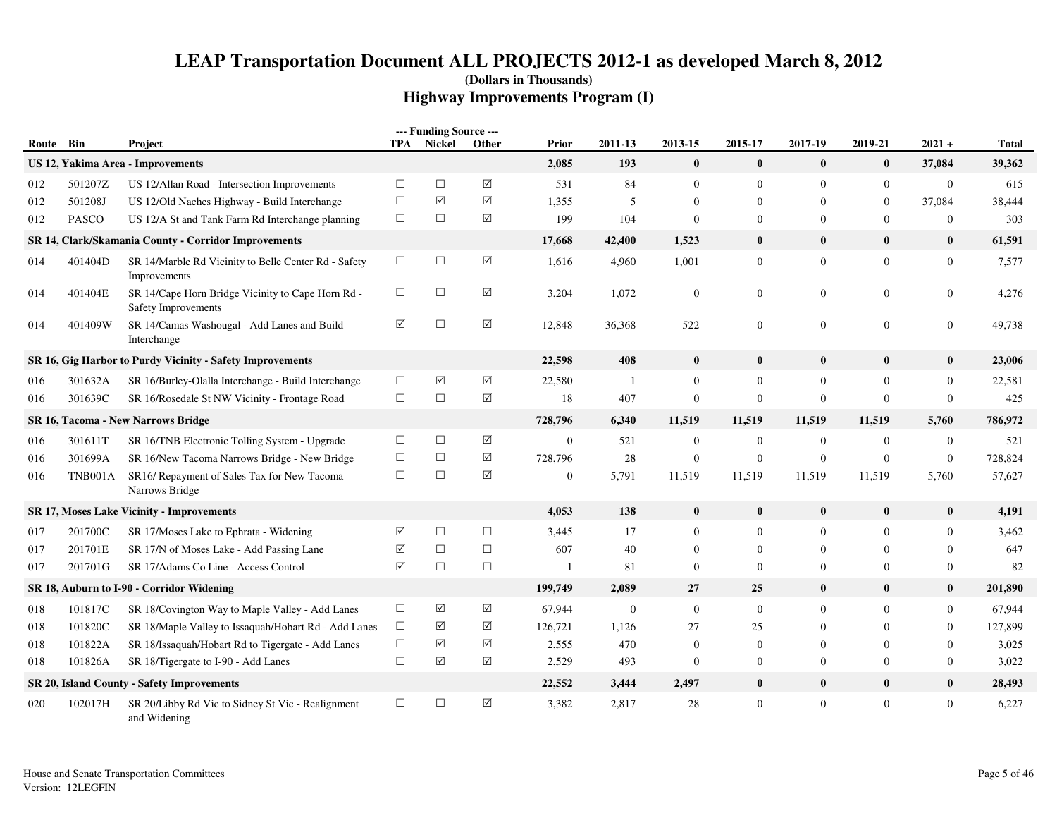# LEAP Transportation Document ALL PROJECTS 2012-1 as developed March 8, 2012

**(Dollars in Thousands)**

## Highway Improvements Program (I)

| Route | Bin | Project | --- Funding Source --- TPA | Nickel | Other | Prior | 2011-13 | 2013-15 | 2015-17 | 2017-19 | 2019-21 | 2021 + | Total |
|---|---|---|---|---|---|---|---|---|---|---|---|---|---|
| **US 12, Yakima Area - Improvements** | | | | | | **2,085** | **193** | **0** | **0** | **0** | **0** | **37,084** | **39,362** |
| 012 | 501207Z | US 12/Allan Road - Intersection Improvements | ☐ | ☐ | ☑ | 531 | 84 | 0 | 0 | 0 | 0 | 0 | 615 |
| 012 | 501208J | US 12/Old Naches Highway - Build Interchange | ☐ | ☑ | ☑ | 1,355 | 5 | 0 | 0 | 0 | 0 | 37,084 | 38,444 |
| 012 | PASCO | US 12/A St and Tank Farm Rd Interchange planning | ☐ | ☐ | ☑ | 199 | 104 | 0 | 0 | 0 | 0 | 0 | 303 |
| **SR 14, Clark/Skamania County - Corridor Improvements** | | | | | | **17,668** | **42,400** | **1,523** | **0** | **0** | **0** | **0** | **61,591** |
| 014 | 401404D | SR 14/Marble Rd Vicinity to Belle Center Rd - Safety Improvements | ☐ | ☐ | ☑ | 1,616 | 4,960 | 1,001 | 0 | 0 | 0 | 0 | 7,577 |
| 014 | 401404E | SR 14/Cape Horn Bridge Vicinity to Cape Horn Rd - Safety Improvements | ☐ | ☐ | ☑ | 3,204 | 1,072 | 0 | 0 | 0 | 0 | 0 | 4,276 |
| 014 | 401409W | SR 14/Camas Washougal - Add Lanes and Build Interchange | ☑ | ☐ | ☑ | 12,848 | 36,368 | 522 | 0 | 0 | 0 | 0 | 49,738 |
| **SR 16, Gig Harbor to Purdy Vicinity - Safety Improvements** | | | | | | **22,598** | **408** | **0** | **0** | **0** | **0** | **0** | **23,006** |
| 016 | 301632A | SR 16/Burley-Olalla Interchange - Build Interchange | ☐ | ☑ | ☑ | 22,580 | 1 | 0 | 0 | 0 | 0 | 0 | 22,581 |
| 016 | 301639C | SR 16/Rosedale St NW Vicinity - Frontage Road | ☐ | ☐ | ☑ | 18 | 407 | 0 | 0 | 0 | 0 | 0 | 425 |
| **SR 16, Tacoma - New Narrows Bridge** | | | | | | **728,796** | **6,340** | **11,519** | **11,519** | **11,519** | **11,519** | **5,760** | **786,972** |
| 016 | 301611T | SR 16/TNB Electronic Tolling System - Upgrade | ☐ | ☐ | ☑ | 0 | 521 | 0 | 0 | 0 | 0 | 0 | 521 |
| 016 | 301699A | SR 16/New Tacoma Narrows Bridge - New Bridge | ☐ | ☐ | ☑ | 728,796 | 28 | 0 | 0 | 0 | 0 | 0 | 728,824 |
| 016 | TNB001A | SR16/ Repayment of Sales Tax for New Tacoma Narrows Bridge | ☐ | ☐ | ☑ | 0 | 5,791 | 11,519 | 11,519 | 11,519 | 11,519 | 5,760 | 57,627 |
| **SR 17, Moses Lake Vicinity - Improvements** | | | | | | **4,053** | **138** | **0** | **0** | **0** | **0** | **0** | **4,191** |
| 017 | 201700C | SR 17/Moses Lake to Ephrata - Widening | ☑ | ☐ | ☐ | 3,445 | 17 | 0 | 0 | 0 | 0 | 0 | 3,462 |
| 017 | 201701E | SR 17/N of Moses Lake - Add Passing Lane | ☑ | ☐ | ☐ | 607 | 40 | 0 | 0 | 0 | 0 | 0 | 647 |
| 017 | 201701G | SR 17/Adams Co Line - Access Control | ☑ | ☐ | ☐ | 1 | 81 | 0 | 0 | 0 | 0 | 0 | 82 |
| **SR 18, Auburn to I-90 - Corridor Widening** | | | | | | **199,749** | **2,089** | **27** | **25** | **0** | **0** | **0** | **201,890** |
| 018 | 101817C | SR 18/Covington Way to Maple Valley - Add Lanes | ☐ | ☑ | ☑ | 67,944 | 0 | 0 | 0 | 0 | 0 | 0 | 67,944 |
| 018 | 101820C | SR 18/Maple Valley to Issaquah/Hobart Rd - Add Lanes | ☐ | ☑ | ☑ | 126,721 | 1,126 | 27 | 25 | 0 | 0 | 0 | 127,899 |
| 018 | 101822A | SR 18/Issaquah/Hobart Rd to Tigergate - Add Lanes | ☐ | ☑ | ☑ | 2,555 | 470 | 0 | 0 | 0 | 0 | 0 | 3,025 |
| 018 | 101826A | SR 18/Tigergate to I-90 - Add Lanes | ☐ | ☑ | ☑ | 2,529 | 493 | 0 | 0 | 0 | 0 | 0 | 3,022 |
| **SR 20, Island County - Safety Improvements** | | | | | | **22,552** | **3,444** | **2,497** | **0** | **0** | **0** | **0** | **28,493** |
| 020 | 102017H | SR 20/Libby Rd Vic to Sidney St Vic - Realignment and Widening | ☐ | ☐ | ☑ | 3,382 | 2,817 | 28 | 0 | 0 | 0 | 0 | 6,227 |

House and Senate Transportation Committees
Version: 12LEGFIN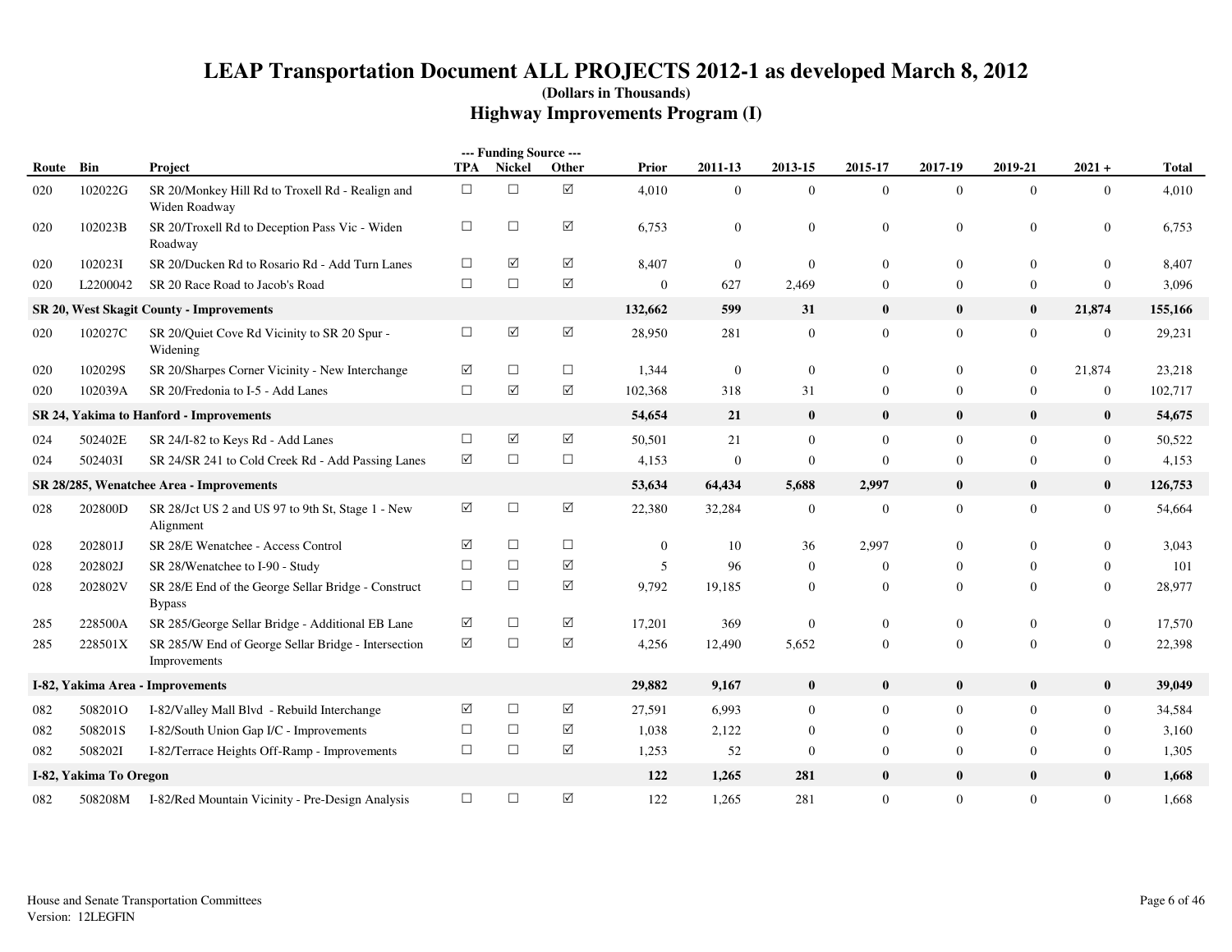# LEAP Transportation Document ALL PROJECTS 2012-1 as developed March 8, 2012

**(Dollars in Thousands)**

## Highway Improvements Program (I)

| Route | Bin | Project | --- Funding Source --- TPA | Nickel | Other | Prior | 2011-13 | 2013-15 | 2015-17 | 2017-19 | 2019-21 | 2021 + | Total |
|---|---|---|---|---|---|---|---|---|---|---|---|---|---|
| 020 | 102022G | SR 20/Monkey Hill Rd to Troxell Rd - Realign and Widen Roadway | ☐ | ☐ | ☑ | 4,010 | 0 | 0 | 0 | 0 | 0 | 0 | 4,010 |
| 020 | 102023B | SR 20/Troxell Rd to Deception Pass Vic - Widen Roadway | ☐ | ☐ | ☑ | 6,753 | 0 | 0 | 0 | 0 | 0 | 0 | 6,753 |
| 020 | 102023I | SR 20/Ducken Rd to Rosario Rd - Add Turn Lanes | ☐ | ☑ | ☑ | 8,407 | 0 | 0 | 0 | 0 | 0 | 0 | 8,407 |
| 020 | L2200042 | SR 20 Race Road to Jacob's Road | ☐ | ☐ | ☑ | 0 | 627 | 2,469 | 0 | 0 | 0 | 0 | 3,096 |
| **SR 20, West Skagit County - Improvements** | | | | | | **132,662** | **599** | **31** | **0** | **0** | **0** | **21,874** | **155,166** |
| 020 | 102027C | SR 20/Quiet Cove Rd Vicinity to SR 20 Spur - Widening | ☐ | ☑ | ☑ | 28,950 | 281 | 0 | 0 | 0 | 0 | 0 | 29,231 |
| 020 | 102029S | SR 20/Sharpes Corner Vicinity - New Interchange | ☑ | ☐ | ☐ | 1,344 | 0 | 0 | 0 | 0 | 0 | 21,874 | 23,218 |
| 020 | 102039A | SR 20/Fredonia to I-5 - Add Lanes | ☐ | ☑ | ☑ | 102,368 | 318 | 31 | 0 | 0 | 0 | 0 | 102,717 |
| **SR 24, Yakima to Hanford - Improvements** | | | | | | **54,654** | **21** | **0** | **0** | **0** | **0** | **0** | **54,675** |
| 024 | 502402E | SR 24/I-82 to Keys Rd - Add Lanes | ☐ | ☑ | ☑ | 50,501 | 21 | 0 | 0 | 0 | 0 | 0 | 50,522 |
| 024 | 502403I | SR 24/SR 241 to Cold Creek Rd - Add Passing Lanes | ☑ | ☐ | ☐ | 4,153 | 0 | 0 | 0 | 0 | 0 | 0 | 4,153 |
| **SR 28/285, Wenatchee Area - Improvements** | | | | | | **53,634** | **64,434** | **5,688** | **2,997** | **0** | **0** | **0** | **126,753** |
| 028 | 202800D | SR 28/Jct US 2 and US 97 to 9th St, Stage 1 - New Alignment | ☑ | ☐ | ☑ | 22,380 | 32,284 | 0 | 0 | 0 | 0 | 0 | 54,664 |
| 028 | 202801J | SR 28/E Wenatchee - Access Control | ☑ | ☐ | ☐ | 0 | 10 | 36 | 2,997 | 0 | 0 | 0 | 3,043 |
| 028 | 202802J | SR 28/Wenatchee to I-90 - Study | ☐ | ☐ | ☑ | 5 | 96 | 0 | 0 | 0 | 0 | 0 | 101 |
| 028 | 202802V | SR 28/E End of the George Sellar Bridge - Construct Bypass | ☐ | ☐ | ☑ | 9,792 | 19,185 | 0 | 0 | 0 | 0 | 0 | 28,977 |
| 285 | 228500A | SR 285/George Sellar Bridge - Additional EB Lane | ☑ | ☐ | ☑ | 17,201 | 369 | 0 | 0 | 0 | 0 | 0 | 17,570 |
| 285 | 228501X | SR 285/W End of George Sellar Bridge - Intersection Improvements | ☑ | ☐ | ☑ | 4,256 | 12,490 | 5,652 | 0 | 0 | 0 | 0 | 22,398 |
| **I-82, Yakima Area - Improvements** | | | | | | **29,882** | **9,167** | **0** | **0** | **0** | **0** | **0** | **39,049** |
| 082 | 508201O | I-82/Valley Mall Blvd - Rebuild Interchange | ☑ | ☐ | ☑ | 27,591 | 6,993 | 0 | 0 | 0 | 0 | 0 | 34,584 |
| 082 | 508201S | I-82/South Union Gap I/C - Improvements | ☐ | ☐ | ☑ | 1,038 | 2,122 | 0 | 0 | 0 | 0 | 0 | 3,160 |
| 082 | 508202I | I-82/Terrace Heights Off-Ramp - Improvements | ☐ | ☐ | ☑ | 1,253 | 52 | 0 | 0 | 0 | 0 | 0 | 1,305 |
| **I-82, Yakima To Oregon** | | | | | | **122** | **1,265** | **281** | **0** | **0** | **0** | **0** | **1,668** |
| 082 | 508208M | I-82/Red Mountain Vicinity - Pre-Design Analysis | ☐ | ☐ | ☑ | 122 | 1,265 | 281 | 0 | 0 | 0 | 0 | 1,668 |

House and Senate Transportation Committees
Version: 12LEGFIN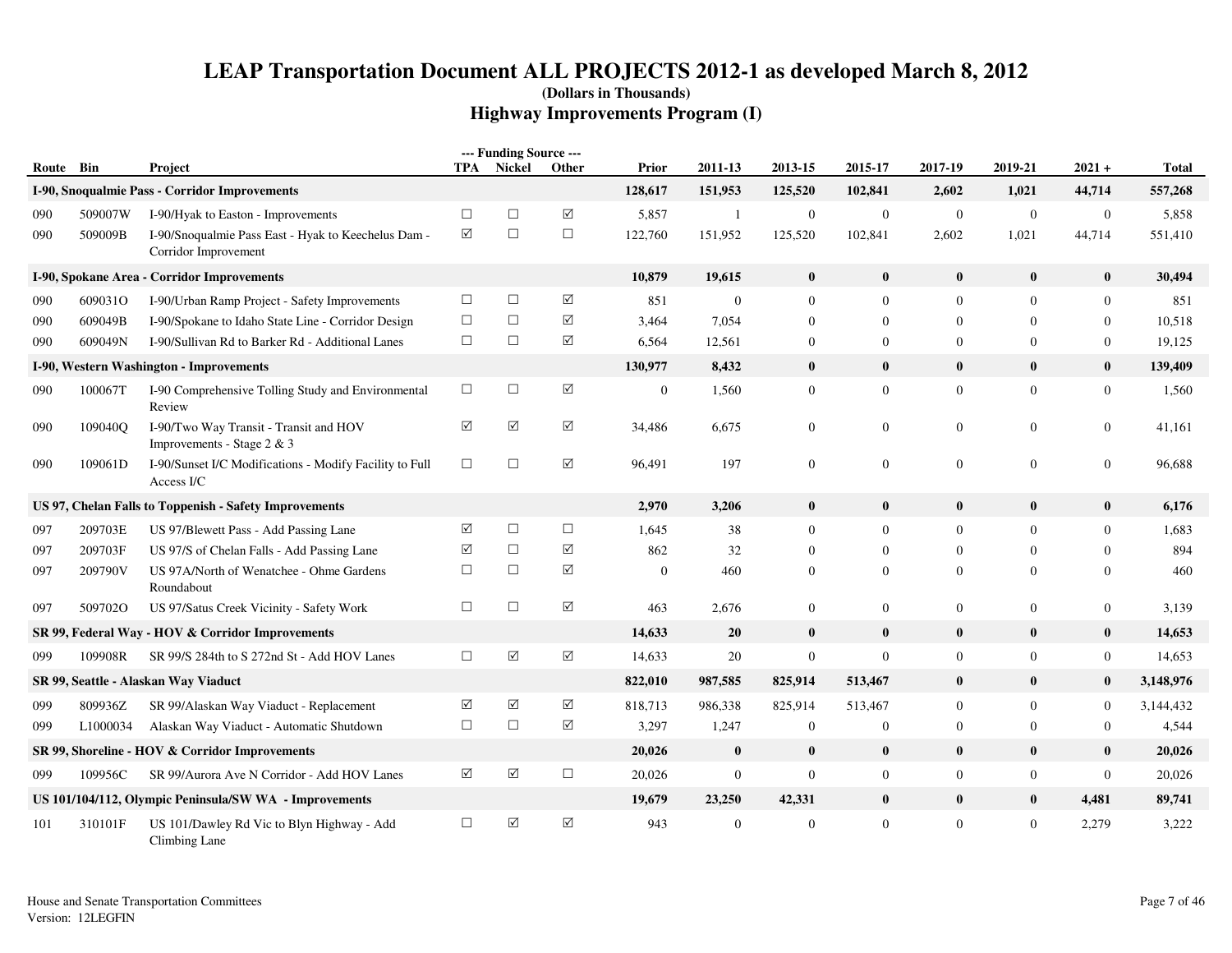# LEAP Transportation Document ALL PROJECTS 2012-1 as developed March 8, 2012

**(Dollars in Thousands)**

## Highway Improvements Program (I)

| Route | Bin | Project | --- Funding Source --- TPA | Nickel | Other | Prior | 2011-13 | 2013-15 | 2015-17 | 2017-19 | 2019-21 | 2021 + | Total |
|---|---|---|---|---|---|---|---|---|---|---|---|---|---|
| **I-90, Snoqualmie Pass - Corridor Improvements** | | | | | | **128,617** | **151,953** | **125,520** | **102,841** | **2,602** | **1,021** | **44,714** | **557,268** |
| 090 | 509007W | I-90/Hyak to Easton - Improvements | ☐ | ☐ | ☑ | 5,857 | 1 | 0 | 0 | 0 | 0 | 0 | 5,858 |
| 090 | 509009B | I-90/Snoqualmie Pass East - Hyak to Keechelus Dam - Corridor Improvement | ☑ | ☐ | ☐ | 122,760 | 151,952 | 125,520 | 102,841 | 2,602 | 1,021 | 44,714 | 551,410 |
| **I-90, Spokane Area - Corridor Improvements** | | | | | | **10,879** | **19,615** | **0** | **0** | **0** | **0** | **0** | **30,494** |
| 090 | 609031O | I-90/Urban Ramp Project - Safety Improvements | ☐ | ☐ | ☑ | 851 | 0 | 0 | 0 | 0 | 0 | 0 | 851 |
| 090 | 609049B | I-90/Spokane to Idaho State Line - Corridor Design | ☐ | ☐ | ☑ | 3,464 | 7,054 | 0 | 0 | 0 | 0 | 0 | 10,518 |
| 090 | 609049N | I-90/Sullivan Rd to Barker Rd - Additional Lanes | ☐ | ☐ | ☑ | 6,564 | 12,561 | 0 | 0 | 0 | 0 | 0 | 19,125 |
| **I-90, Western Washington - Improvements** | | | | | | **130,977** | **8,432** | **0** | **0** | **0** | **0** | **0** | **139,409** |
| 090 | 100067T | I-90 Comprehensive Tolling Study and Environmental Review | ☐ | ☐ | ☑ | 0 | 1,560 | 0 | 0 | 0 | 0 | 0 | 1,560 |
| 090 | 109040Q | I-90/Two Way Transit - Transit and HOV Improvements - Stage 2 & 3 | ☑ | ☑ | ☑ | 34,486 | 6,675 | 0 | 0 | 0 | 0 | 0 | 41,161 |
| 090 | 109061D | I-90/Sunset I/C Modifications - Modify Facility to Full Access I/C | ☐ | ☐ | ☑ | 96,491 | 197 | 0 | 0 | 0 | 0 | 0 | 96,688 |
| **US 97, Chelan Falls to Toppenish - Safety Improvements** | | | | | | **2,970** | **3,206** | **0** | **0** | **0** | **0** | **0** | **6,176** |
| 097 | 209703E | US 97/Blewett Pass - Add Passing Lane | ☑ | ☐ | ☐ | 1,645 | 38 | 0 | 0 | 0 | 0 | 0 | 1,683 |
| 097 | 209703F | US 97/S of Chelan Falls - Add Passing Lane | ☑ | ☐ | ☑ | 862 | 32 | 0 | 0 | 0 | 0 | 0 | 894 |
| 097 | 209790V | US 97A/North of Wenatchee - Ohme Gardens Roundabout | ☐ | ☐ | ☑ | 0 | 460 | 0 | 0 | 0 | 0 | 0 | 460 |
| 097 | 509702O | US 97/Satus Creek Vicinity - Safety Work | ☐ | ☐ | ☑ | 463 | 2,676 | 0 | 0 | 0 | 0 | 0 | 3,139 |
| **SR 99, Federal Way - HOV & Corridor Improvements** | | | | | | **14,633** | **20** | **0** | **0** | **0** | **0** | **0** | **14,653** |
| 099 | 109908R | SR 99/S 284th to S 272nd St - Add HOV Lanes | ☐ | ☑ | ☑ | 14,633 | 20 | 0 | 0 | 0 | 0 | 0 | 14,653 |
| **SR 99, Seattle - Alaskan Way Viaduct** | | | | | | **822,010** | **987,585** | **825,914** | **513,467** | **0** | **0** | **0** | **3,148,976** |
| 099 | 809936Z | SR 99/Alaskan Way Viaduct - Replacement | ☑ | ☑ | ☑ | 818,713 | 986,338 | 825,914 | 513,467 | 0 | 0 | 0 | 3,144,432 |
| 099 | L1000034 | Alaskan Way Viaduct - Automatic Shutdown | ☐ | ☐ | ☑ | 3,297 | 1,247 | 0 | 0 | 0 | 0 | 0 | 4,544 |
| **SR 99, Shoreline - HOV & Corridor Improvements** | | | | | | **20,026** | **0** | **0** | **0** | **0** | **0** | **0** | **20,026** |
| 099 | 109956C | SR 99/Aurora Ave N Corridor - Add HOV Lanes | ☑ | ☑ | ☐ | 20,026 | 0 | 0 | 0 | 0 | 0 | 0 | 20,026 |
| **US 101/104/112, Olympic Peninsula/SW WA - Improvements** | | | | | | **19,679** | **23,250** | **42,331** | **0** | **0** | **0** | **4,481** | **89,741** |
| 101 | 310101F | US 101/Dawley Rd Vic to Blyn Highway - Add Climbing Lane | ☐ | ☑ | ☑ | 943 | 0 | 0 | 0 | 0 | 0 | 2,279 | 3,222 |

House and Senate Transportation Committees
Version: 12LEGFIN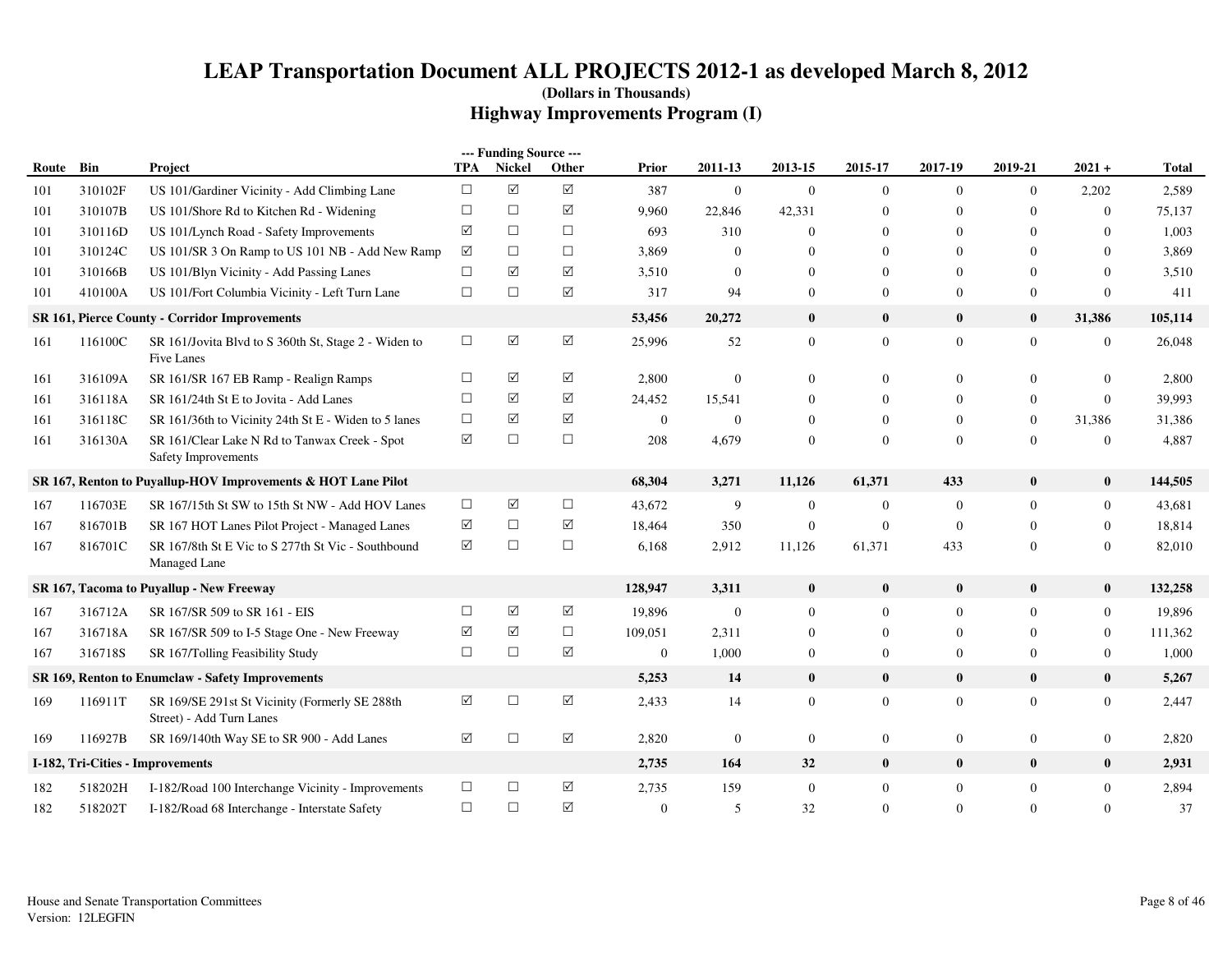# LEAP Transportation Document ALL PROJECTS 2012-1 as developed March 8, 2012

**(Dollars in Thousands)**

## Highway Improvements Program (I)

| Route | Bin | Project | TPA | Nickel | Other | Prior | 2011-13 | 2013-15 | 2015-17 | 2017-19 | 2019-21 | 2021 + | Total |
|---|---|---|---|---|---|---|---|---|---|---|---|---|---|
| | | | --- Funding Source --- | | | | | | | | | | |
| 101 | 310102F | US 101/Gardiner Vicinity - Add Climbing Lane | ☐ | ☑ | ☑ | 387 | 0 | 0 | 0 | 0 | 0 | 2,202 | 2,589 |
| 101 | 310107B | US 101/Shore Rd to Kitchen Rd - Widening | ☐ | ☐ | ☑ | 9,960 | 22,846 | 42,331 | 0 | 0 | 0 | 0 | 75,137 |
| 101 | 310116D | US 101/Lynch Road - Safety Improvements | ☑ | ☐ | ☐ | 693 | 310 | 0 | 0 | 0 | 0 | 0 | 1,003 |
| 101 | 310124C | US 101/SR 3 On Ramp to US 101 NB - Add New Ramp | ☑ | ☐ | ☐ | 3,869 | 0 | 0 | 0 | 0 | 0 | 0 | 3,869 |
| 101 | 310166B | US 101/Blyn Vicinity - Add Passing Lanes | ☐ | ☑ | ☑ | 3,510 | 0 | 0 | 0 | 0 | 0 | 0 | 3,510 |
| 101 | 410100A | US 101/Fort Columbia Vicinity - Left Turn Lane | ☐ | ☐ | ☑ | 317 | 94 | 0 | 0 | 0 | 0 | 0 | 411 |
| **SR 161, Pierce County - Corridor Improvements** | | | | | | **53,456** | **20,272** | **0** | **0** | **0** | **0** | **31,386** | **105,114** |
| 161 | 116100C | SR 161/Jovita Blvd to S 360th St, Stage 2 - Widen to Five Lanes | ☐ | ☑ | ☑ | 25,996 | 52 | 0 | 0 | 0 | 0 | 0 | 26,048 |
| 161 | 316109A | SR 161/SR 167 EB Ramp - Realign Ramps | ☐ | ☑ | ☑ | 2,800 | 0 | 0 | 0 | 0 | 0 | 0 | 2,800 |
| 161 | 316118A | SR 161/24th St E to Jovita - Add Lanes | ☐ | ☑ | ☑ | 24,452 | 15,541 | 0 | 0 | 0 | 0 | 0 | 39,993 |
| 161 | 316118C | SR 161/36th to Vicinity 24th St E - Widen to 5 lanes | ☐ | ☑ | ☑ | 0 | 0 | 0 | 0 | 0 | 0 | 31,386 | 31,386 |
| 161 | 316130A | SR 161/Clear Lake N Rd to Tanwax Creek - Spot Safety Improvements | ☑ | ☐ | ☐ | 208 | 4,679 | 0 | 0 | 0 | 0 | 0 | 4,887 |
| **SR 167, Renton to Puyallup-HOV Improvements & HOT Lane Pilot** | | | | | | **68,304** | **3,271** | **11,126** | **61,371** | **433** | **0** | **0** | **144,505** |
| 167 | 116703E | SR 167/15th St SW to 15th St NW - Add HOV Lanes | ☐ | ☑ | ☐ | 43,672 | 9 | 0 | 0 | 0 | 0 | 0 | 43,681 |
| 167 | 816701B | SR 167 HOT Lanes Pilot Project - Managed Lanes | ☑ | ☐ | ☑ | 18,464 | 350 | 0 | 0 | 0 | 0 | 0 | 18,814 |
| 167 | 816701C | SR 167/8th St E Vic to S 277th St Vic - Southbound Managed Lane | ☑ | ☐ | ☐ | 6,168 | 2,912 | 11,126 | 61,371 | 433 | 0 | 0 | 82,010 |
| **SR 167, Tacoma to Puyallup - New Freeway** | | | | | | **128,947** | **3,311** | **0** | **0** | **0** | **0** | **0** | **132,258** |
| 167 | 316712A | SR 167/SR 509 to SR 161 - EIS | ☐ | ☑ | ☑ | 19,896 | 0 | 0 | 0 | 0 | 0 | 0 | 19,896 |
| 167 | 316718A | SR 167/SR 509 to I-5 Stage One - New Freeway | ☑ | ☑ | ☐ | 109,051 | 2,311 | 0 | 0 | 0 | 0 | 0 | 111,362 |
| 167 | 316718S | SR 167/Tolling Feasibility Study | ☐ | ☐ | ☑ | 0 | 1,000 | 0 | 0 | 0 | 0 | 0 | 1,000 |
| **SR 169, Renton to Enumclaw - Safety Improvements** | | | | | | **5,253** | **14** | **0** | **0** | **0** | **0** | **0** | **5,267** |
| 169 | 116911T | SR 169/SE 291st St Vicinity (Formerly SE 288th Street) - Add Turn Lanes | ☑ | ☐ | ☑ | 2,433 | 14 | 0 | 0 | 0 | 0 | 0 | 2,447 |
| 169 | 116927B | SR 169/140th Way SE to SR 900 - Add Lanes | ☑ | ☐ | ☑ | 2,820 | 0 | 0 | 0 | 0 | 0 | 0 | 2,820 |
| **I-182, Tri-Cities - Improvements** | | | | | | **2,735** | **164** | **32** | **0** | **0** | **0** | **0** | **2,931** |
| 182 | 518202H | I-182/Road 100 Interchange Vicinity - Improvements | ☐ | ☐ | ☑ | 2,735 | 159 | 0 | 0 | 0 | 0 | 0 | 2,894 |
| 182 | 518202T | I-182/Road 68 Interchange - Interstate Safety | ☐ | ☐ | ☑ | 0 | 5 | 32 | 0 | 0 | 0 | 0 | 37 |

House and Senate Transportation Committees
Version: 12LEGFIN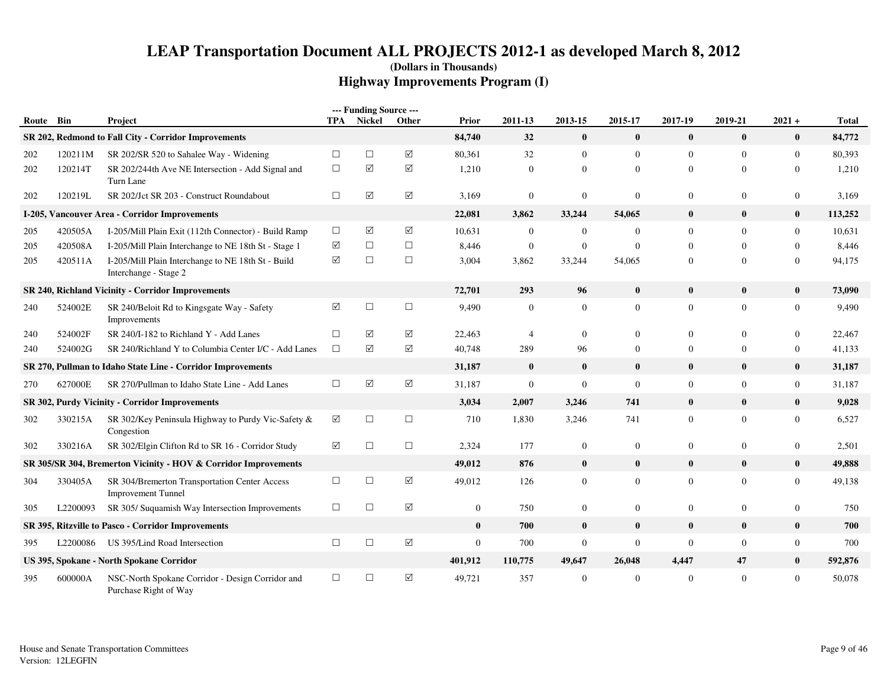# LEAP Transportation Document ALL PROJECTS 2012-1 as developed March 8, 2012

**(Dollars in Thousands)**

## Highway Improvements Program (I)

| Route | Bin | Project | TPA | Nickel | Other | Prior | 2011-13 | 2013-15 | 2015-17 | 2017-19 | 2019-21 | 2021 + | Total |
|---|---|---|---|---|---|---|---|---|---|---|---|---|---|
| **SR 202, Redmond to Fall City - Corridor Improvements** | | | | | | **84,740** | **32** | **0** | **0** | **0** | **0** | **0** | **84,772** |
| 202 | 120211M | SR 202/SR 520 to Sahalee Way - Widening | ☐ | ☐ | ☑ | 80,361 | 32 | 0 | 0 | 0 | 0 | 0 | 80,393 |
| 202 | 120214T | SR 202/244th Ave NE Intersection - Add Signal and Turn Lane | ☐ | ☑ | ☑ | 1,210 | 0 | 0 | 0 | 0 | 0 | 0 | 1,210 |
| 202 | 120219L | SR 202/Jct SR 203 - Construct Roundabout | ☐ | ☑ | ☑ | 3,169 | 0 | 0 | 0 | 0 | 0 | 0 | 3,169 |
| **I-205, Vancouver Area - Corridor Improvements** | | | | | | **22,081** | **3,862** | **33,244** | **54,065** | **0** | **0** | **0** | **113,252** |
| 205 | 420505A | I-205/Mill Plain Exit (112th Connector) - Build Ramp | ☐ | ☑ | ☑ | 10,631 | 0 | 0 | 0 | 0 | 0 | 0 | 10,631 |
| 205 | 420508A | I-205/Mill Plain Interchange to NE 18th St - Stage 1 | ☑ | ☐ | ☐ | 8,446 | 0 | 0 | 0 | 0 | 0 | 0 | 8,446 |
| 205 | 420511A | I-205/Mill Plain Interchange to NE 18th St - Build Interchange - Stage 2 | ☑ | ☐ | ☐ | 3,004 | 3,862 | 33,244 | 54,065 | 0 | 0 | 0 | 94,175 |
| **SR 240, Richland Vicinity - Corridor Improvements** | | | | | | **72,701** | **293** | **96** | **0** | **0** | **0** | **0** | **73,090** |
| 240 | 524002E | SR 240/Beloit Rd to Kingsgate Way - Safety Improvements | ☑ | ☐ | ☐ | 9,490 | 0 | 0 | 0 | 0 | 0 | 0 | 9,490 |
| 240 | 524002F | SR 240/I-182 to Richland Y - Add Lanes | ☐ | ☑ | ☑ | 22,463 | 4 | 0 | 0 | 0 | 0 | 0 | 22,467 |
| 240 | 524002G | SR 240/Richland Y to Columbia Center I/C - Add Lanes | ☐ | ☑ | ☑ | 40,748 | 289 | 96 | 0 | 0 | 0 | 0 | 41,133 |
| **SR 270, Pullman to Idaho State Line - Corridor Improvements** | | | | | | **31,187** | **0** | **0** | **0** | **0** | **0** | **0** | **31,187** |
| 270 | 627000E | SR 270/Pullman to Idaho State Line - Add Lanes | ☐ | ☑ | ☑ | 31,187 | 0 | 0 | 0 | 0 | 0 | 0 | 31,187 |
| **SR 302, Purdy Vicinity - Corridor Improvements** | | | | | | **3,034** | **2,007** | **3,246** | **741** | **0** | **0** | **0** | **9,028** |
| 302 | 330215A | SR 302/Key Peninsula Highway to Purdy Vic-Safety & Congestion | ☑ | ☐ | ☐ | 710 | 1,830 | 3,246 | 741 | 0 | 0 | 0 | 6,527 |
| 302 | 330216A | SR 302/Elgin Clifton Rd to SR 16 - Corridor Study | ☑ | ☐ | ☐ | 2,324 | 177 | 0 | 0 | 0 | 0 | 0 | 2,501 |
| **SR 305/SR 304, Bremerton Vicinity - HOV & Corridor Improvements** | | | | | | **49,012** | **876** | **0** | **0** | **0** | **0** | **0** | **49,888** |
| 304 | 330405A | SR 304/Bremerton Transportation Center Access Improvement Tunnel | ☐ | ☐ | ☑ | 49,012 | 126 | 0 | 0 | 0 | 0 | 0 | 49,138 |
| 305 | L2200093 | SR 305/ Suquamish Way Intersection Improvements | ☐ | ☐ | ☑ | 0 | 750 | 0 | 0 | 0 | 0 | 0 | 750 |
| **SR 395, Ritzville to Pasco - Corridor Improvements** | | | | | | **0** | **700** | **0** | **0** | **0** | **0** | **0** | **700** |
| 395 | L2200086 | US 395/Lind Road Intersection | ☐ | ☐ | ☑ | 0 | 700 | 0 | 0 | 0 | 0 | 0 | 700 |
| **US 395, Spokane - North Spokane Corridor** | | | | | | **401,912** | **110,775** | **49,647** | **26,048** | **4,447** | **47** | **0** | **592,876** |
| 395 | 600000A | NSC-North Spokane Corridor - Design Corridor and Purchase Right of Way | ☐ | ☐ | ☑ | 49,721 | 357 | 0 | 0 | 0 | 0 | 0 | 50,078 |

House and Senate Transportation Committees
Version: 12LEGFIN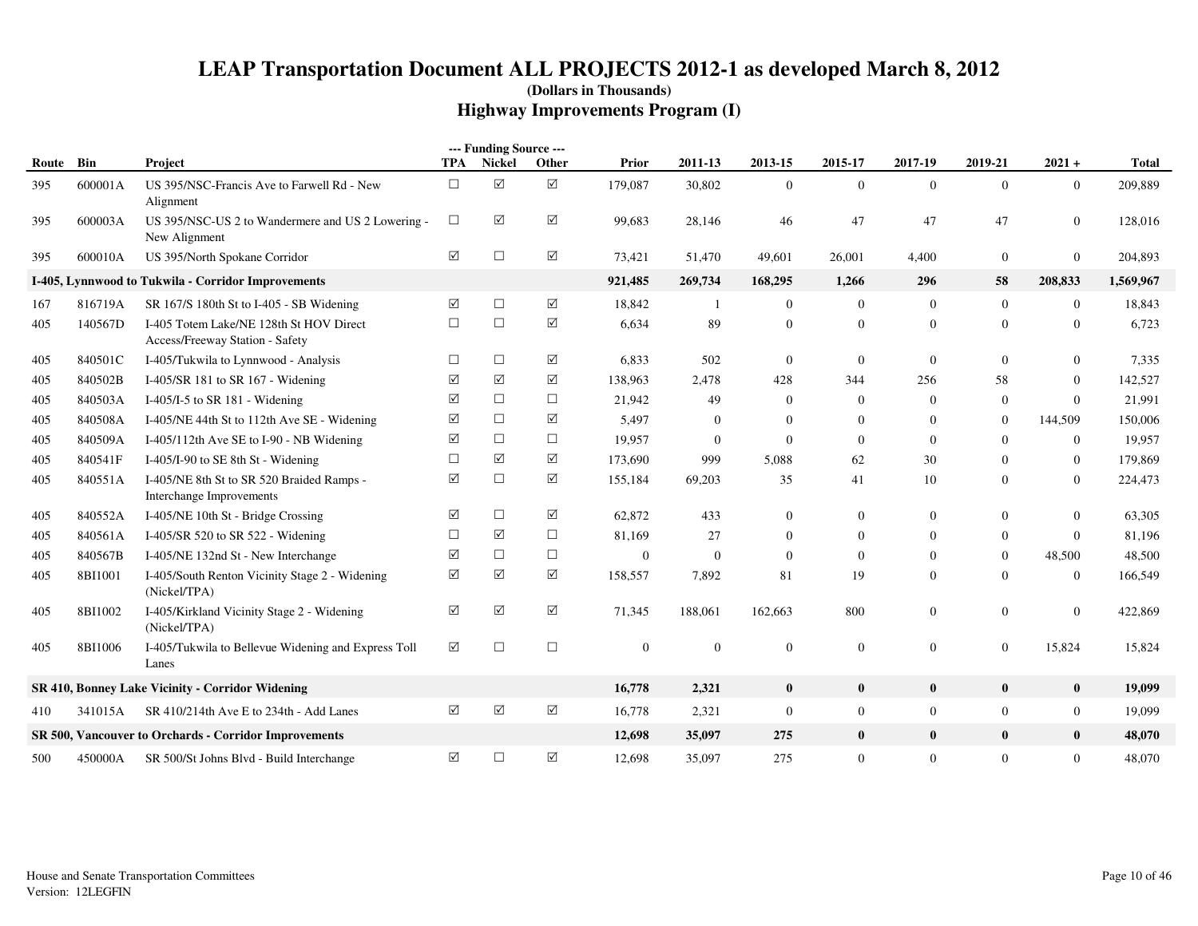# LEAP Transportation Document ALL PROJECTS 2012-1 as developed March 8, 2012

**(Dollars in Thousands)**

## Highway Improvements Program (I)

| Route | Bin | Project | --- Funding Source --- TPA | Nickel | Other | Prior | 2011-13 | 2013-15 | 2015-17 | 2017-19 | 2019-21 | 2021 + | Total |
|---|---|---|---|---|---|---|---|---|---|---|---|---|---|
| 395 | 600001A | US 395/NSC-Francis Ave to Farwell Rd - New Alignment | ☐ | ☑ | ☑ | 179,087 | 30,802 | 0 | 0 | 0 | 0 | 0 | 209,889 |
| 395 | 600003A | US 395/NSC-US 2 to Wandermere and US 2 Lowering - New Alignment | ☐ | ☑ | ☑ | 99,683 | 28,146 | 46 | 47 | 47 | 47 | 0 | 128,016 |
| 395 | 600010A | US 395/North Spokane Corridor | ☑ | ☐ | ☑ | 73,421 | 51,470 | 49,601 | 26,001 | 4,400 | 0 | 0 | 204,893 |
| **I-405, Lynnwood to Tukwila - Corridor Improvements** | | | | | | **921,485** | **269,734** | **168,295** | **1,266** | **296** | **58** | **208,833** | **1,569,967** |
| 167 | 816719A | SR 167/S 180th St to I-405 - SB Widening | ☑ | ☐ | ☑ | 18,842 | 1 | 0 | 0 | 0 | 0 | 0 | 18,843 |
| 405 | 140567D | I-405 Totem Lake/NE 128th St HOV Direct Access/Freeway Station - Safety | ☐ | ☐ | ☑ | 6,634 | 89 | 0 | 0 | 0 | 0 | 0 | 6,723 |
| 405 | 840501C | I-405/Tukwila to Lynnwood - Analysis | ☐ | ☐ | ☑ | 6,833 | 502 | 0 | 0 | 0 | 0 | 0 | 7,335 |
| 405 | 840502B | I-405/SR 181 to SR 167 - Widening | ☑ | ☑ | ☑ | 138,963 | 2,478 | 428 | 344 | 256 | 58 | 0 | 142,527 |
| 405 | 840503A | I-405/I-5 to SR 181 - Widening | ☑ | ☐ | ☐ | 21,942 | 49 | 0 | 0 | 0 | 0 | 0 | 21,991 |
| 405 | 840508A | I-405/NE 44th St to 112th Ave SE - Widening | ☑ | ☐ | ☑ | 5,497 | 0 | 0 | 0 | 0 | 0 | 144,509 | 150,006 |
| 405 | 840509A | I-405/112th Ave SE to I-90 - NB Widening | ☑ | ☐ | ☐ | 19,957 | 0 | 0 | 0 | 0 | 0 | 0 | 19,957 |
| 405 | 840541F | I-405/I-90 to SE 8th St - Widening | ☐ | ☑ | ☑ | 173,690 | 999 | 5,088 | 62 | 30 | 0 | 0 | 179,869 |
| 405 | 840551A | I-405/NE 8th St to SR 520 Braided Ramps - Interchange Improvements | ☑ | ☐ | ☑ | 155,184 | 69,203 | 35 | 41 | 10 | 0 | 0 | 224,473 |
| 405 | 840552A | I-405/NE 10th St - Bridge Crossing | ☑ | ☐ | ☑ | 62,872 | 433 | 0 | 0 | 0 | 0 | 0 | 63,305 |
| 405 | 840561A | I-405/SR 520 to SR 522 - Widening | ☐ | ☑ | ☐ | 81,169 | 27 | 0 | 0 | 0 | 0 | 0 | 81,196 |
| 405 | 840567B | I-405/NE 132nd St - New Interchange | ☑ | ☐ | ☐ | 0 | 0 | 0 | 0 | 0 | 0 | 48,500 | 48,500 |
| 405 | 8BI1001 | I-405/South Renton Vicinity Stage 2 - Widening (Nickel/TPA) | ☑ | ☑ | ☑ | 158,557 | 7,892 | 81 | 19 | 0 | 0 | 0 | 166,549 |
| 405 | 8BI1002 | I-405/Kirkland Vicinity Stage 2 - Widening (Nickel/TPA) | ☑ | ☑ | ☑ | 71,345 | 188,061 | 162,663 | 800 | 0 | 0 | 0 | 422,869 |
| 405 | 8BI1006 | I-405/Tukwila to Bellevue Widening and Express Toll Lanes | ☑ | ☐ | ☐ | 0 | 0 | 0 | 0 | 0 | 0 | 15,824 | 15,824 |
| **SR 410, Bonney Lake Vicinity - Corridor Widening** | | | | | | **16,778** | **2,321** | **0** | **0** | **0** | **0** | **0** | **19,099** |
| 410 | 341015A | SR 410/214th Ave E to 234th - Add Lanes | ☑ | ☑ | ☑ | 16,778 | 2,321 | 0 | 0 | 0 | 0 | 0 | 19,099 |
| **SR 500, Vancouver to Orchards - Corridor Improvements** | | | | | | **12,698** | **35,097** | **275** | **0** | **0** | **0** | **0** | **48,070** |
| 500 | 450000A | SR 500/St Johns Blvd - Build Interchange | ☑ | ☐ | ☑ | 12,698 | 35,097 | 275 | 0 | 0 | 0 | 0 | 48,070 |

House and Senate Transportation Committees
Version: 12LEGFIN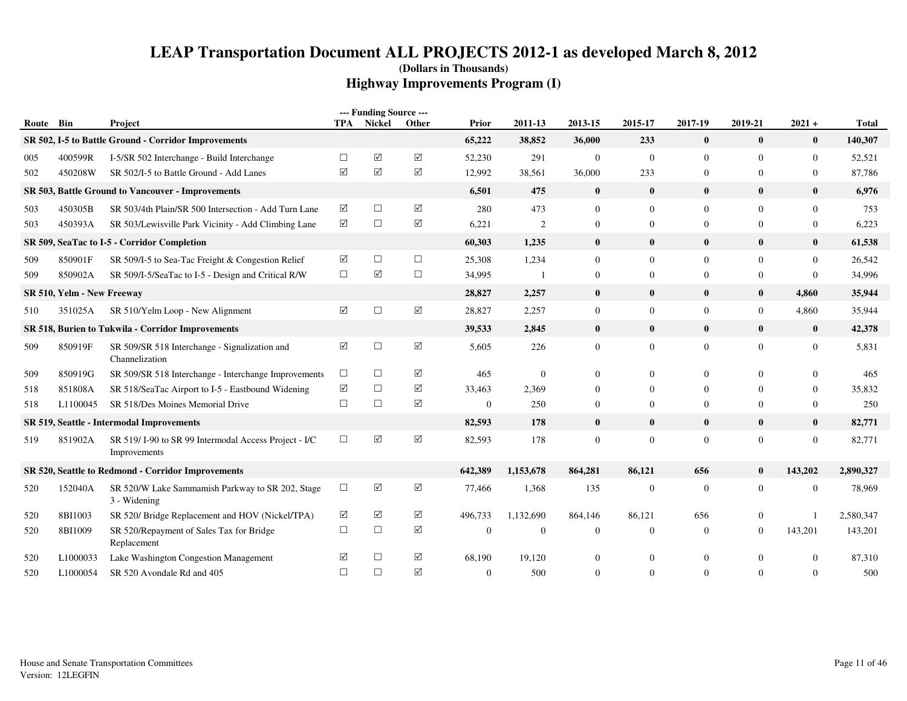# LEAP Transportation Document ALL PROJECTS 2012-1 as developed March 8, 2012

**(Dollars in Thousands)**

## Highway Improvements Program (I)

| Route | Bin | Project | --- Funding Source --- TPA | Nickel | Other | Prior | 2011-13 | 2013-15 | 2015-17 | 2017-19 | 2019-21 | 2021 + | Total |
|---|---|---|---|---|---|---|---|---|---|---|---|---|---|
| **SR 502, I-5 to Battle Ground - Corridor Improvements** | | | | | | **65,222** | **38,852** | **36,000** | **233** | **0** | **0** | **0** | **140,307** |
| 005 | 400599R | I-5/SR 502 Interchange - Build Interchange | ☐ | ☑ | ☑ | 52,230 | 291 | 0 | 0 | 0 | 0 | 0 | 52,521 |
| 502 | 450208W | SR 502/I-5 to Battle Ground - Add Lanes | ☑ | ☑ | ☑ | 12,992 | 38,561 | 36,000 | 233 | 0 | 0 | 0 | 87,786 |
| **SR 503, Battle Ground to Vancouver - Improvements** | | | | | | **6,501** | **475** | **0** | **0** | **0** | **0** | **0** | **6,976** |
| 503 | 450305B | SR 503/4th Plain/SR 500 Intersection - Add Turn Lane | ☑ | ☐ | ☑ | 280 | 473 | 0 | 0 | 0 | 0 | 0 | 753 |
| 503 | 450393A | SR 503/Lewisville Park Vicinity - Add Climbing Lane | ☑ | ☐ | ☑ | 6,221 | 2 | 0 | 0 | 0 | 0 | 0 | 6,223 |
| **SR 509, SeaTac to I-5 - Corridor Completion** | | | | | | **60,303** | **1,235** | **0** | **0** | **0** | **0** | **0** | **61,538** |
| 509 | 850901F | SR 509/I-5 to Sea-Tac Freight & Congestion Relief | ☑ | ☐ | ☐ | 25,308 | 1,234 | 0 | 0 | 0 | 0 | 0 | 26,542 |
| 509 | 850902A | SR 509/I-5/SeaTac to I-5 - Design and Critical R/W | ☐ | ☑ | ☐ | 34,995 | 1 | 0 | 0 | 0 | 0 | 0 | 34,996 |
| **SR 510, Yelm - New Freeway** | | | | | | **28,827** | **2,257** | **0** | **0** | **0** | **0** | **4,860** | **35,944** |
| 510 | 351025A | SR 510/Yelm Loop - New Alignment | ☑ | ☐ | ☑ | 28,827 | 2,257 | 0 | 0 | 0 | 0 | 4,860 | 35,944 |
| **SR 518, Burien to Tukwila - Corridor Improvements** | | | | | | **39,533** | **2,845** | **0** | **0** | **0** | **0** | **0** | **42,378** |
| 509 | 850919F | SR 509/SR 518 Interchange - Signalization and Channelization | ☑ | ☐ | ☑ | 5,605 | 226 | 0 | 0 | 0 | 0 | 0 | 5,831 |
| 509 | 850919G | SR 509/SR 518 Interchange - Interchange Improvements | ☐ | ☐ | ☑ | 465 | 0 | 0 | 0 | 0 | 0 | 0 | 465 |
| 518 | 851808A | SR 518/SeaTac Airport to I-5 - Eastbound Widening | ☑ | ☐ | ☑ | 33,463 | 2,369 | 0 | 0 | 0 | 0 | 0 | 35,832 |
| 518 | L1100045 | SR 518/Des Moines Memorial Drive | ☐ | ☐ | ☑ | 0 | 250 | 0 | 0 | 0 | 0 | 0 | 250 |
| **SR 519, Seattle - Intermodal Improvements** | | | | | | **82,593** | **178** | **0** | **0** | **0** | **0** | **0** | **82,771** |
| 519 | 851902A | SR 519/ I-90 to SR 99 Intermodal Access Project - I/C Improvements | ☐ | ☑ | ☑ | 82,593 | 178 | 0 | 0 | 0 | 0 | 0 | 82,771 |
| **SR 520, Seattle to Redmond - Corridor Improvements** | | | | | | **642,389** | **1,153,678** | **864,281** | **86,121** | **656** | **0** | **143,202** | **2,890,327** |
| 520 | 152040A | SR 520/W Lake Sammamish Parkway to SR 202, Stage 3 - Widening | ☐ | ☑ | ☑ | 77,466 | 1,368 | 135 | 0 | 0 | 0 | 0 | 78,969 |
| 520 | 8BI1003 | SR 520/ Bridge Replacement and HOV (Nickel/TPA) | ☑ | ☑ | ☑ | 496,733 | 1,132,690 | 864,146 | 86,121 | 656 | 0 | 1 | 2,580,347 |
| 520 | 8BI1009 | SR 520/Repayment of Sales Tax for Bridge Replacement | ☐ | ☐ | ☑ | 0 | 0 | 0 | 0 | 0 | 0 | 143,201 | 143,201 |
| 520 | L1000033 | Lake Washington Congestion Management | ☑ | ☐ | ☑ | 68,190 | 19,120 | 0 | 0 | 0 | 0 | 0 | 87,310 |
| 520 | L1000054 | SR 520 Avondale Rd and 405 | ☐ | ☐ | ☑ | 0 | 500 | 0 | 0 | 0 | 0 | 0 | 500 |

House and Senate Transportation Committees
Version: 12LEGFIN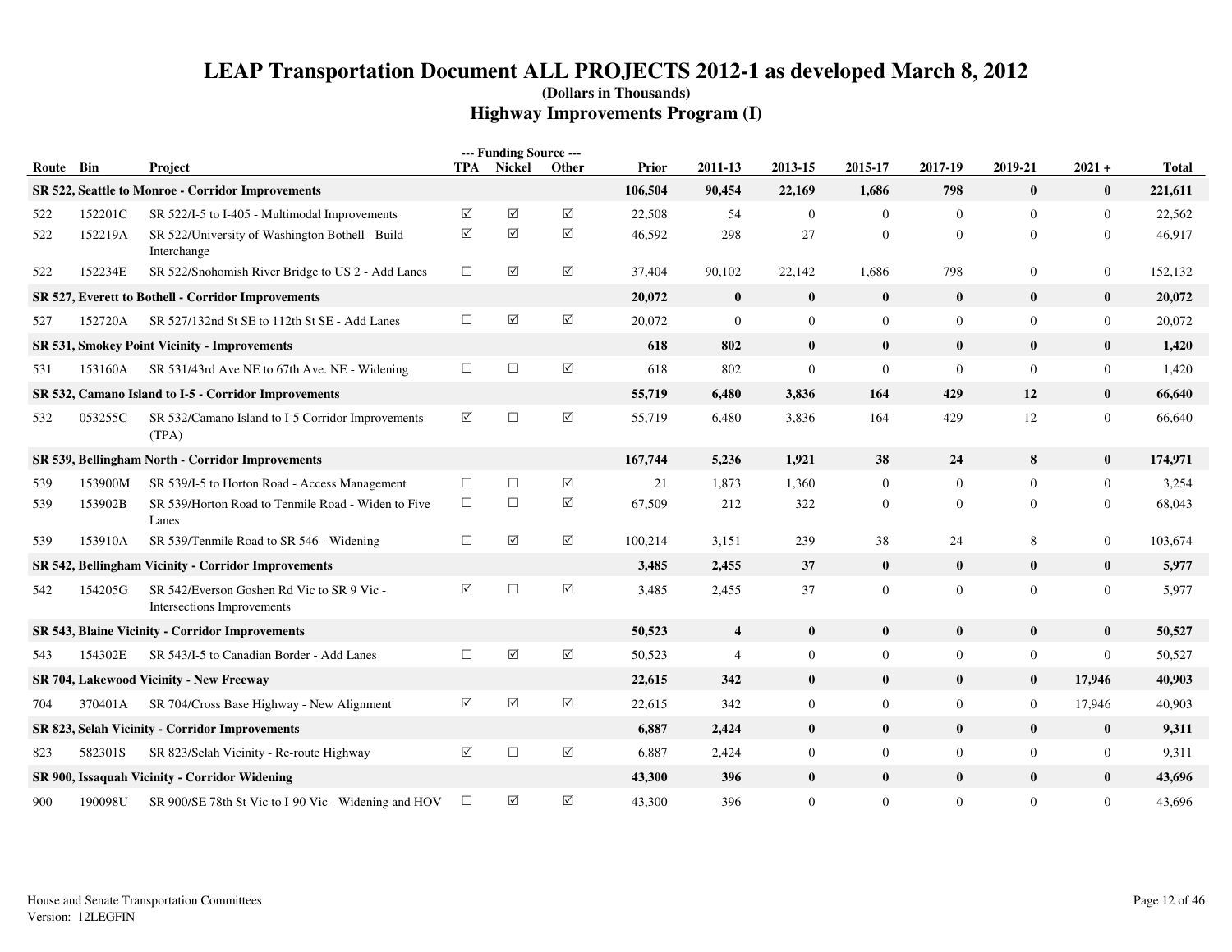# LEAP Transportation Document ALL PROJECTS 2012-1 as developed March 8, 2012

**(Dollars in Thousands)**

## Highway Improvements Program (I)

| Route | Bin | Project | --- Funding Source --- TPA | Nickel | Other | Prior | 2011-13 | 2013-15 | 2015-17 | 2017-19 | 2019-21 | 2021 + | Total |
|---|---|---|---|---|---|---|---|---|---|---|---|---|---|
| **SR 522, Seattle to Monroe - Corridor Improvements** | | | | | | **106,504** | **90,454** | **22,169** | **1,686** | **798** | **0** | **0** | **221,611** |
| 522 | 152201C | SR 522/I-5 to I-405 - Multimodal Improvements | ☑ | ☑ | ☑ | 22,508 | 54 | 0 | 0 | 0 | 0 | 0 | 22,562 |
| 522 | 152219A | SR 522/University of Washington Bothell - Build Interchange | ☑ | ☑ | ☑ | 46,592 | 298 | 27 | 0 | 0 | 0 | 0 | 46,917 |
| 522 | 152234E | SR 522/Snohomish River Bridge to US 2 - Add Lanes | ☐ | ☑ | ☑ | 37,404 | 90,102 | 22,142 | 1,686 | 798 | 0 | 0 | 152,132 |
| **SR 527, Everett to Bothell - Corridor Improvements** | | | | | | **20,072** | **0** | **0** | **0** | **0** | **0** | **0** | **20,072** |
| 527 | 152720A | SR 527/132nd St SE to 112th St SE - Add Lanes | ☐ | ☑ | ☑ | 20,072 | 0 | 0 | 0 | 0 | 0 | 0 | 20,072 |
| **SR 531, Smokey Point Vicinity - Improvements** | | | | | | **618** | **802** | **0** | **0** | **0** | **0** | **0** | **1,420** |
| 531 | 153160A | SR 531/43rd Ave NE to 67th Ave. NE - Widening | ☐ | ☐ | ☑ | 618 | 802 | 0 | 0 | 0 | 0 | 0 | 1,420 |
| **SR 532, Camano Island to I-5 - Corridor Improvements** | | | | | | **55,719** | **6,480** | **3,836** | **164** | **429** | **12** | **0** | **66,640** |
| 532 | 053255C | SR 532/Camano Island to I-5 Corridor Improvements (TPA) | ☑ | ☐ | ☑ | 55,719 | 6,480 | 3,836 | 164 | 429 | 12 | 0 | 66,640 |
| **SR 539, Bellingham North - Corridor Improvements** | | | | | | **167,744** | **5,236** | **1,921** | **38** | **24** | **8** | **0** | **174,971** |
| 539 | 153900M | SR 539/I-5 to Horton Road - Access Management | ☐ | ☐ | ☑ | 21 | 1,873 | 1,360 | 0 | 0 | 0 | 0 | 3,254 |
| 539 | 153902B | SR 539/Horton Road to Tenmile Road - Widen to Five Lanes | ☐ | ☐ | ☑ | 67,509 | 212 | 322 | 0 | 0 | 0 | 0 | 68,043 |
| 539 | 153910A | SR 539/Tenmile Road to SR 546 - Widening | ☐ | ☑ | ☑ | 100,214 | 3,151 | 239 | 38 | 24 | 8 | 0 | 103,674 |
| **SR 542, Bellingham Vicinity - Corridor Improvements** | | | | | | **3,485** | **2,455** | **37** | **0** | **0** | **0** | **0** | **5,977** |
| 542 | 154205G | SR 542/Everson Goshen Rd Vic to SR 9 Vic - Intersections Improvements | ☑ | ☐ | ☑ | 3,485 | 2,455 | 37 | 0 | 0 | 0 | 0 | 5,977 |
| **SR 543, Blaine Vicinity - Corridor Improvements** | | | | | | **50,523** | **4** | **0** | **0** | **0** | **0** | **0** | **50,527** |
| 543 | 154302E | SR 543/I-5 to Canadian Border - Add Lanes | ☐ | ☑ | ☑ | 50,523 | 4 | 0 | 0 | 0 | 0 | 0 | 50,527 |
| **SR 704, Lakewood Vicinity - New Freeway** | | | | | | **22,615** | **342** | **0** | **0** | **0** | **0** | **17,946** | **40,903** |
| 704 | 370401A | SR 704/Cross Base Highway - New Alignment | ☑ | ☑ | ☑ | 22,615 | 342 | 0 | 0 | 0 | 0 | 17,946 | 40,903 |
| **SR 823, Selah Vicinity - Corridor Improvements** | | | | | | **6,887** | **2,424** | **0** | **0** | **0** | **0** | **0** | **9,311** |
| 823 | 582301S | SR 823/Selah Vicinity - Re-route Highway | ☑ | ☐ | ☑ | 6,887 | 2,424 | 0 | 0 | 0 | 0 | 0 | 9,311 |
| **SR 900, Issaquah Vicinity - Corridor Widening** | | | | | | **43,300** | **396** | **0** | **0** | **0** | **0** | **0** | **43,696** |
| 900 | 190098U | SR 900/SE 78th St Vic to I-90 Vic - Widening and HOV | ☐ | ☑ | ☑ | 43,300 | 396 | 0 | 0 | 0 | 0 | 0 | 43,696 |

House and Senate Transportation Committees
Version: 12LEGFIN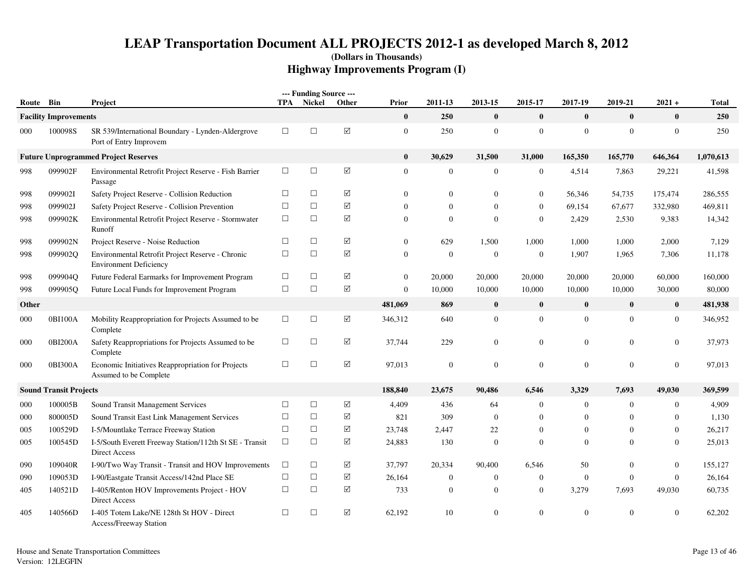# LEAP Transportation Document ALL PROJECTS 2012-1 as developed March 8, 2012

**(Dollars in Thousands)**

## Highway Improvements Program (I)

| Route | Bin | Project | TPA | Nickel | Other | Prior | 2011-13 | 2013-15 | 2015-17 | 2017-19 | 2019-21 | 2021 + | Total |
|---|---|---|---|---|---|---|---|---|---|---|---|---|---|
| **Facility Improvements** | | | | | | **0** | **250** | **0** | **0** | **0** | **0** | **0** | **250** |
| 000 | 100098S | SR 539/International Boundary - Lynden-Aldergrove Port of Entry Improvem | ☐ | ☐ | ☑ | 0 | 250 | 0 | 0 | 0 | 0 | 0 | 250 |
| **Future Unprogrammed Project Reserves** | | | | | | **0** | **30,629** | **31,500** | **31,000** | **165,350** | **165,770** | **646,364** | **1,070,613** |
| 998 | 099902F | Environmental Retrofit Project Reserve - Fish Barrier Passage | ☐ | ☐ | ☑ | 0 | 0 | 0 | 0 | 4,514 | 7,863 | 29,221 | 41,598 |
| 998 | 099902I | Safety Project Reserve - Collision Reduction | ☐ | ☐ | ☑ | 0 | 0 | 0 | 0 | 56,346 | 54,735 | 175,474 | 286,555 |
| 998 | 099902J | Safety Project Reserve - Collision Prevention | ☐ | ☐ | ☑ | 0 | 0 | 0 | 0 | 69,154 | 67,677 | 332,980 | 469,811 |
| 998 | 099902K | Environmental Retrofit Project Reserve - Stormwater Runoff | ☐ | ☐ | ☑ | 0 | 0 | 0 | 0 | 2,429 | 2,530 | 9,383 | 14,342 |
| 998 | 099902N | Project Reserve - Noise Reduction | ☐ | ☐ | ☑ | 0 | 629 | 1,500 | 1,000 | 1,000 | 1,000 | 2,000 | 7,129 |
| 998 | 099902Q | Environmental Retrofit Project Reserve - Chronic Environment Deficiency | ☐ | ☐ | ☑ | 0 | 0 | 0 | 0 | 1,907 | 1,965 | 7,306 | 11,178 |
| 998 | 099904Q | Future Federal Earmarks for Improvement Program | ☐ | ☐ | ☑ | 0 | 20,000 | 20,000 | 20,000 | 20,000 | 20,000 | 60,000 | 160,000 |
| 998 | 099905Q | Future Local Funds for Improvement Program | ☐ | ☐ | ☑ | 0 | 10,000 | 10,000 | 10,000 | 10,000 | 10,000 | 30,000 | 80,000 |
| **Other** | | | | | | **481,069** | **869** | **0** | **0** | **0** | **0** | **0** | **481,938** |
| 000 | 0BI100A | Mobility Reappropriation for Projects Assumed to be Complete | ☐ | ☐ | ☑ | 346,312 | 640 | 0 | 0 | 0 | 0 | 0 | 346,952 |
| 000 | 0BI200A | Safety Reappropriations for Projects Assumed to be Complete | ☐ | ☐ | ☑ | 37,744 | 229 | 0 | 0 | 0 | 0 | 0 | 37,973 |
| 000 | 0BI300A | Economic Initiatives Reappropriation for Projects Assumed to be Complete | ☐ | ☐ | ☑ | 97,013 | 0 | 0 | 0 | 0 | 0 | 0 | 97,013 |
| **Sound Transit Projects** | | | | | | **188,840** | **23,675** | **90,486** | **6,546** | **3,329** | **7,693** | **49,030** | **369,599** |
| 000 | 100005B | Sound Transit Management Services | ☐ | ☐ | ☑ | 4,409 | 436 | 64 | 0 | 0 | 0 | 0 | 4,909 |
| 000 | 800005D | Sound Transit East Link Management Services | ☐ | ☐ | ☑ | 821 | 309 | 0 | 0 | 0 | 0 | 0 | 1,130 |
| 005 | 100529D | I-5/Mountlake Terrace Freeway Station | ☐ | ☐ | ☑ | 23,748 | 2,447 | 22 | 0 | 0 | 0 | 0 | 26,217 |
| 005 | 100545D | I-5/South Everett Freeway Station/112th St SE - Transit Direct Access | ☐ | ☐ | ☑ | 24,883 | 130 | 0 | 0 | 0 | 0 | 0 | 25,013 |
| 090 | 109040R | I-90/Two Way Transit - Transit and HOV Improvements | ☐ | ☐ | ☑ | 37,797 | 20,334 | 90,400 | 6,546 | 50 | 0 | 0 | 155,127 |
| 090 | 109053D | I-90/Eastgate Transit Access/142nd Place SE | ☐ | ☐ | ☑ | 26,164 | 0 | 0 | 0 | 0 | 0 | 0 | 26,164 |
| 405 | 140521D | I-405/Renton HOV Improvements Project - HOV Direct Access | ☐ | ☐ | ☑ | 733 | 0 | 0 | 0 | 3,279 | 7,693 | 49,030 | 60,735 |
| 405 | 140566D | I-405 Totem Lake/NE 128th St HOV - Direct Access/Freeway Station | ☐ | ☐ | ☑ | 62,192 | 10 | 0 | 0 | 0 | 0 | 0 | 62,202 |

House and Senate Transportation Committees
Version: 12LEGFIN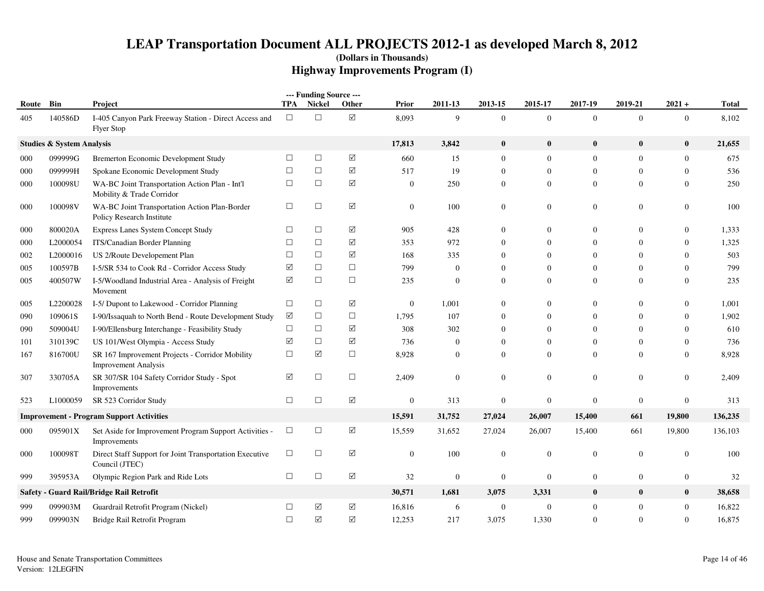# LEAP Transportation Document ALL PROJECTS 2012-1 as developed March 8, 2012

**(Dollars in Thousands)**

## Highway Improvements Program (I)

| Route | Bin | Project | --- Funding Source --- TPA | Nickel | Other | Prior | 2011-13 | 2013-15 | 2015-17 | 2017-19 | 2019-21 | 2021 + | Total |
|---|---|---|---|---|---|---|---|---|---|---|---|---|---|
| 405 | 140586D | I-405 Canyon Park Freeway Station - Direct Access and Flyer Stop | ☐ | ☐ | ☑ | 8,093 | 9 | 0 | 0 | 0 | 0 | 0 | 8,102 |
| **Studies & System Analysis** | | | | | | **17,813** | **3,842** | **0** | **0** | **0** | **0** | **0** | **21,655** |
| 000 | 099999G | Bremerton Economic Development Study | ☐ | ☐ | ☑ | 660 | 15 | 0 | 0 | 0 | 0 | 0 | 675 |
| 000 | 099999H | Spokane Economic Development Study | ☐ | ☐ | ☑ | 517 | 19 | 0 | 0 | 0 | 0 | 0 | 536 |
| 000 | 100098U | WA-BC Joint Transportation Action Plan - Int'l Mobility & Trade Corridor | ☐ | ☐ | ☑ | 0 | 250 | 0 | 0 | 0 | 0 | 0 | 250 |
| 000 | 100098V | WA-BC Joint Transportation Action Plan-Border Policy Research Institute | ☐ | ☐ | ☑ | 0 | 100 | 0 | 0 | 0 | 0 | 0 | 100 |
| 000 | 800020A | Express Lanes System Concept Study | ☐ | ☐ | ☑ | 905 | 428 | 0 | 0 | 0 | 0 | 0 | 1,333 |
| 000 | L2000054 | ITS/Canadian Border Planning | ☐ | ☐ | ☑ | 353 | 972 | 0 | 0 | 0 | 0 | 0 | 1,325 |
| 002 | L2000016 | US 2/Route Developement Plan | ☐ | ☐ | ☑ | 168 | 335 | 0 | 0 | 0 | 0 | 0 | 503 |
| 005 | 100597B | I-5/SR 534 to Cook Rd - Corridor Access Study | ☑ | ☐ | ☐ | 799 | 0 | 0 | 0 | 0 | 0 | 0 | 799 |
| 005 | 400507W | I-5/Woodland Industrial Area - Analysis of Freight Movement | ☑ | ☐ | ☐ | 235 | 0 | 0 | 0 | 0 | 0 | 0 | 235 |
| 005 | L2200028 | I-5/ Dupont to Lakewood - Corridor Planning | ☐ | ☐ | ☑ | 0 | 1,001 | 0 | 0 | 0 | 0 | 0 | 1,001 |
| 090 | 109061S | I-90/Issaquah to North Bend - Route Development Study | ☑ | ☐ | ☐ | 1,795 | 107 | 0 | 0 | 0 | 0 | 0 | 1,902 |
| 090 | 509004U | I-90/Ellensburg Interchange - Feasibility Study | ☐ | ☐ | ☑ | 308 | 302 | 0 | 0 | 0 | 0 | 0 | 610 |
| 101 | 310139C | US 101/West Olympia - Access Study | ☑ | ☐ | ☑ | 736 | 0 | 0 | 0 | 0 | 0 | 0 | 736 |
| 167 | 816700U | SR 167 Improvement Projects - Corridor Mobility Improvement Analysis | ☐ | ☑ | ☐ | 8,928 | 0 | 0 | 0 | 0 | 0 | 0 | 8,928 |
| 307 | 330705A | SR 307/SR 104 Safety Corridor Study - Spot Improvements | ☑ | ☐ | ☐ | 2,409 | 0 | 0 | 0 | 0 | 0 | 0 | 2,409 |
| 523 | L1000059 | SR 523 Corridor Study | ☐ | ☐ | ☑ | 0 | 313 | 0 | 0 | 0 | 0 | 0 | 313 |
| **Improvement - Program Support Activities** | | | | | | **15,591** | **31,752** | **27,024** | **26,007** | **15,400** | **661** | **19,800** | **136,235** |
| 000 | 095901X | Set Aside for Improvement Program Support Activities - Improvements | ☐ | ☐ | ☑ | 15,559 | 31,652 | 27,024 | 26,007 | 15,400 | 661 | 19,800 | 136,103 |
| 000 | 100098T | Direct Staff Support for Joint Transportation Executive Council (JTEC) | ☐ | ☐ | ☑ | 0 | 100 | 0 | 0 | 0 | 0 | 0 | 100 |
| 999 | 395953A | Olympic Region Park and Ride Lots | ☐ | ☐ | ☑ | 32 | 0 | 0 | 0 | 0 | 0 | 0 | 32 |
| **Safety - Guard Rail/Bridge Rail Retrofit** | | | | | | **30,571** | **1,681** | **3,075** | **3,331** | **0** | **0** | **0** | **38,658** |
| 999 | 099903M | Guardrail Retrofit Program (Nickel) | ☐ | ☑ | ☑ | 16,816 | 6 | 0 | 0 | 0 | 0 | 0 | 16,822 |
| 999 | 099903N | Bridge Rail Retrofit Program | ☐ | ☑ | ☑ | 12,253 | 217 | 3,075 | 1,330 | 0 | 0 | 0 | 16,875 |

House and Senate Transportation Committees
Version: 12LEGFIN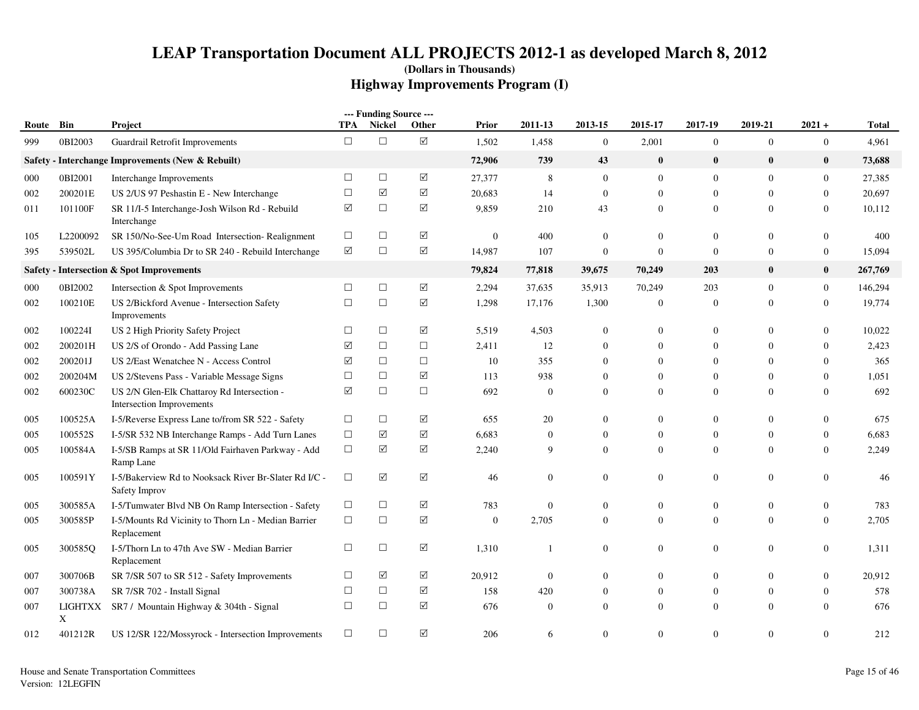# LEAP Transportation Document ALL PROJECTS 2012-1 as developed March 8, 2012

**(Dollars in Thousands)**

## Highway Improvements Program (I)

| Route | Bin | Project | TPA | Nickel | Other | Prior | 2011-13 | 2013-15 | 2015-17 | 2017-19 | 2019-21 | 2021 + | Total |
|---|---|---|---|---|---|---|---|---|---|---|---|---|---|
| 999 | 0BI2003 | Guardrail Retrofit Improvements | ☐ | ☐ | ☑ | 1,502 | 1,458 | 0 | 2,001 | 0 | 0 | 0 | 4,961 |
| **Safety - Interchange Improvements (New & Rebuilt)** | | | | | | **72,906** | **739** | **43** | **0** | **0** | **0** | **0** | **73,688** |
| 000 | 0BI2001 | Interchange Improvements | ☐ | ☐ | ☑ | 27,377 | 8 | 0 | 0 | 0 | 0 | 0 | 27,385 |
| 002 | 200201E | US 2/US 97 Peshastin E - New Interchange | ☐ | ☑ | ☑ | 20,683 | 14 | 0 | 0 | 0 | 0 | 0 | 20,697 |
| 011 | 101100F | SR 11/I-5 Interchange-Josh Wilson Rd - Rebuild Interchange | ☑ | ☐ | ☑ | 9,859 | 210 | 43 | 0 | 0 | 0 | 0 | 10,112 |
| 105 | L2200092 | SR 150/No-See-Um Road Intersection- Realignment | ☐ | ☐ | ☑ | 0 | 400 | 0 | 0 | 0 | 0 | 0 | 400 |
| 395 | 539502L | US 395/Columbia Dr to SR 240 - Rebuild Interchange | ☑ | ☐ | ☑ | 14,987 | 107 | 0 | 0 | 0 | 0 | 0 | 15,094 |
| **Safety - Intersection & Spot Improvements** | | | | | | **79,824** | **77,818** | **39,675** | **70,249** | **203** | **0** | **0** | **267,769** |
| 000 | 0BI2002 | Intersection & Spot Improvements | ☐ | ☐ | ☑ | 2,294 | 37,635 | 35,913 | 70,249 | 203 | 0 | 0 | 146,294 |
| 002 | 100210E | US 2/Bickford Avenue - Intersection Safety Improvements | ☐ | ☐ | ☑ | 1,298 | 17,176 | 1,300 | 0 | 0 | 0 | 0 | 19,774 |
| 002 | 100224I | US 2 High Priority Safety Project | ☐ | ☐ | ☑ | 5,519 | 4,503 | 0 | 0 | 0 | 0 | 0 | 10,022 |
| 002 | 200201H | US 2/S of Orondo - Add Passing Lane | ☑ | ☐ | ☐ | 2,411 | 12 | 0 | 0 | 0 | 0 | 0 | 2,423 |
| 002 | 200201J | US 2/East Wenatchee N - Access Control | ☑ | ☐ | ☐ | 10 | 355 | 0 | 0 | 0 | 0 | 0 | 365 |
| 002 | 200204M | US 2/Stevens Pass - Variable Message Signs | ☐ | ☐ | ☑ | 113 | 938 | 0 | 0 | 0 | 0 | 0 | 1,051 |
| 002 | 600230C | US 2/N Glen-Elk Chattaroy Rd Intersection - Intersection Improvements | ☑ | ☐ | ☐ | 692 | 0 | 0 | 0 | 0 | 0 | 0 | 692 |
| 005 | 100525A | I-5/Reverse Express Lane to/from SR 522 - Safety | ☐ | ☐ | ☑ | 655 | 20 | 0 | 0 | 0 | 0 | 0 | 675 |
| 005 | 100552S | I-5/SR 532 NB Interchange Ramps - Add Turn Lanes | ☐ | ☑ | ☑ | 6,683 | 0 | 0 | 0 | 0 | 0 | 0 | 6,683 |
| 005 | 100584A | I-5/SB Ramps at SR 11/Old Fairhaven Parkway - Add Ramp Lane | ☐ | ☑ | ☑ | 2,240 | 9 | 0 | 0 | 0 | 0 | 0 | 2,249 |
| 005 | 100591Y | I-5/Bakerview Rd to Nooksack River Br-Slater Rd I/C - Safety Improv | ☐ | ☑ | ☑ | 46 | 0 | 0 | 0 | 0 | 0 | 0 | 46 |
| 005 | 300585A | I-5/Tumwater Blvd NB On Ramp Intersection - Safety | ☐ | ☐ | ☑ | 783 | 0 | 0 | 0 | 0 | 0 | 0 | 783 |
| 005 | 300585P | I-5/Mounts Rd Vicinity to Thorn Ln - Median Barrier Replacement | ☐ | ☐ | ☑ | 0 | 2,705 | 0 | 0 | 0 | 0 | 0 | 2,705 |
| 005 | 300585Q | I-5/Thorn Ln to 47th Ave SW - Median Barrier Replacement | ☐ | ☐ | ☑ | 1,310 | 1 | 0 | 0 | 0 | 0 | 0 | 1,311 |
| 007 | 300706B | SR 7/SR 507 to SR 512 - Safety Improvements | ☐ | ☑ | ☑ | 20,912 | 0 | 0 | 0 | 0 | 0 | 0 | 20,912 |
| 007 | 300738A | SR 7/SR 702 - Install Signal | ☐ | ☐ | ☑ | 158 | 420 | 0 | 0 | 0 | 0 | 0 | 578 |
| 007 | LIGHTXXX | SR7 / Mountain Highway & 304th - Signal | ☐ | ☐ | ☑ | 676 | 0 | 0 | 0 | 0 | 0 | 0 | 676 |
| 012 | 401212R | US 12/SR 122/Mossyrock - Intersection Improvements | ☐ | ☐ | ☑ | 206 | 6 | 0 | 0 | 0 | 0 | 0 | 212 |

House and Senate Transportation Committees
Version: 12LEGFIN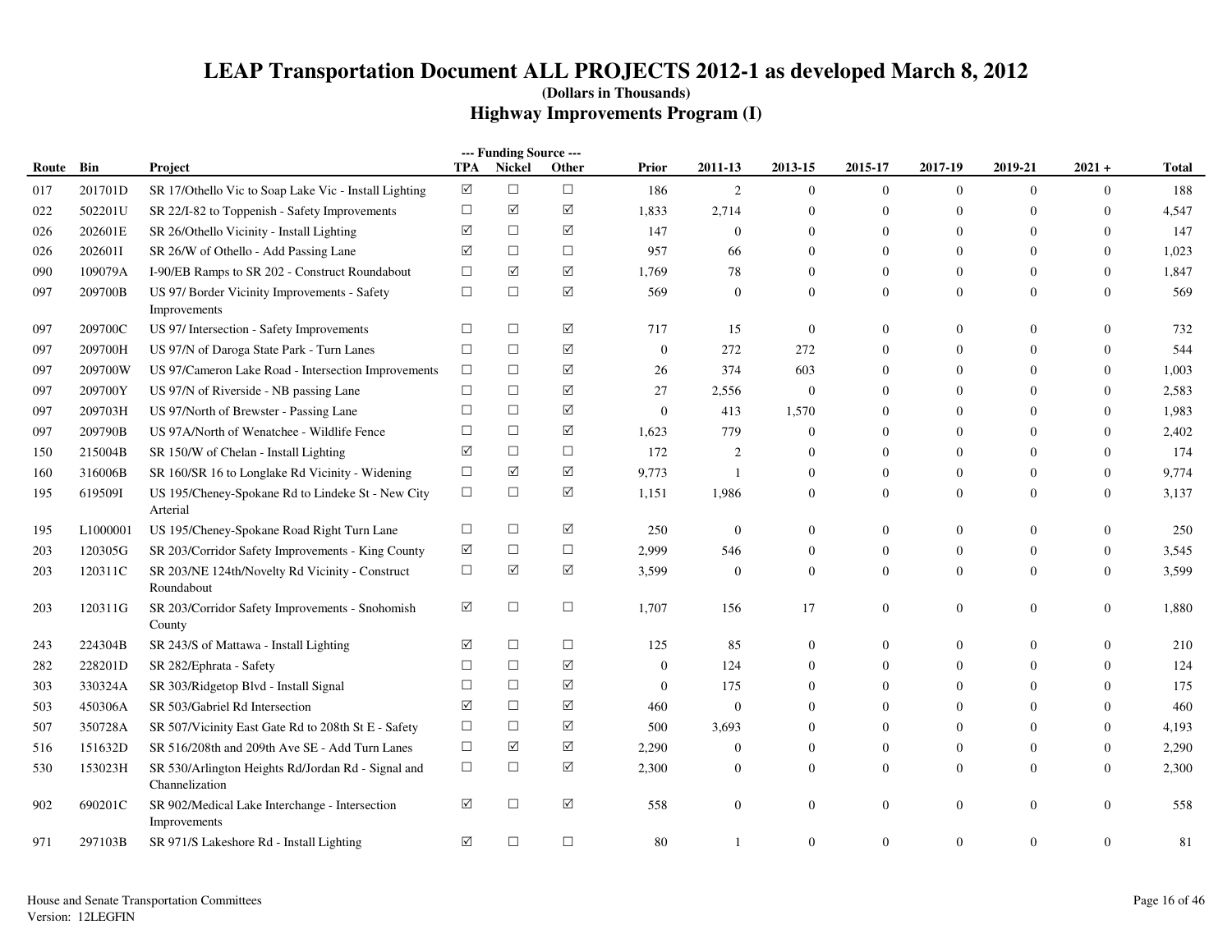# LEAP Transportation Document ALL PROJECTS 2012-1 as developed March 8, 2012

**(Dollars in Thousands)**

## Highway Improvements Program (I)

| Route | Bin | Project | --- Funding Source --- TPA | Nickel | Other | Prior | 2011-13 | 2013-15 | 2015-17 | 2017-19 | 2019-21 | 2021 + | Total |
|---|---|---|---|---|---|---|---|---|---|---|---|---|---|
| 017 | 201701D | SR 17/Othello Vic to Soap Lake Vic - Install Lighting | ☑ | ☐ | ☐ | 186 | 2 | 0 | 0 | 0 | 0 | 0 | 188 |
| 022 | 502201U | SR 22/I-82 to Toppenish - Safety Improvements | ☐ | ☑ | ☑ | 1,833 | 2,714 | 0 | 0 | 0 | 0 | 0 | 4,547 |
| 026 | 202601E | SR 26/Othello Vicinity - Install Lighting | ☑ | ☐ | ☑ | 147 | 0 | 0 | 0 | 0 | 0 | 0 | 147 |
| 026 | 202601I | SR 26/W of Othello - Add Passing Lane | ☑ | ☐ | ☐ | 957 | 66 | 0 | 0 | 0 | 0 | 0 | 1,023 |
| 090 | 109079A | I-90/EB Ramps to SR 202 - Construct Roundabout | ☐ | ☑ | ☑ | 1,769 | 78 | 0 | 0 | 0 | 0 | 0 | 1,847 |
| 097 | 209700B | US 97/ Border Vicinity Improvements - Safety Improvements | ☐ | ☐ | ☑ | 569 | 0 | 0 | 0 | 0 | 0 | 0 | 569 |
| 097 | 209700C | US 97/ Intersection - Safety Improvements | ☐ | ☐ | ☑ | 717 | 15 | 0 | 0 | 0 | 0 | 0 | 732 |
| 097 | 209700H | US 97/N of Daroga State Park - Turn Lanes | ☐ | ☐ | ☑ | 0 | 272 | 272 | 0 | 0 | 0 | 0 | 544 |
| 097 | 209700W | US 97/Cameron Lake Road - Intersection Improvements | ☐ | ☐ | ☑ | 26 | 374 | 603 | 0 | 0 | 0 | 0 | 1,003 |
| 097 | 209700Y | US 97/N of Riverside - NB passing Lane | ☐ | ☐ | ☑ | 27 | 2,556 | 0 | 0 | 0 | 0 | 0 | 2,583 |
| 097 | 209703H | US 97/North of Brewster - Passing Lane | ☐ | ☐ | ☑ | 0 | 413 | 1,570 | 0 | 0 | 0 | 0 | 1,983 |
| 097 | 209790B | US 97A/North of Wenatchee - Wildlife Fence | ☐ | ☐ | ☑ | 1,623 | 779 | 0 | 0 | 0 | 0 | 0 | 2,402 |
| 150 | 215004B | SR 150/W of Chelan - Install Lighting | ☑ | ☐ | ☐ | 172 | 2 | 0 | 0 | 0 | 0 | 0 | 174 |
| 160 | 316006B | SR 160/SR 16 to Longlake Rd Vicinity - Widening | ☐ | ☑ | ☑ | 9,773 | 1 | 0 | 0 | 0 | 0 | 0 | 9,774 |
| 195 | 619509I | US 195/Cheney-Spokane Rd to Lindeke St - New City Arterial | ☐ | ☐ | ☑ | 1,151 | 1,986 | 0 | 0 | 0 | 0 | 0 | 3,137 |
| 195 | L1000001 | US 195/Cheney-Spokane Road Right Turn Lane | ☐ | ☐ | ☑ | 250 | 0 | 0 | 0 | 0 | 0 | 0 | 250 |
| 203 | 120305G | SR 203/Corridor Safety Improvements - King County | ☑ | ☐ | ☐ | 2,999 | 546 | 0 | 0 | 0 | 0 | 0 | 3,545 |
| 203 | 120311C | SR 203/NE 124th/Novelty Rd Vicinity - Construct Roundabout | ☐ | ☑ | ☑ | 3,599 | 0 | 0 | 0 | 0 | 0 | 0 | 3,599 |
| 203 | 120311G | SR 203/Corridor Safety Improvements - Snohomish County | ☑ | ☐ | ☐ | 1,707 | 156 | 17 | 0 | 0 | 0 | 0 | 1,880 |
| 243 | 224304B | SR 243/S of Mattawa - Install Lighting | ☑ | ☐ | ☐ | 125 | 85 | 0 | 0 | 0 | 0 | 0 | 210 |
| 282 | 228201D | SR 282/Ephrata - Safety | ☐ | ☐ | ☑ | 0 | 124 | 0 | 0 | 0 | 0 | 0 | 124 |
| 303 | 330324A | SR 303/Ridgetop Blvd - Install Signal | ☐ | ☐ | ☑ | 0 | 175 | 0 | 0 | 0 | 0 | 0 | 175 |
| 503 | 450306A | SR 503/Gabriel Rd Intersection | ☑ | ☐ | ☑ | 460 | 0 | 0 | 0 | 0 | 0 | 0 | 460 |
| 507 | 350728A | SR 507/Vicinity East Gate Rd to 208th St E - Safety | ☐ | ☐ | ☑ | 500 | 3,693 | 0 | 0 | 0 | 0 | 0 | 4,193 |
| 516 | 151632D | SR 516/208th and 209th Ave SE - Add Turn Lanes | ☐ | ☑ | ☑ | 2,290 | 0 | 0 | 0 | 0 | 0 | 0 | 2,290 |
| 530 | 153023H | SR 530/Arlington Heights Rd/Jordan Rd - Signal and Channelization | ☐ | ☐ | ☑ | 2,300 | 0 | 0 | 0 | 0 | 0 | 0 | 2,300 |
| 902 | 690201C | SR 902/Medical Lake Interchange - Intersection Improvements | ☑ | ☐ | ☑ | 558 | 0 | 0 | 0 | 0 | 0 | 0 | 558 |
| 971 | 297103B | SR 971/S Lakeshore Rd - Install Lighting | ☑ | ☐ | ☐ | 80 | 1 | 0 | 0 | 0 | 0 | 0 | 81 |

House and Senate Transportation Committees
Version: 12LEGFIN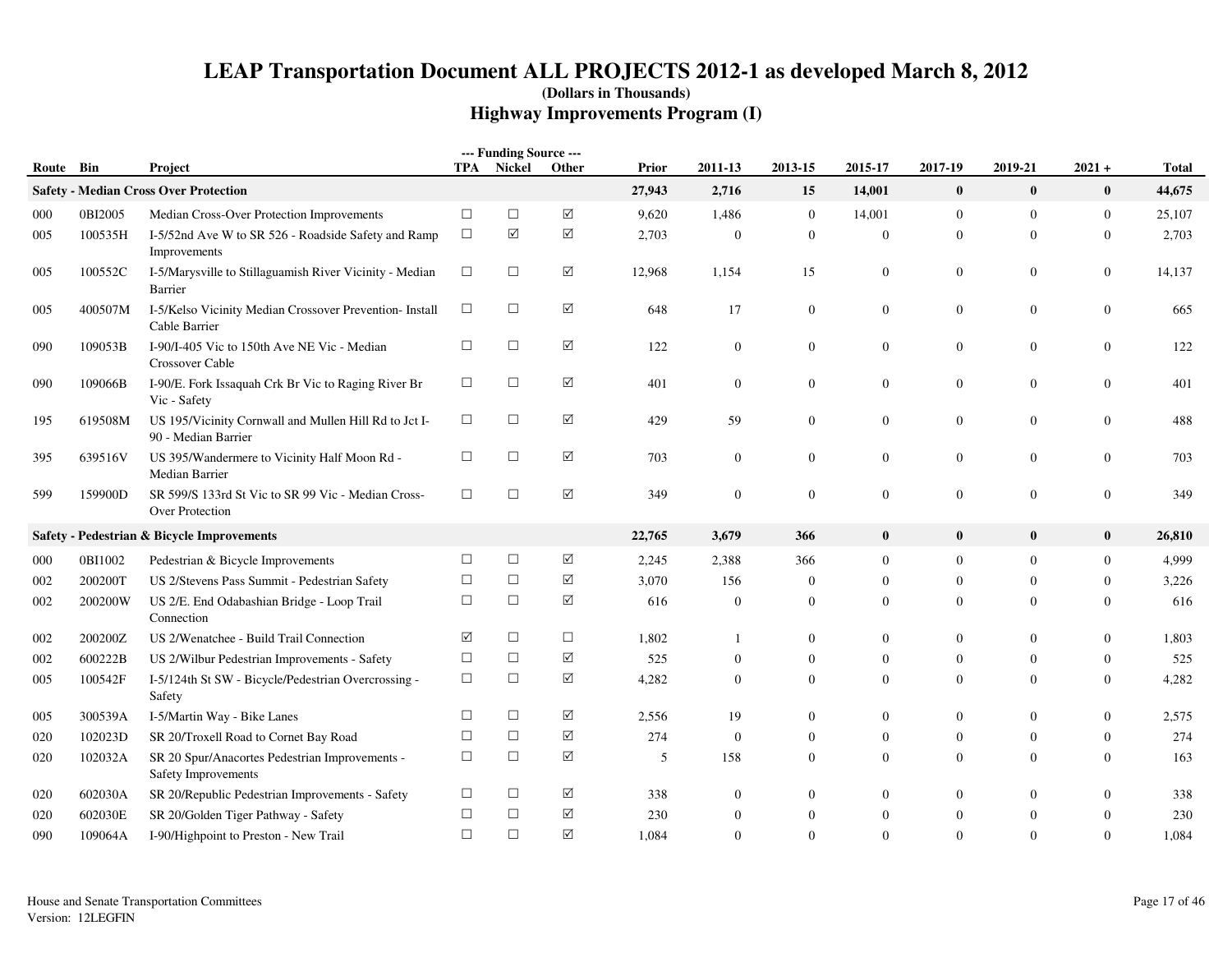# LEAP Transportation Document ALL PROJECTS 2012-1 as developed March 8, 2012

**(Dollars in Thousands)**

## Highway Improvements Program (I)

| Route | Bin | Project | --- Funding Source --- TPA | Nickel | Other | Prior | 2011-13 | 2013-15 | 2015-17 | 2017-19 | 2019-21 | 2021 + | Total |
|---|---|---|---|---|---|---|---|---|---|---|---|---|---|
| **Safety - Median Cross Over Protection** | | | | | | **27,943** | **2,716** | **15** | **14,001** | **0** | **0** | **0** | **44,675** |
| 000 | 0BI2005 | Median Cross-Over Protection Improvements | ☐ | ☐ | ☑ | 9,620 | 1,486 | 0 | 14,001 | 0 | 0 | 0 | 25,107 |
| 005 | 100535H | I-5/52nd Ave W to SR 526 - Roadside Safety and Ramp Improvements | ☐ | ☑ | ☑ | 2,703 | 0 | 0 | 0 | 0 | 0 | 0 | 2,703 |
| 005 | 100552C | I-5/Marysville to Stillaguamish River Vicinity - Median Barrier | ☐ | ☐ | ☑ | 12,968 | 1,154 | 15 | 0 | 0 | 0 | 0 | 14,137 |
| 005 | 400507M | I-5/Kelso Vicinity Median Crossover Prevention- Install Cable Barrier | ☐ | ☐ | ☑ | 648 | 17 | 0 | 0 | 0 | 0 | 0 | 665 |
| 090 | 109053B | I-90/I-405 Vic to 150th Ave NE Vic - Median Crossover Cable | ☐ | ☐ | ☑ | 122 | 0 | 0 | 0 | 0 | 0 | 0 | 122 |
| 090 | 109066B | I-90/E. Fork Issaquah Crk Br Vic to Raging River Br Vic - Safety | ☐ | ☐ | ☑ | 401 | 0 | 0 | 0 | 0 | 0 | 0 | 401 |
| 195 | 619508M | US 195/Vicinity Cornwall and Mullen Hill Rd to Jct I-90 - Median Barrier | ☐ | ☐ | ☑ | 429 | 59 | 0 | 0 | 0 | 0 | 0 | 488 |
| 395 | 639516V | US 395/Wandermere to Vicinity Half Moon Rd - Median Barrier | ☐ | ☐ | ☑ | 703 | 0 | 0 | 0 | 0 | 0 | 0 | 703 |
| 599 | 159900D | SR 599/S 133rd St Vic to SR 99 Vic - Median Cross-Over Protection | ☐ | ☐ | ☑ | 349 | 0 | 0 | 0 | 0 | 0 | 0 | 349 |
| **Safety - Pedestrian & Bicycle Improvements** | | | | | | **22,765** | **3,679** | **366** | **0** | **0** | **0** | **0** | **26,810** |
| 000 | 0BI1002 | Pedestrian & Bicycle Improvements | ☐ | ☐ | ☑ | 2,245 | 2,388 | 366 | 0 | 0 | 0 | 0 | 4,999 |
| 002 | 200200T | US 2/Stevens Pass Summit - Pedestrian Safety | ☐ | ☐ | ☑ | 3,070 | 156 | 0 | 0 | 0 | 0 | 0 | 3,226 |
| 002 | 200200W | US 2/E. End Odabashian Bridge - Loop Trail Connection | ☐ | ☐ | ☑ | 616 | 0 | 0 | 0 | 0 | 0 | 0 | 616 |
| 002 | 200200Z | US 2/Wenatchee - Build Trail Connection | ☑ | ☐ | ☐ | 1,802 | 1 | 0 | 0 | 0 | 0 | 0 | 1,803 |
| 002 | 600222B | US 2/Wilbur Pedestrian Improvements - Safety | ☐ | ☐ | ☑ | 525 | 0 | 0 | 0 | 0 | 0 | 0 | 525 |
| 005 | 100542F | I-5/124th St SW - Bicycle/Pedestrian Overcrossing - Safety | ☐ | ☐ | ☑ | 4,282 | 0 | 0 | 0 | 0 | 0 | 0 | 4,282 |
| 005 | 300539A | I-5/Martin Way - Bike Lanes | ☐ | ☐ | ☑ | 2,556 | 19 | 0 | 0 | 0 | 0 | 0 | 2,575 |
| 020 | 102023D | SR 20/Troxell Road to Cornet Bay Road | ☐ | ☐ | ☑ | 274 | 0 | 0 | 0 | 0 | 0 | 0 | 274 |
| 020 | 102032A | SR 20 Spur/Anacortes Pedestrian Improvements - Safety Improvements | ☐ | ☐ | ☑ | 5 | 158 | 0 | 0 | 0 | 0 | 0 | 163 |
| 020 | 602030A | SR 20/Republic Pedestrian Improvements - Safety | ☐ | ☐ | ☑ | 338 | 0 | 0 | 0 | 0 | 0 | 0 | 338 |
| 020 | 602030E | SR 20/Golden Tiger Pathway - Safety | ☐ | ☐ | ☑ | 230 | 0 | 0 | 0 | 0 | 0 | 0 | 230 |
| 090 | 109064A | I-90/Highpoint to Preston - New Trail | ☐ | ☐ | ☑ | 1,084 | 0 | 0 | 0 | 0 | 0 | 0 | 1,084 |

House and Senate Transportation Committees
Version: 12LEGFIN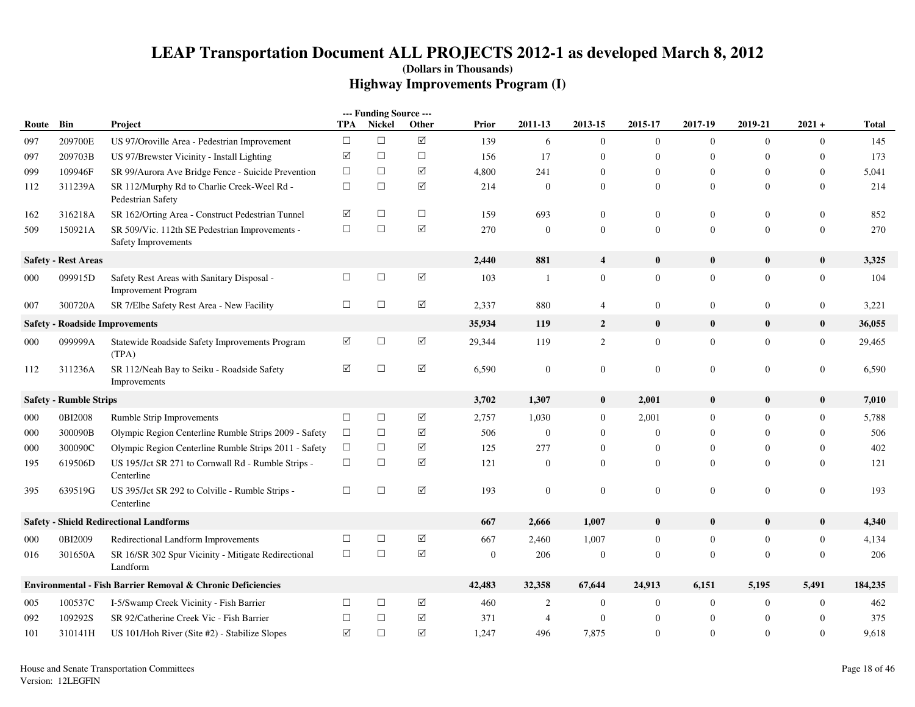# LEAP Transportation Document ALL PROJECTS 2012-1 as developed March 8, 2012

**(Dollars in Thousands)**

## Highway Improvements Program (I)

| Route | Bin | Project | --- Funding Source --- TPA | Nickel | Other | Prior | 2011-13 | 2013-15 | 2015-17 | 2017-19 | 2019-21 | 2021 + | Total |
|---|---|---|---|---|---|---|---|---|---|---|---|---|---|
| 097 | 209700E | US 97/Oroville Area - Pedestrian Improvement | ☐ | ☐ | ☑ | 139 | 6 | 0 | 0 | 0 | 0 | 0 | 145 |
| 097 | 209703B | US 97/Brewster Vicinity - Install Lighting | ☑ | ☐ | ☐ | 156 | 17 | 0 | 0 | 0 | 0 | 0 | 173 |
| 099 | 109946F | SR 99/Aurora Ave Bridge Fence - Suicide Prevention | ☐ | ☐ | ☑ | 4,800 | 241 | 0 | 0 | 0 | 0 | 0 | 5,041 |
| 112 | 311239A | SR 112/Murphy Rd to Charlie Creek-Weel Rd - Pedestrian Safety | ☐ | ☐ | ☑ | 214 | 0 | 0 | 0 | 0 | 0 | 0 | 214 |
| 162 | 316218A | SR 162/Orting Area - Construct Pedestrian Tunnel | ☑ | ☐ | ☐ | 159 | 693 | 0 | 0 | 0 | 0 | 0 | 852 |
| 509 | 150921A | SR 509/Vic. 112th SE Pedestrian Improvements - Safety Improvements | ☐ | ☐ | ☑ | 270 | 0 | 0 | 0 | 0 | 0 | 0 | 270 |
| **Safety - Rest Areas** | | | | | | **2,440** | **881** | **4** | **0** | **0** | **0** | **0** | **3,325** |
| 000 | 099915D | Safety Rest Areas with Sanitary Disposal - Improvement Program | ☐ | ☐ | ☑ | 103 | 1 | 0 | 0 | 0 | 0 | 0 | 104 |
| 007 | 300720A | SR 7/Elbe Safety Rest Area - New Facility | ☐ | ☐ | ☑ | 2,337 | 880 | 4 | 0 | 0 | 0 | 0 | 3,221 |
| **Safety - Roadside Improvements** | | | | | | **35,934** | **119** | **2** | **0** | **0** | **0** | **0** | **36,055** |
| 000 | 099999A | Statewide Roadside Safety Improvements Program (TPA) | ☑ | ☐ | ☑ | 29,344 | 119 | 2 | 0 | 0 | 0 | 0 | 29,465 |
| 112 | 311236A | SR 112/Neah Bay to Seiku - Roadside Safety Improvements | ☑ | ☐ | ☑ | 6,590 | 0 | 0 | 0 | 0 | 0 | 0 | 6,590 |
| **Safety - Rumble Strips** | | | | | | **3,702** | **1,307** | **0** | **2,001** | **0** | **0** | **0** | **7,010** |
| 000 | 0BI2008 | Rumble Strip Improvements | ☐ | ☐ | ☑ | 2,757 | 1,030 | 0 | 2,001 | 0 | 0 | 0 | 5,788 |
| 000 | 300090B | Olympic Region Centerline Rumble Strips 2009 - Safety | ☐ | ☐ | ☑ | 506 | 0 | 0 | 0 | 0 | 0 | 0 | 506 |
| 000 | 300090C | Olympic Region Centerline Rumble Strips 2011 - Safety | ☐ | ☐ | ☑ | 125 | 277 | 0 | 0 | 0 | 0 | 0 | 402 |
| 195 | 619506D | US 195/Jct SR 271 to Cornwall Rd - Rumble Strips - Centerline | ☐ | ☐ | ☑ | 121 | 0 | 0 | 0 | 0 | 0 | 0 | 121 |
| 395 | 639519G | US 395/Jct SR 292 to Colville - Rumble Strips - Centerline | ☐ | ☐ | ☑ | 193 | 0 | 0 | 0 | 0 | 0 | 0 | 193 |
| **Safety - Shield Redirectional Landforms** | | | | | | **667** | **2,666** | **1,007** | **0** | **0** | **0** | **0** | **4,340** |
| 000 | 0BI2009 | Redirectional Landform Improvements | ☐ | ☐ | ☑ | 667 | 2,460 | 1,007 | 0 | 0 | 0 | 0 | 4,134 |
| 016 | 301650A | SR 16/SR 302 Spur Vicinity - Mitigate Redirectional Landform | ☐ | ☐ | ☑ | 0 | 206 | 0 | 0 | 0 | 0 | 0 | 206 |
| **Environmental - Fish Barrier Removal & Chronic Deficiencies** | | | | | | **42,483** | **32,358** | **67,644** | **24,913** | **6,151** | **5,195** | **5,491** | **184,235** |
| 005 | 100537C | I-5/Swamp Creek Vicinity - Fish Barrier | ☐ | ☐ | ☑ | 460 | 2 | 0 | 0 | 0 | 0 | 0 | 462 |
| 092 | 109292S | SR 92/Catherine Creek Vic - Fish Barrier | ☐ | ☐ | ☑ | 371 | 4 | 0 | 0 | 0 | 0 | 0 | 375 |
| 101 | 310141H | US 101/Hoh River (Site #2) - Stabilize Slopes | ☑ | ☐ | ☑ | 1,247 | 496 | 7,875 | 0 | 0 | 0 | 0 | 9,618 |

House and Senate Transportation Committees
Version: 12LEGFIN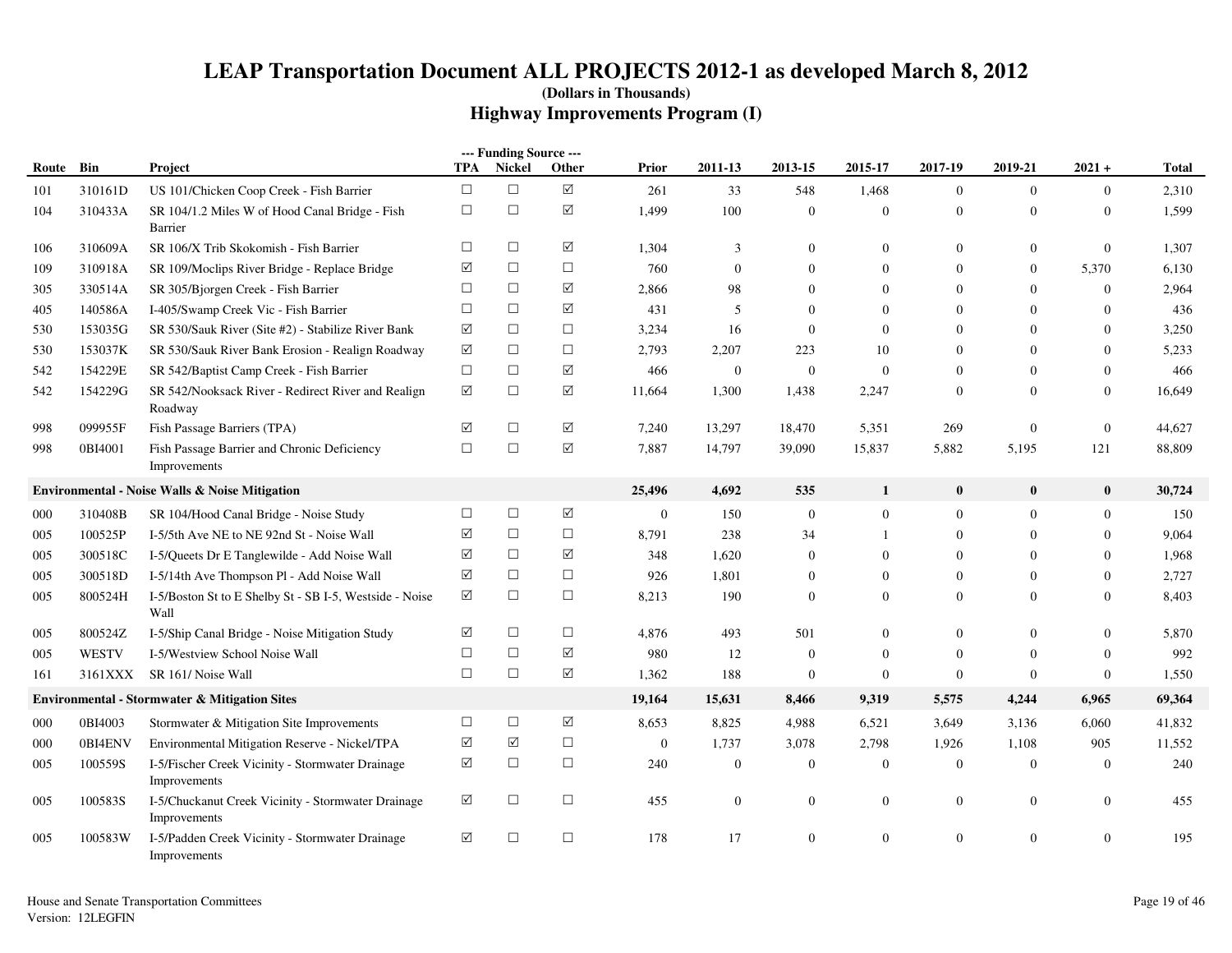# LEAP Transportation Document ALL PROJECTS 2012-1 as developed March 8, 2012

**(Dollars in Thousands)**

## Highway Improvements Program (I)

| Route | Bin | Project | --- Funding Source --- TPA | Nickel | Other | Prior | 2011-13 | 2013-15 | 2015-17 | 2017-19 | 2019-21 | 2021 + | Total |
|---|---|---|---|---|---|---|---|---|---|---|---|---|---|
| 101 | 310161D | US 101/Chicken Coop Creek - Fish Barrier | ☐ | ☐ | ☑ | 261 | 33 | 548 | 1,468 | 0 | 0 | 0 | 2,310 |
| 104 | 310433A | SR 104/1.2 Miles W of Hood Canal Bridge - Fish Barrier | ☐ | ☐ | ☑ | 1,499 | 100 | 0 | 0 | 0 | 0 | 0 | 1,599 |
| 106 | 310609A | SR 106/X Trib Skokomish - Fish Barrier | ☐ | ☐ | ☑ | 1,304 | 3 | 0 | 0 | 0 | 0 | 0 | 1,307 |
| 109 | 310918A | SR 109/Moclips River Bridge - Replace Bridge | ☑ | ☐ | ☐ | 760 | 0 | 0 | 0 | 0 | 0 | 5,370 | 6,130 |
| 305 | 330514A | SR 305/Bjorgen Creek - Fish Barrier | ☐ | ☐ | ☑ | 2,866 | 98 | 0 | 0 | 0 | 0 | 0 | 2,964 |
| 405 | 140586A | I-405/Swamp Creek Vic - Fish Barrier | ☐ | ☐ | ☑ | 431 | 5 | 0 | 0 | 0 | 0 | 0 | 436 |
| 530 | 153035G | SR 530/Sauk River (Site #2) - Stabilize River Bank | ☑ | ☐ | ☐ | 3,234 | 16 | 0 | 0 | 0 | 0 | 0 | 3,250 |
| 530 | 153037K | SR 530/Sauk River Bank Erosion - Realign Roadway | ☑ | ☐ | ☐ | 2,793 | 2,207 | 223 | 10 | 0 | 0 | 0 | 5,233 |
| 542 | 154229E | SR 542/Baptist Camp Creek - Fish Barrier | ☐ | ☐ | ☑ | 466 | 0 | 0 | 0 | 0 | 0 | 0 | 466 |
| 542 | 154229G | SR 542/Nooksack River - Redirect River and Realign Roadway | ☑ | ☐ | ☑ | 11,664 | 1,300 | 1,438 | 2,247 | 0 | 0 | 0 | 16,649 |
| 998 | 099955F | Fish Passage Barriers (TPA) | ☑ | ☐ | ☑ | 7,240 | 13,297 | 18,470 | 5,351 | 269 | 0 | 0 | 44,627 |
| 998 | 0BI4001 | Fish Passage Barrier and Chronic Deficiency Improvements | ☐ | ☐ | ☑ | 7,887 | 14,797 | 39,090 | 15,837 | 5,882 | 5,195 | 121 | 88,809 |
| **Environmental - Noise Walls & Noise Mitigation** | | | | | | **25,496** | **4,692** | **535** | **1** | **0** | **0** | **0** | **30,724** |
| 000 | 310408B | SR 104/Hood Canal Bridge - Noise Study | ☐ | ☐ | ☑ | 0 | 150 | 0 | 0 | 0 | 0 | 0 | 150 |
| 005 | 100525P | I-5/5th Ave NE to NE 92nd St - Noise Wall | ☑ | ☐ | ☐ | 8,791 | 238 | 34 | 1 | 0 | 0 | 0 | 9,064 |
| 005 | 300518C | I-5/Queets Dr E Tanglewilde - Add Noise Wall | ☑ | ☐ | ☑ | 348 | 1,620 | 0 | 0 | 0 | 0 | 0 | 1,968 |
| 005 | 300518D | I-5/14th Ave Thompson Pl - Add Noise Wall | ☑ | ☐ | ☐ | 926 | 1,801 | 0 | 0 | 0 | 0 | 0 | 2,727 |
| 005 | 800524H | I-5/Boston St to E Shelby St - SB I-5, Westside - Noise Wall | ☑ | ☐ | ☐ | 8,213 | 190 | 0 | 0 | 0 | 0 | 0 | 8,403 |
| 005 | 800524Z | I-5/Ship Canal Bridge - Noise Mitigation Study | ☑ | ☐ | ☐ | 4,876 | 493 | 501 | 0 | 0 | 0 | 0 | 5,870 |
| 005 | WESTV | I-5/Westview School Noise Wall | ☐ | ☐ | ☑ | 980 | 12 | 0 | 0 | 0 | 0 | 0 | 992 |
| 161 | 3161XXX | SR 161/ Noise Wall | ☐ | ☐ | ☑ | 1,362 | 188 | 0 | 0 | 0 | 0 | 0 | 1,550 |
| **Environmental - Stormwater & Mitigation Sites** | | | | | | **19,164** | **15,631** | **8,466** | **9,319** | **5,575** | **4,244** | **6,965** | **69,364** |
| 000 | 0BI4003 | Stormwater & Mitigation Site Improvements | ☐ | ☐ | ☑ | 8,653 | 8,825 | 4,988 | 6,521 | 3,649 | 3,136 | 6,060 | 41,832 |
| 000 | 0BI4ENV | Environmental Mitigation Reserve - Nickel/TPA | ☑ | ☑ | ☐ | 0 | 1,737 | 3,078 | 2,798 | 1,926 | 1,108 | 905 | 11,552 |
| 005 | 100559S | I-5/Fischer Creek Vicinity - Stormwater Drainage Improvements | ☑ | ☐ | ☐ | 240 | 0 | 0 | 0 | 0 | 0 | 0 | 240 |
| 005 | 100583S | I-5/Chuckanut Creek Vicinity - Stormwater Drainage Improvements | ☑ | ☐ | ☐ | 455 | 0 | 0 | 0 | 0 | 0 | 0 | 455 |
| 005 | 100583W | I-5/Padden Creek Vicinity - Stormwater Drainage Improvements | ☑ | ☐ | ☐ | 178 | 17 | 0 | 0 | 0 | 0 | 0 | 195 |

House and Senate Transportation Committees
Version: 12LEGFIN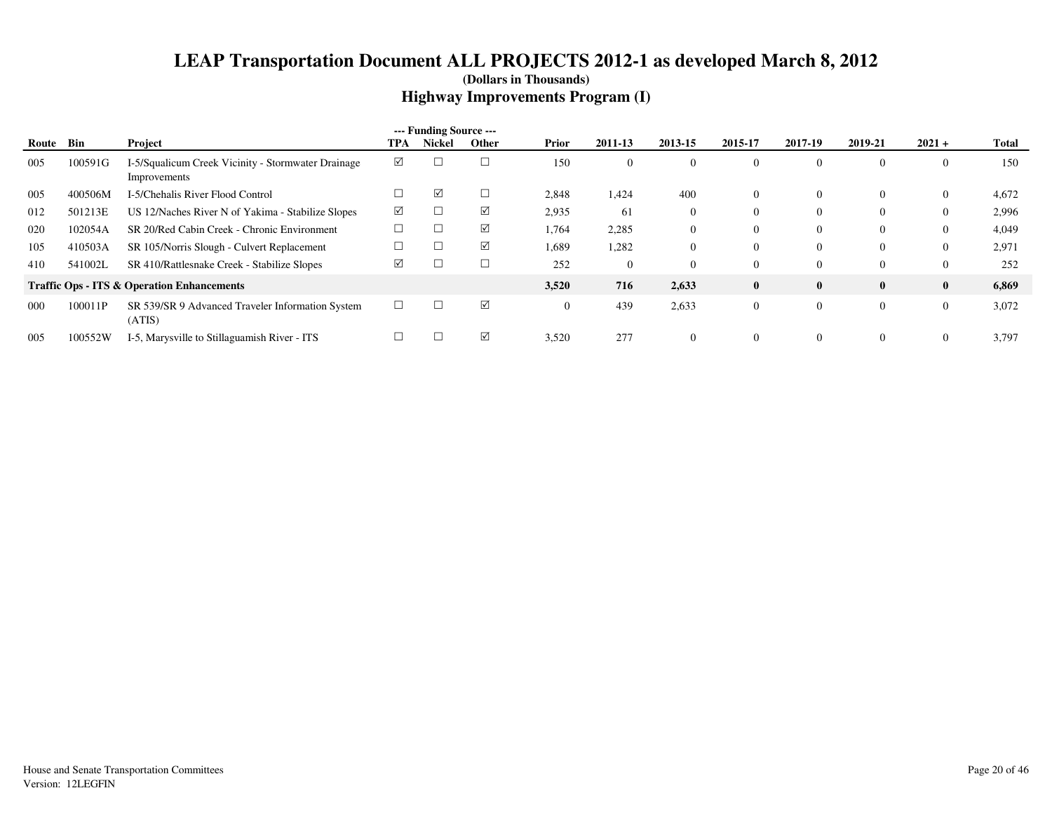# LEAP Transportation Document ALL PROJECTS 2012-1 as developed March 8, 2012

**(Dollars in Thousands)**

## Highway Improvements Program (I)

| Route | Bin | Project | --- Funding Source --- TPA | Nickel | Other | Prior | 2011-13 | 2013-15 | 2015-17 | 2017-19 | 2019-21 | 2021 + | Total |
|---|---|---|---|---|---|---|---|---|---|---|---|---|---|
| 005 | 100591G | I-5/Squalicum Creek Vicinity - Stormwater Drainage Improvements | ☑ | ☐ | ☐ | 150 | 0 | 0 | 0 | 0 | 0 | 0 | 150 |
| 005 | 400506M | I-5/Chehalis River Flood Control | ☐ | ☑ | ☐ | 2,848 | 1,424 | 400 | 0 | 0 | 0 | 0 | 4,672 |
| 012 | 501213E | US 12/Naches River N of Yakima - Stabilize Slopes | ☑ | ☐ | ☑ | 2,935 | 61 | 0 | 0 | 0 | 0 | 0 | 2,996 |
| 020 | 102054A | SR 20/Red Cabin Creek - Chronic Environment | ☐ | ☐ | ☑ | 1,764 | 2,285 | 0 | 0 | 0 | 0 | 0 | 4,049 |
| 105 | 410503A | SR 105/Norris Slough - Culvert Replacement | ☐ | ☐ | ☑ | 1,689 | 1,282 | 0 | 0 | 0 | 0 | 0 | 2,971 |
| 410 | 541002L | SR 410/Rattlesnake Creek - Stabilize Slopes | ☑ | ☐ | ☐ | 252 | 0 | 0 | 0 | 0 | 0 | 0 | 252 |
| **Traffic Ops - ITS & Operation Enhancements** | | | | | | **3,520** | **716** | **2,633** | **0** | **0** | **0** | **0** | **6,869** |
| 000 | 100011P | SR 539/SR 9 Advanced Traveler Information System (ATIS) | ☐ | ☐ | ☑ | 0 | 439 | 2,633 | 0 | 0 | 0 | 0 | 3,072 |
| 005 | 100552W | I-5, Marysville to Stillaguamish River - ITS | ☐ | ☐ | ☑ | 3,520 | 277 | 0 | 0 | 0 | 0 | 0 | 3,797 |

House and Senate Transportation Committees
Version: 12LEGFIN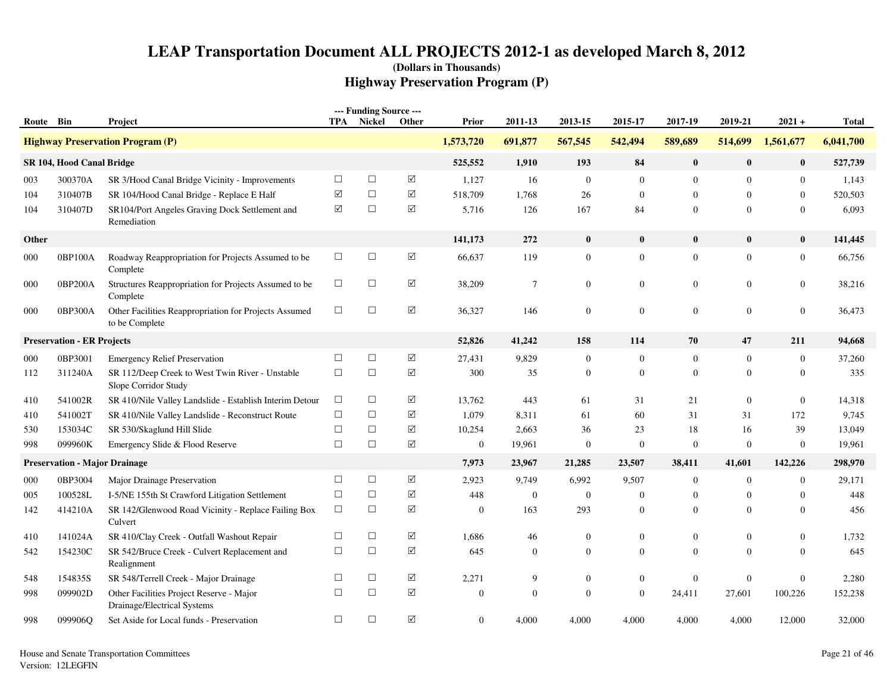# LEAP Transportation Document ALL PROJECTS 2012-1 as developed March 8, 2012

**(Dollars in Thousands)**

## Highway Preservation Program (P)

| Route | Bin | Project | TPA | Nickel | Other | Prior | 2011-13 | 2013-15 | 2015-17 | 2017-19 | 2019-21 | 2021 + | Total |
|---|---|---|---|---|---|---|---|---|---|---|---|---|---|
| **Highway Preservation Program (P)** | | | | | | **1,573,720** | **691,877** | **567,545** | **542,494** | **589,689** | **514,699** | **1,561,677** | **6,041,700** |
| **SR 104, Hood Canal Bridge** | | | | | | **525,552** | **1,910** | **193** | **84** | **0** | **0** | **0** | **527,739** |
| 003 | 300370A | SR 3/Hood Canal Bridge Vicinity - Improvements | ☐ | ☐ | ☑ | 1,127 | 16 | 0 | 0 | 0 | 0 | 0 | 1,143 |
| 104 | 310407B | SR 104/Hood Canal Bridge - Replace E Half | ☑ | ☐ | ☑ | 518,709 | 1,768 | 26 | 0 | 0 | 0 | 0 | 520,503 |
| 104 | 310407D | SR104/Port Angeles Graving Dock Settlement and Remediation | ☑ | ☐ | ☑ | 5,716 | 126 | 167 | 84 | 0 | 0 | 0 | 6,093 |
| **Other** | | | | | | **141,173** | **272** | **0** | **0** | **0** | **0** | **0** | **141,445** |
| 000 | 0BP100A | Roadway Reappropriation for Projects Assumed to be Complete | ☐ | ☐ | ☑ | 66,637 | 119 | 0 | 0 | 0 | 0 | 0 | 66,756 |
| 000 | 0BP200A | Structures Reappropriation for Projects Assumed to be Complete | ☐ | ☐ | ☑ | 38,209 | 7 | 0 | 0 | 0 | 0 | 0 | 38,216 |
| 000 | 0BP300A | Other Facilities Reappropriation for Projects Assumed to be Complete | ☐ | ☐ | ☑ | 36,327 | 146 | 0 | 0 | 0 | 0 | 0 | 36,473 |
| **Preservation - ER Projects** | | | | | | **52,826** | **41,242** | **158** | **114** | **70** | **47** | **211** | **94,668** |
| 000 | 0BP3001 | Emergency Relief Preservation | ☐ | ☐ | ☑ | 27,431 | 9,829 | 0 | 0 | 0 | 0 | 0 | 37,260 |
| 112 | 311240A | SR 112/Deep Creek to West Twin River - Unstable Slope Corridor Study | ☐ | ☐ | ☑ | 300 | 35 | 0 | 0 | 0 | 0 | 0 | 335 |
| 410 | 541002R | SR 410/Nile Valley Landslide - Establish Interim Detour | ☐ | ☐ | ☑ | 13,762 | 443 | 61 | 31 | 21 | 0 | 0 | 14,318 |
| 410 | 541002T | SR 410/Nile Valley Landslide - Reconstruct Route | ☐ | ☐ | ☑ | 1,079 | 8,311 | 61 | 60 | 31 | 31 | 172 | 9,745 |
| 530 | 153034C | SR 530/Skaglund Hill Slide | ☐ | ☐ | ☑ | 10,254 | 2,663 | 36 | 23 | 18 | 16 | 39 | 13,049 |
| 998 | 099960K | Emergency Slide & Flood Reserve | ☐ | ☐ | ☑ | 0 | 19,961 | 0 | 0 | 0 | 0 | 0 | 19,961 |
| **Preservation - Major Drainage** | | | | | | **7,973** | **23,967** | **21,285** | **23,507** | **38,411** | **41,601** | **142,226** | **298,970** |
| 000 | 0BP3004 | Major Drainage Preservation | ☐ | ☐ | ☑ | 2,923 | 9,749 | 6,992 | 9,507 | 0 | 0 | 0 | 29,171 |
| 005 | 100528L | I-5/NE 155th St Crawford Litigation Settlement | ☐ | ☐ | ☑ | 448 | 0 | 0 | 0 | 0 | 0 | 0 | 448 |
| 142 | 414210A | SR 142/Glenwood Road Vicinity - Replace Failing Box Culvert | ☐ | ☐ | ☑ | 0 | 163 | 293 | 0 | 0 | 0 | 0 | 456 |
| 410 | 141024A | SR 410/Clay Creek - Outfall Washout Repair | ☐ | ☐ | ☑ | 1,686 | 46 | 0 | 0 | 0 | 0 | 0 | 1,732 |
| 542 | 154230C | SR 542/Bruce Creek - Culvert Replacement and Realignment | ☐ | ☐ | ☑ | 645 | 0 | 0 | 0 | 0 | 0 | 0 | 645 |
| 548 | 154835S | SR 548/Terrell Creek - Major Drainage | ☐ | ☐ | ☑ | 2,271 | 9 | 0 | 0 | 0 | 0 | 0 | 2,280 |
| 998 | 099902D | Other Facilities Project Reserve - Major Drainage/Electrical Systems | ☐ | ☐ | ☑ | 0 | 0 | 0 | 0 | 24,411 | 27,601 | 100,226 | 152,238 |
| 998 | 099906Q | Set Aside for Local funds - Preservation | ☐ | ☐ | ☑ | 0 | 4,000 | 4,000 | 4,000 | 4,000 | 4,000 | 12,000 | 32,000 |

House and Senate Transportation Committees
Version: 12LEGFIN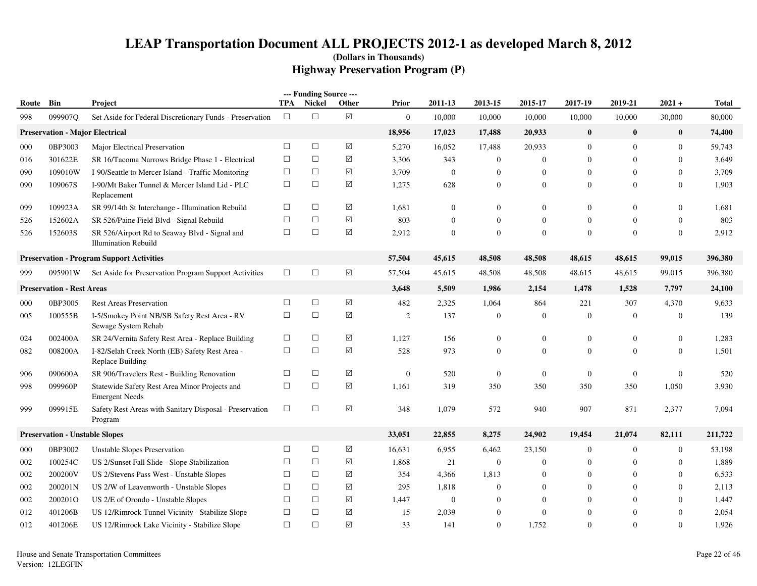# LEAP Transportation Document ALL PROJECTS 2012-1 as developed March 8, 2012

**(Dollars in Thousands)**

## Highway Preservation Program (P)

| Route | Bin | Project | --- Funding Source --- TPA | Nickel | Other | Prior | 2011-13 | 2013-15 | 2015-17 | 2017-19 | 2019-21 | 2021 + | Total |
|---|---|---|---|---|---|---|---|---|---|---|---|---|---|
| 998 | 099907Q | Set Aside for Federal Discretionary Funds - Preservation | ☐ | ☐ | ☑ | 0 | 10,000 | 10,000 | 10,000 | 10,000 | 10,000 | 30,000 | 80,000 |
| **Preservation - Major Electrical** | | | | | | **18,956** | **17,023** | **17,488** | **20,933** | **0** | **0** | **0** | **74,400** |
| 000 | 0BP3003 | Major Electrical Preservation | ☐ | ☐ | ☑ | 5,270 | 16,052 | 17,488 | 20,933 | 0 | 0 | 0 | 59,743 |
| 016 | 301622E | SR 16/Tacoma Narrows Bridge Phase 1 - Electrical | ☐ | ☐ | ☑ | 3,306 | 343 | 0 | 0 | 0 | 0 | 0 | 3,649 |
| 090 | 109010W | I-90/Seattle to Mercer Island - Traffic Monitoring | ☐ | ☐ | ☑ | 3,709 | 0 | 0 | 0 | 0 | 0 | 0 | 3,709 |
| 090 | 109067S | I-90/Mt Baker Tunnel & Mercer Island Lid - PLC Replacement | ☐ | ☐ | ☑ | 1,275 | 628 | 0 | 0 | 0 | 0 | 0 | 1,903 |
| 099 | 109923A | SR 99/14th St Interchange - Illumination Rebuild | ☐ | ☐ | ☑ | 1,681 | 0 | 0 | 0 | 0 | 0 | 0 | 1,681 |
| 526 | 152602A | SR 526/Paine Field Blvd - Signal Rebuild | ☐ | ☐ | ☑ | 803 | 0 | 0 | 0 | 0 | 0 | 0 | 803 |
| 526 | 152603S | SR 526/Airport Rd to Seaway Blvd - Signal and Illumination Rebuild | ☐ | ☐ | ☑ | 2,912 | 0 | 0 | 0 | 0 | 0 | 0 | 2,912 |
| **Preservation - Program Support Activities** | | | | | | **57,504** | **45,615** | **48,508** | **48,508** | **48,615** | **48,615** | **99,015** | **396,380** |
| 999 | 095901W | Set Aside for Preservation Program Support Activities | ☐ | ☐ | ☑ | 57,504 | 45,615 | 48,508 | 48,508 | 48,615 | 48,615 | 99,015 | 396,380 |
| **Preservation - Rest Areas** | | | | | | **3,648** | **5,509** | **1,986** | **2,154** | **1,478** | **1,528** | **7,797** | **24,100** |
| 000 | 0BP3005 | Rest Areas Preservation | ☐ | ☐ | ☑ | 482 | 2,325 | 1,064 | 864 | 221 | 307 | 4,370 | 9,633 |
| 005 | 100555B | I-5/Smokey Point NB/SB Safety Rest Area - RV Sewage System Rehab | ☐ | ☐ | ☑ | 2 | 137 | 0 | 0 | 0 | 0 | 0 | 139 |
| 024 | 002400A | SR 24/Vernita Safety Rest Area - Replace Building | ☐ | ☐ | ☑ | 1,127 | 156 | 0 | 0 | 0 | 0 | 0 | 1,283 |
| 082 | 008200A | I-82/Selah Creek North (EB) Safety Rest Area - Replace Building | ☐ | ☐ | ☑ | 528 | 973 | 0 | 0 | 0 | 0 | 0 | 1,501 |
| 906 | 090600A | SR 906/Travelers Rest - Building Renovation | ☐ | ☐ | ☑ | 0 | 520 | 0 | 0 | 0 | 0 | 0 | 520 |
| 998 | 099960P | Statewide Safety Rest Area Minor Projects and Emergent Needs | ☐ | ☐ | ☑ | 1,161 | 319 | 350 | 350 | 350 | 350 | 1,050 | 3,930 |
| 999 | 099915E | Safety Rest Areas with Sanitary Disposal - Preservation Program | ☐ | ☐ | ☑ | 348 | 1,079 | 572 | 940 | 907 | 871 | 2,377 | 7,094 |
| **Preservation - Unstable Slopes** | | | | | | **33,051** | **22,855** | **8,275** | **24,902** | **19,454** | **21,074** | **82,111** | **211,722** |
| 000 | 0BP3002 | Unstable Slopes Preservation | ☐ | ☐ | ☑ | 16,631 | 6,955 | 6,462 | 23,150 | 0 | 0 | 0 | 53,198 |
| 002 | 100254C | US 2/Sunset Fall Slide - Slope Stabilization | ☐ | ☐ | ☑ | 1,868 | 21 | 0 | 0 | 0 | 0 | 0 | 1,889 |
| 002 | 200200V | US 2/Stevens Pass West - Unstable Slopes | ☐ | ☐ | ☑ | 354 | 4,366 | 1,813 | 0 | 0 | 0 | 0 | 6,533 |
| 002 | 200201N | US 2/W of Leavenworth - Unstable Slopes | ☐ | ☐ | ☑ | 295 | 1,818 | 0 | 0 | 0 | 0 | 0 | 2,113 |
| 002 | 200201O | US 2/E of Orondo - Unstable Slopes | ☐ | ☐ | ☑ | 1,447 | 0 | 0 | 0 | 0 | 0 | 0 | 1,447 |
| 012 | 401206B | US 12/Rimrock Tunnel Vicinity - Stabilize Slope | ☐ | ☐ | ☑ | 15 | 2,039 | 0 | 0 | 0 | 0 | 0 | 2,054 |
| 012 | 401206E | US 12/Rimrock Lake Vicinity - Stabilize Slope | ☐ | ☐ | ☑ | 33 | 141 | 0 | 1,752 | 0 | 0 | 0 | 1,926 |

House and Senate Transportation Committees
Version: 12LEGFIN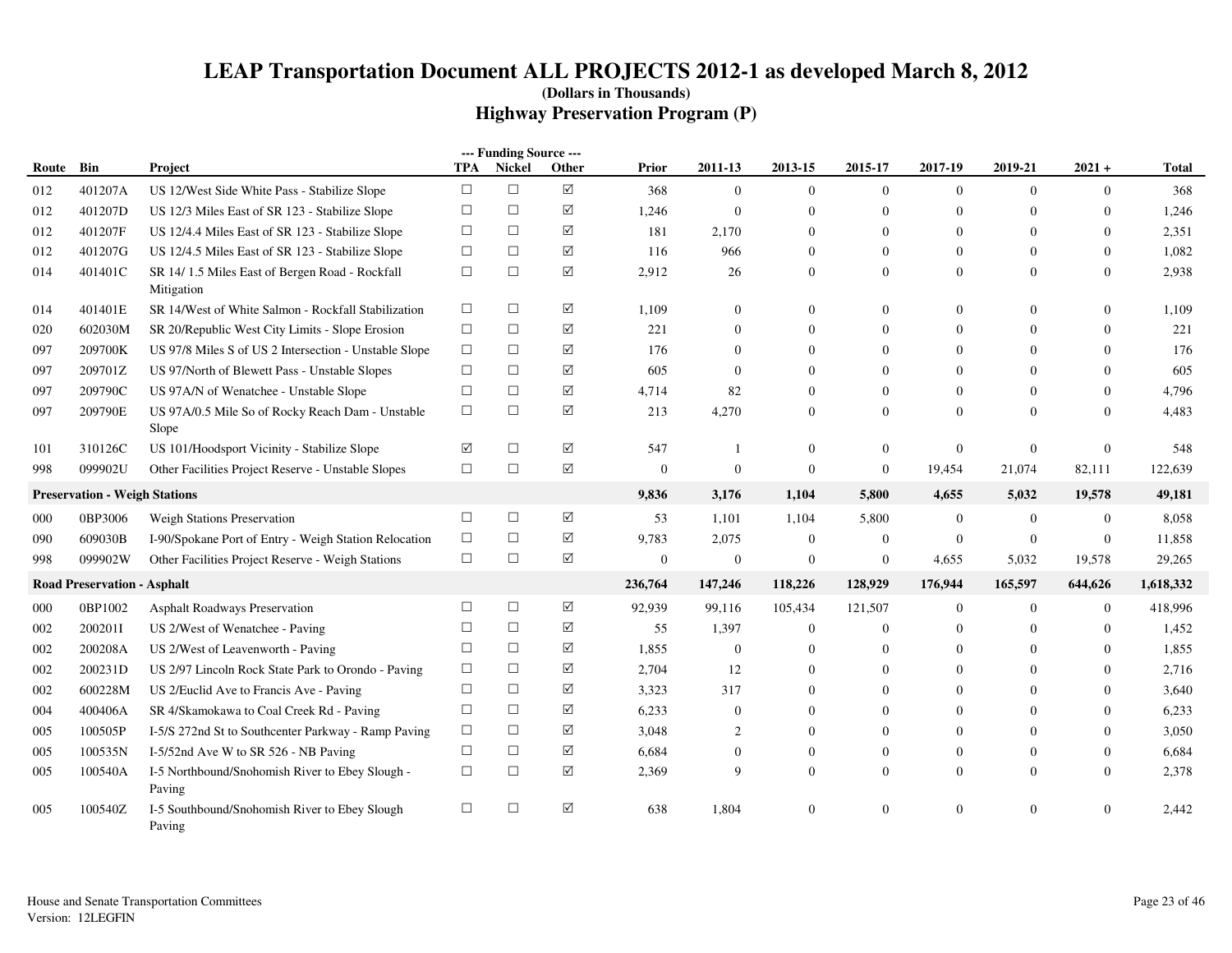# LEAP Transportation Document ALL PROJECTS 2012-1 as developed March 8, 2012

**(Dollars in Thousands)**

## Highway Preservation Program (P)

| Route | Bin | Project | TPA | Nickel | Other | Prior | 2011-13 | 2013-15 | 2015-17 | 2017-19 | 2019-21 | 2021 + | Total |
|---|---|---|---|---|---|---|---|---|---|---|---|---|---|
| 012 | 401207A | US 12/West Side White Pass - Stabilize Slope | ☐ | ☐ | ☑ | 368 | 0 | 0 | 0 | 0 | 0 | 0 | 368 |
| 012 | 401207D | US 12/3 Miles East of SR 123 - Stabilize Slope | ☐ | ☐ | ☑ | 1,246 | 0 | 0 | 0 | 0 | 0 | 0 | 1,246 |
| 012 | 401207F | US 12/4.4 Miles East of SR 123 - Stabilize Slope | ☐ | ☐ | ☑ | 181 | 2,170 | 0 | 0 | 0 | 0 | 0 | 2,351 |
| 012 | 401207G | US 12/4.5 Miles East of SR 123 - Stabilize Slope | ☐ | ☐ | ☑ | 116 | 966 | 0 | 0 | 0 | 0 | 0 | 1,082 |
| 014 | 401401C | SR 14/ 1.5 Miles East of Bergen Road - Rockfall Mitigation | ☐ | ☐ | ☑ | 2,912 | 26 | 0 | 0 | 0 | 0 | 0 | 2,938 |
| 014 | 401401E | SR 14/West of White Salmon - Rockfall Stabilization | ☐ | ☐ | ☑ | 1,109 | 0 | 0 | 0 | 0 | 0 | 0 | 1,109 |
| 020 | 602030M | SR 20/Republic West City Limits - Slope Erosion | ☐ | ☐ | ☑ | 221 | 0 | 0 | 0 | 0 | 0 | 0 | 221 |
| 097 | 209700K | US 97/8 Miles S of US 2 Intersection - Unstable Slope | ☐ | ☐ | ☑ | 176 | 0 | 0 | 0 | 0 | 0 | 0 | 176 |
| 097 | 209701Z | US 97/North of Blewett Pass - Unstable Slopes | ☐ | ☐ | ☑ | 605 | 0 | 0 | 0 | 0 | 0 | 0 | 605 |
| 097 | 209790C | US 97A/N of Wenatchee - Unstable Slope | ☐ | ☐ | ☑ | 4,714 | 82 | 0 | 0 | 0 | 0 | 0 | 4,796 |
| 097 | 209790E | US 97A/0.5 Mile So of Rocky Reach Dam - Unstable Slope | ☐ | ☐ | ☑ | 213 | 4,270 | 0 | 0 | 0 | 0 | 0 | 4,483 |
| 101 | 310126C | US 101/Hoodsport Vicinity - Stabilize Slope | ☑ | ☐ | ☑ | 547 | 1 | 0 | 0 | 0 | 0 | 0 | 548 |
| 998 | 099902U | Other Facilities Project Reserve - Unstable Slopes | ☐ | ☐ | ☑ | 0 | 0 | 0 | 0 | 19,454 | 21,074 | 82,111 | 122,639 |
| **Preservation - Weigh Stations** | | | | | | **9,836** | **3,176** | **1,104** | **5,800** | **4,655** | **5,032** | **19,578** | **49,181** |
| 000 | 0BP3006 | Weigh Stations Preservation | ☐ | ☐ | ☑ | 53 | 1,101 | 1,104 | 5,800 | 0 | 0 | 0 | 8,058 |
| 090 | 609030B | I-90/Spokane Port of Entry - Weigh Station Relocation | ☐ | ☐ | ☑ | 9,783 | 2,075 | 0 | 0 | 0 | 0 | 0 | 11,858 |
| 998 | 099902W | Other Facilities Project Reserve - Weigh Stations | ☐ | ☐ | ☑ | 0 | 0 | 0 | 0 | 4,655 | 5,032 | 19,578 | 29,265 |
| **Road Preservation - Asphalt** | | | | | | **236,764** | **147,246** | **118,226** | **128,929** | **176,944** | **165,597** | **644,626** | **1,618,332** |
| 000 | 0BP1002 | Asphalt Roadways Preservation | ☐ | ☐ | ☑ | 92,939 | 99,116 | 105,434 | 121,507 | 0 | 0 | 0 | 418,996 |
| 002 | 200201I | US 2/West of Wenatchee - Paving | ☐ | ☐ | ☑ | 55 | 1,397 | 0 | 0 | 0 | 0 | 0 | 1,452 |
| 002 | 200208A | US 2/West of Leavenworth - Paving | ☐ | ☐ | ☑ | 1,855 | 0 | 0 | 0 | 0 | 0 | 0 | 1,855 |
| 002 | 200231D | US 2/97 Lincoln Rock State Park to Orondo - Paving | ☐ | ☐ | ☑ | 2,704 | 12 | 0 | 0 | 0 | 0 | 0 | 2,716 |
| 002 | 600228M | US 2/Euclid Ave to Francis Ave - Paving | ☐ | ☐ | ☑ | 3,323 | 317 | 0 | 0 | 0 | 0 | 0 | 3,640 |
| 004 | 400406A | SR 4/Skamokawa to Coal Creek Rd - Paving | ☐ | ☐ | ☑ | 6,233 | 0 | 0 | 0 | 0 | 0 | 0 | 6,233 |
| 005 | 100505P | I-5/S 272nd St to Southcenter Parkway - Ramp Paving | ☐ | ☐ | ☑ | 3,048 | 2 | 0 | 0 | 0 | 0 | 0 | 3,050 |
| 005 | 100535N | I-5/52nd Ave W to SR 526 - NB Paving | ☐ | ☐ | ☑ | 6,684 | 0 | 0 | 0 | 0 | 0 | 0 | 6,684 |
| 005 | 100540A | I-5 Northbound/Snohomish River to Ebey Slough - Paving | ☐ | ☐ | ☑ | 2,369 | 9 | 0 | 0 | 0 | 0 | 0 | 2,378 |
| 005 | 100540Z | I-5 Southbound/Snohomish River to Ebey Slough Paving | ☐ | ☐ | ☑ | 638 | 1,804 | 0 | 0 | 0 | 0 | 0 | 2,442 |

House and Senate Transportation Committees
Version: 12LEGFIN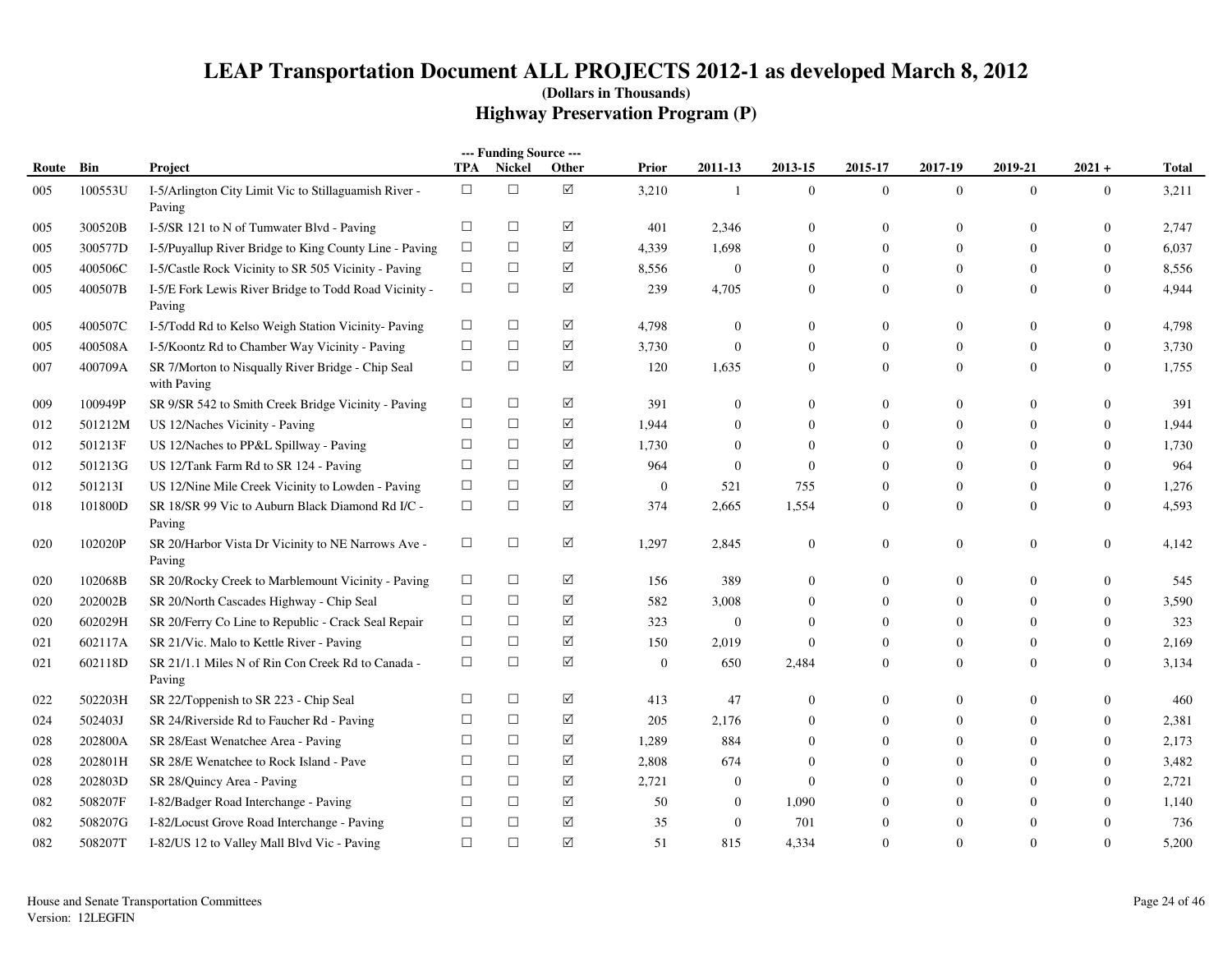# LEAP Transportation Document ALL PROJECTS 2012-1 as developed March 8, 2012

**(Dollars in Thousands)**

## Highway Preservation Program (P)

| Route | Bin | Project | --- Funding Source --- TPA | Nickel | Other | Prior | 2011-13 | 2013-15 | 2015-17 | 2017-19 | 2019-21 | 2021 + | Total |
|---|---|---|---|---|---|---|---|---|---|---|---|---|---|
| 005 | 100553U | I-5/Arlington City Limit Vic to Stillaguamish River - Paving | ☐ | ☐ | ☑ | 3,210 | 1 | 0 | 0 | 0 | 0 | 0 | 3,211 |
| 005 | 300520B | I-5/SR 121 to N of Tumwater Blvd - Paving | ☐ | ☐ | ☑ | 401 | 2,346 | 0 | 0 | 0 | 0 | 0 | 2,747 |
| 005 | 300577D | I-5/Puyallup River Bridge to King County Line - Paving | ☐ | ☐ | ☑ | 4,339 | 1,698 | 0 | 0 | 0 | 0 | 0 | 6,037 |
| 005 | 400506C | I-5/Castle Rock Vicinity to SR 505 Vicinity - Paving | ☐ | ☐ | ☑ | 8,556 | 0 | 0 | 0 | 0 | 0 | 0 | 8,556 |
| 005 | 400507B | I-5/E Fork Lewis River Bridge to Todd Road Vicinity - Paving | ☐ | ☐ | ☑ | 239 | 4,705 | 0 | 0 | 0 | 0 | 0 | 4,944 |
| 005 | 400507C | I-5/Todd Rd to Kelso Weigh Station Vicinity- Paving | ☐ | ☐ | ☑ | 4,798 | 0 | 0 | 0 | 0 | 0 | 0 | 4,798 |
| 005 | 400508A | I-5/Koontz Rd to Chamber Way Vicinity - Paving | ☐ | ☐ | ☑ | 3,730 | 0 | 0 | 0 | 0 | 0 | 0 | 3,730 |
| 007 | 400709A | SR 7/Morton to Nisqually River Bridge - Chip Seal with Paving | ☐ | ☐ | ☑ | 120 | 1,635 | 0 | 0 | 0 | 0 | 0 | 1,755 |
| 009 | 100949P | SR 9/SR 542 to Smith Creek Bridge Vicinity - Paving | ☐ | ☐ | ☑ | 391 | 0 | 0 | 0 | 0 | 0 | 0 | 391 |
| 012 | 501212M | US 12/Naches Vicinity - Paving | ☐ | ☐ | ☑ | 1,944 | 0 | 0 | 0 | 0 | 0 | 0 | 1,944 |
| 012 | 501213F | US 12/Naches to PP&L Spillway - Paving | ☐ | ☐ | ☑ | 1,730 | 0 | 0 | 0 | 0 | 0 | 0 | 1,730 |
| 012 | 501213G | US 12/Tank Farm Rd to SR 124 - Paving | ☐ | ☐ | ☑ | 964 | 0 | 0 | 0 | 0 | 0 | 0 | 964 |
| 012 | 501213I | US 12/Nine Mile Creek Vicinity to Lowden - Paving | ☐ | ☐ | ☑ | 0 | 521 | 755 | 0 | 0 | 0 | 0 | 1,276 |
| 018 | 101800D | SR 18/SR 99 Vic to Auburn Black Diamond Rd I/C - Paving | ☐ | ☐ | ☑ | 374 | 2,665 | 1,554 | 0 | 0 | 0 | 0 | 4,593 |
| 020 | 102020P | SR 20/Harbor Vista Dr Vicinity to NE Narrows Ave - Paving | ☐ | ☐ | ☑ | 1,297 | 2,845 | 0 | 0 | 0 | 0 | 0 | 4,142 |
| 020 | 102068B | SR 20/Rocky Creek to Marblemount Vicinity - Paving | ☐ | ☐ | ☑ | 156 | 389 | 0 | 0 | 0 | 0 | 0 | 545 |
| 020 | 202002B | SR 20/North Cascades Highway - Chip Seal | ☐ | ☐ | ☑ | 582 | 3,008 | 0 | 0 | 0 | 0 | 0 | 3,590 |
| 020 | 602029H | SR 20/Ferry Co Line to Republic - Crack Seal Repair | ☐ | ☐ | ☑ | 323 | 0 | 0 | 0 | 0 | 0 | 0 | 323 |
| 021 | 602117A | SR 21/Vic. Malo to Kettle River - Paving | ☐ | ☐ | ☑ | 150 | 2,019 | 0 | 0 | 0 | 0 | 0 | 2,169 |
| 021 | 602118D | SR 21/1.1 Miles N of Rin Con Creek Rd to Canada - Paving | ☐ | ☐ | ☑ | 0 | 650 | 2,484 | 0 | 0 | 0 | 0 | 3,134 |
| 022 | 502203H | SR 22/Toppenish to SR 223 - Chip Seal | ☐ | ☐ | ☑ | 413 | 47 | 0 | 0 | 0 | 0 | 0 | 460 |
| 024 | 502403J | SR 24/Riverside Rd to Faucher Rd - Paving | ☐ | ☐ | ☑ | 205 | 2,176 | 0 | 0 | 0 | 0 | 0 | 2,381 |
| 028 | 202800A | SR 28/East Wenatchee Area - Paving | ☐ | ☐ | ☑ | 1,289 | 884 | 0 | 0 | 0 | 0 | 0 | 2,173 |
| 028 | 202801H | SR 28/E Wenatchee to Rock Island - Pave | ☐ | ☐ | ☑ | 2,808 | 674 | 0 | 0 | 0 | 0 | 0 | 3,482 |
| 028 | 202803D | SR 28/Quincy Area - Paving | ☐ | ☐ | ☑ | 2,721 | 0 | 0 | 0 | 0 | 0 | 0 | 2,721 |
| 082 | 508207F | I-82/Badger Road Interchange - Paving | ☐ | ☐ | ☑ | 50 | 0 | 1,090 | 0 | 0 | 0 | 0 | 1,140 |
| 082 | 508207G | I-82/Locust Grove Road Interchange - Paving | ☐ | ☐ | ☑ | 35 | 0 | 701 | 0 | 0 | 0 | 0 | 736 |
| 082 | 508207T | I-82/US 12 to Valley Mall Blvd Vic - Paving | ☐ | ☐ | ☑ | 51 | 815 | 4,334 | 0 | 0 | 0 | 0 | 5,200 |

House and Senate Transportation Committees
Version: 12LEGFIN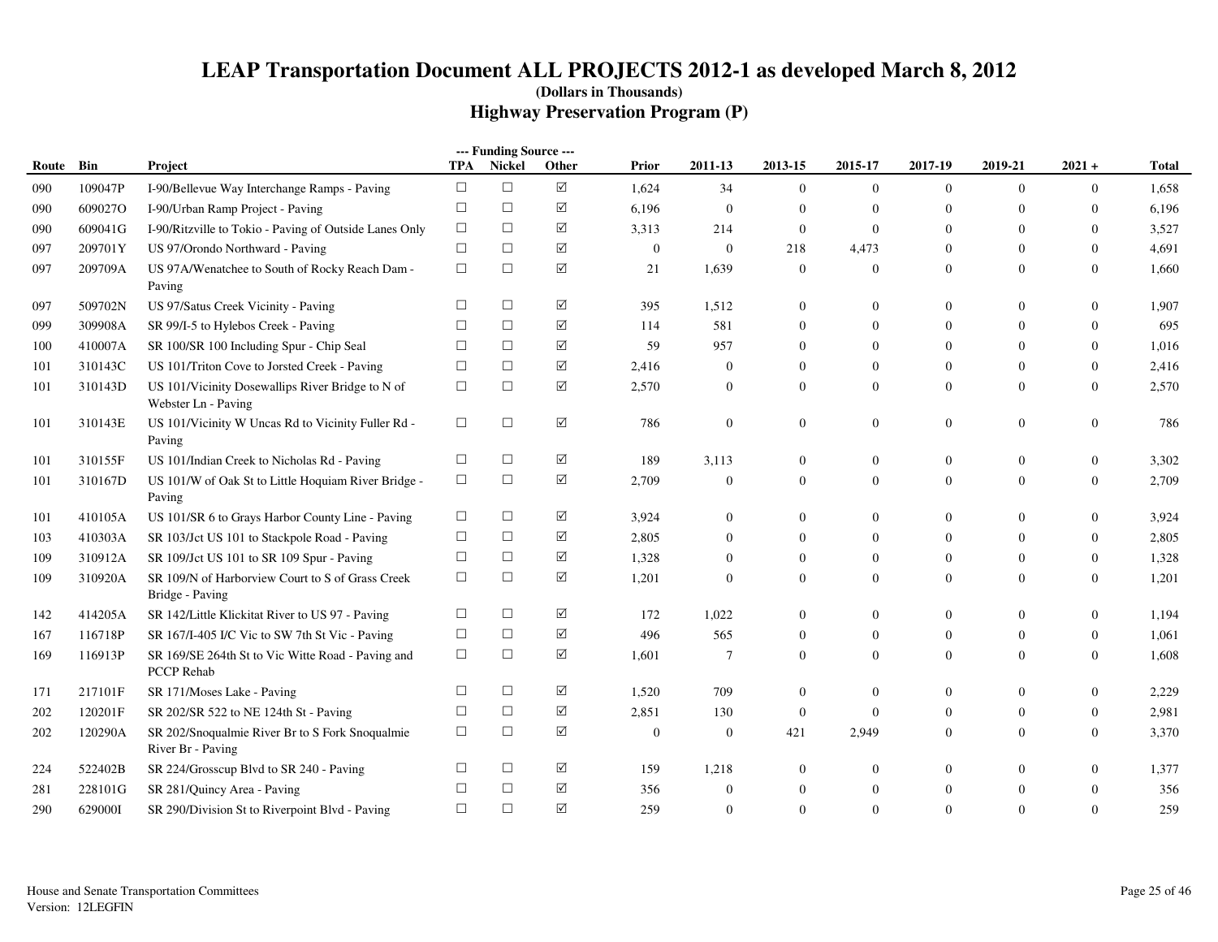# LEAP Transportation Document ALL PROJECTS 2012-1 as developed March 8, 2012

**(Dollars in Thousands)**

## Highway Preservation Program (P)

| Route | Bin | Project | --- Funding Source --- TPA | Nickel | Other | Prior | 2011-13 | 2013-15 | 2015-17 | 2017-19 | 2019-21 | 2021 + | Total |
|---|---|---|---|---|---|---|---|---|---|---|---|---|---|
| 090 | 109047P | I-90/Bellevue Way Interchange Ramps - Paving | ☐ | ☐ | ☑ | 1,624 | 34 | 0 | 0 | 0 | 0 | 0 | 1,658 |
| 090 | 609027O | I-90/Urban Ramp Project - Paving | ☐ | ☐ | ☑ | 6,196 | 0 | 0 | 0 | 0 | 0 | 0 | 6,196 |
| 090 | 609041G | I-90/Ritzville to Tokio - Paving of Outside Lanes Only | ☐ | ☐ | ☑ | 3,313 | 214 | 0 | 0 | 0 | 0 | 0 | 3,527 |
| 097 | 209701Y | US 97/Orondo Northward - Paving | ☐ | ☐ | ☑ | 0 | 0 | 218 | 4,473 | 0 | 0 | 0 | 4,691 |
| 097 | 209709A | US 97A/Wenatchee to South of Rocky Reach Dam - Paving | ☐ | ☐ | ☑ | 21 | 1,639 | 0 | 0 | 0 | 0 | 0 | 1,660 |
| 097 | 509702N | US 97/Satus Creek Vicinity - Paving | ☐ | ☐ | ☑ | 395 | 1,512 | 0 | 0 | 0 | 0 | 0 | 1,907 |
| 099 | 309908A | SR 99/I-5 to Hylebos Creek - Paving | ☐ | ☐ | ☑ | 114 | 581 | 0 | 0 | 0 | 0 | 0 | 695 |
| 100 | 410007A | SR 100/SR 100 Including Spur - Chip Seal | ☐ | ☐ | ☑ | 59 | 957 | 0 | 0 | 0 | 0 | 0 | 1,016 |
| 101 | 310143C | US 101/Triton Cove to Jorsted Creek - Paving | ☐ | ☐ | ☑ | 2,416 | 0 | 0 | 0 | 0 | 0 | 0 | 2,416 |
| 101 | 310143D | US 101/Vicinity Dosewallips River Bridge to N of Webster Ln - Paving | ☐ | ☐ | ☑ | 2,570 | 0 | 0 | 0 | 0 | 0 | 0 | 2,570 |
| 101 | 310143E | US 101/Vicinity W Uncas Rd to Vicinity Fuller Rd - Paving | ☐ | ☐ | ☑ | 786 | 0 | 0 | 0 | 0 | 0 | 0 | 786 |
| 101 | 310155F | US 101/Indian Creek to Nicholas Rd - Paving | ☐ | ☐ | ☑ | 189 | 3,113 | 0 | 0 | 0 | 0 | 0 | 3,302 |
| 101 | 310167D | US 101/W of Oak St to Little Hoquiam River Bridge - Paving | ☐ | ☐ | ☑ | 2,709 | 0 | 0 | 0 | 0 | 0 | 0 | 2,709 |
| 101 | 410105A | US 101/SR 6 to Grays Harbor County Line - Paving | ☐ | ☐ | ☑ | 3,924 | 0 | 0 | 0 | 0 | 0 | 0 | 3,924 |
| 103 | 410303A | SR 103/Jct US 101 to Stackpole Road - Paving | ☐ | ☐ | ☑ | 2,805 | 0 | 0 | 0 | 0 | 0 | 0 | 2,805 |
| 109 | 310912A | SR 109/Jct US 101 to SR 109 Spur - Paving | ☐ | ☐ | ☑ | 1,328 | 0 | 0 | 0 | 0 | 0 | 0 | 1,328 |
| 109 | 310920A | SR 109/N of Harborview Court to S of Grass Creek Bridge - Paving | ☐ | ☐ | ☑ | 1,201 | 0 | 0 | 0 | 0 | 0 | 0 | 1,201 |
| 142 | 414205A | SR 142/Little Klickitat River to US 97 - Paving | ☐ | ☐ | ☑ | 172 | 1,022 | 0 | 0 | 0 | 0 | 0 | 1,194 |
| 167 | 116718P | SR 167/I-405 I/C Vic to SW 7th St Vic - Paving | ☐ | ☐ | ☑ | 496 | 565 | 0 | 0 | 0 | 0 | 0 | 1,061 |
| 169 | 116913P | SR 169/SE 264th St to Vic Witte Road - Paving and PCCP Rehab | ☐ | ☐ | ☑ | 1,601 | 7 | 0 | 0 | 0 | 0 | 0 | 1,608 |
| 171 | 217101F | SR 171/Moses Lake - Paving | ☐ | ☐ | ☑ | 1,520 | 709 | 0 | 0 | 0 | 0 | 0 | 2,229 |
| 202 | 120201F | SR 202/SR 522 to NE 124th St - Paving | ☐ | ☐ | ☑ | 2,851 | 130 | 0 | 0 | 0 | 0 | 0 | 2,981 |
| 202 | 120290A | SR 202/Snoqualmie River Br to S Fork Snoqualmie River Br - Paving | ☐ | ☐ | ☑ | 0 | 0 | 421 | 2,949 | 0 | 0 | 0 | 3,370 |
| 224 | 522402B | SR 224/Grosscup Blvd to SR 240 - Paving | ☐ | ☐ | ☑ | 159 | 1,218 | 0 | 0 | 0 | 0 | 0 | 1,377 |
| 281 | 228101G | SR 281/Quincy Area - Paving | ☐ | ☐ | ☑ | 356 | 0 | 0 | 0 | 0 | 0 | 0 | 356 |
| 290 | 629000I | SR 290/Division St to Riverpoint Blvd - Paving | ☐ | ☐ | ☑ | 259 | 0 | 0 | 0 | 0 | 0 | 0 | 259 |

House and Senate Transportation Committees
Version: 12LEGFIN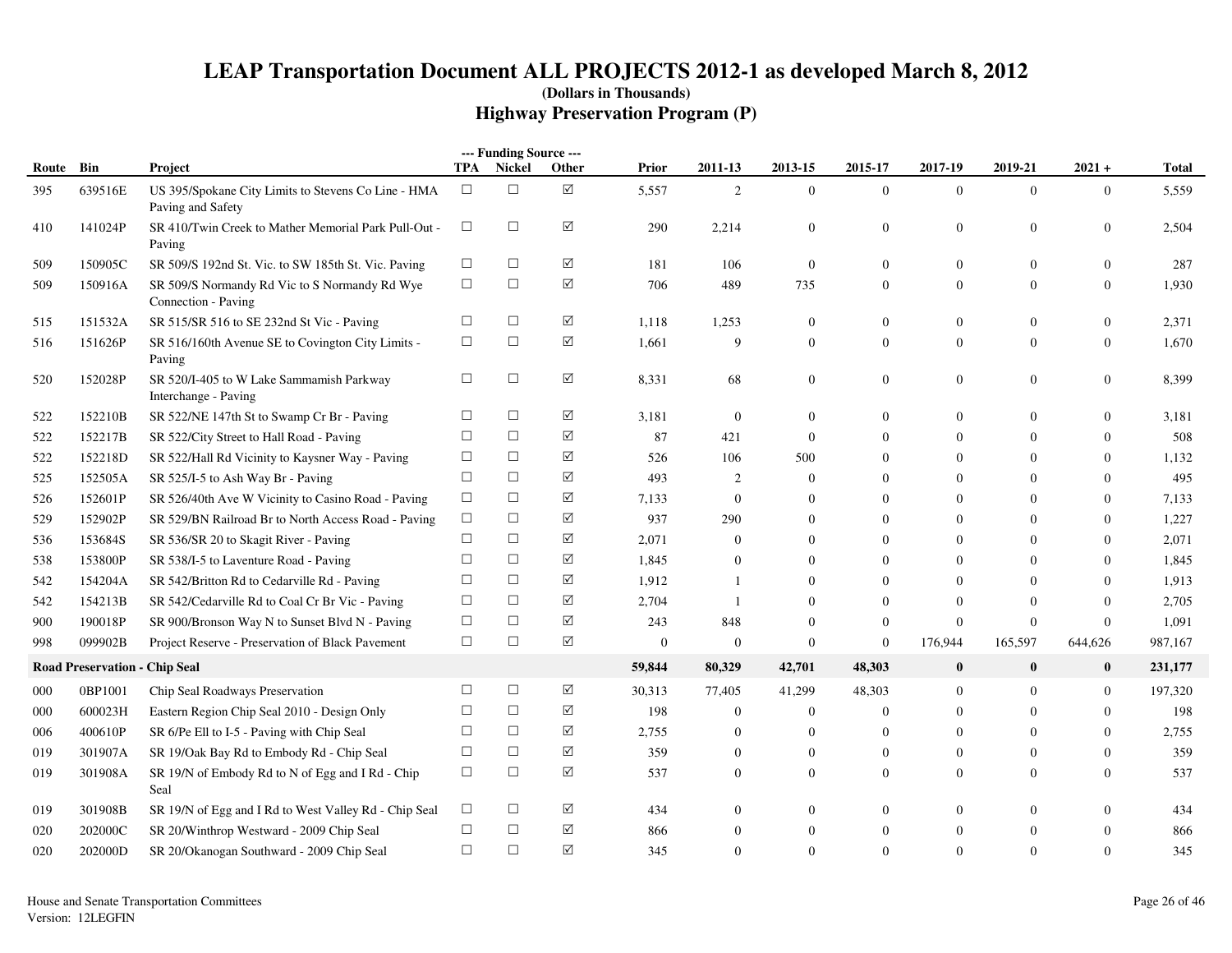# LEAP Transportation Document ALL PROJECTS 2012-1 as developed March 8, 2012

**(Dollars in Thousands)**

## Highway Preservation Program (P)

| Route | Bin | Project | --- Funding Source --- TPA | Nickel | Other | Prior | 2011-13 | 2013-15 | 2015-17 | 2017-19 | 2019-21 | 2021 + | Total |
|---|---|---|---|---|---|---|---|---|---|---|---|---|---|
| 395 | 639516E | US 395/Spokane City Limits to Stevens Co Line - HMA Paving and Safety | ☐ | ☐ | ☑ | 5,557 | 2 | 0 | 0 | 0 | 0 | 0 | 5,559 |
| 410 | 141024P | SR 410/Twin Creek to Mather Memorial Park Pull-Out - Paving | ☐ | ☐ | ☑ | 290 | 2,214 | 0 | 0 | 0 | 0 | 0 | 2,504 |
| 509 | 150905C | SR 509/S 192nd St. Vic. to SW 185th St. Vic. Paving | ☐ | ☐ | ☑ | 181 | 106 | 0 | 0 | 0 | 0 | 0 | 287 |
| 509 | 150916A | SR 509/S Normandy Rd Vic to S Normandy Rd Wye Connection - Paving | ☐ | ☐ | ☑ | 706 | 489 | 735 | 0 | 0 | 0 | 0 | 1,930 |
| 515 | 151532A | SR 515/SR 516 to SE 232nd St Vic - Paving | ☐ | ☐ | ☑ | 1,118 | 1,253 | 0 | 0 | 0 | 0 | 0 | 2,371 |
| 516 | 151626P | SR 516/160th Avenue SE to Covington City Limits - Paving | ☐ | ☐ | ☑ | 1,661 | 9 | 0 | 0 | 0 | 0 | 0 | 1,670 |
| 520 | 152028P | SR 520/I-405 to W Lake Sammamish Parkway Interchange - Paving | ☐ | ☐ | ☑ | 8,331 | 68 | 0 | 0 | 0 | 0 | 0 | 8,399 |
| 522 | 152210B | SR 522/NE 147th St to Swamp Cr Br - Paving | ☐ | ☐ | ☑ | 3,181 | 0 | 0 | 0 | 0 | 0 | 0 | 3,181 |
| 522 | 152217B | SR 522/City Street to Hall Road - Paving | ☐ | ☐ | ☑ | 87 | 421 | 0 | 0 | 0 | 0 | 0 | 508 |
| 522 | 152218D | SR 522/Hall Rd Vicinity to Kaysner Way - Paving | ☐ | ☐ | ☑ | 526 | 106 | 500 | 0 | 0 | 0 | 0 | 1,132 |
| 525 | 152505A | SR 525/I-5 to Ash Way Br - Paving | ☐ | ☐ | ☑ | 493 | 2 | 0 | 0 | 0 | 0 | 0 | 495 |
| 526 | 152601P | SR 526/40th Ave W Vicinity to Casino Road - Paving | ☐ | ☐ | ☑ | 7,133 | 0 | 0 | 0 | 0 | 0 | 0 | 7,133 |
| 529 | 152902P | SR 529/BN Railroad Br to North Access Road - Paving | ☐ | ☐ | ☑ | 937 | 290 | 0 | 0 | 0 | 0 | 0 | 1,227 |
| 536 | 153684S | SR 536/SR 20 to Skagit River - Paving | ☐ | ☐ | ☑ | 2,071 | 0 | 0 | 0 | 0 | 0 | 0 | 2,071 |
| 538 | 153800P | SR 538/I-5 to Laventure Road - Paving | ☐ | ☐ | ☑ | 1,845 | 0 | 0 | 0 | 0 | 0 | 0 | 1,845 |
| 542 | 154204A | SR 542/Britton Rd to Cedarville Rd - Paving | ☐ | ☐ | ☑ | 1,912 | 1 | 0 | 0 | 0 | 0 | 0 | 1,913 |
| 542 | 154213B | SR 542/Cedarville Rd to Coal Cr Br Vic - Paving | ☐ | ☐ | ☑ | 2,704 | 1 | 0 | 0 | 0 | 0 | 0 | 2,705 |
| 900 | 190018P | SR 900/Bronson Way N to Sunset Blvd N - Paving | ☐ | ☐ | ☑ | 243 | 848 | 0 | 0 | 0 | 0 | 0 | 1,091 |
| 998 | 099902B | Project Reserve - Preservation of Black Pavement | ☐ | ☐ | ☑ | 0 | 0 | 0 | 0 | 176,944 | 165,597 | 644,626 | 987,167 |
| **Road Preservation - Chip Seal** | | | | | | **59,844** | **80,329** | **42,701** | **48,303** | **0** | **0** | **0** | **231,177** |
| 000 | 0BP1001 | Chip Seal Roadways Preservation | ☐ | ☐ | ☑ | 30,313 | 77,405 | 41,299 | 48,303 | 0 | 0 | 0 | 197,320 |
| 000 | 600023H | Eastern Region Chip Seal 2010 - Design Only | ☐ | ☐ | ☑ | 198 | 0 | 0 | 0 | 0 | 0 | 0 | 198 |
| 006 | 400610P | SR 6/Pe Ell to I-5 - Paving with Chip Seal | ☐ | ☐ | ☑ | 2,755 | 0 | 0 | 0 | 0 | 0 | 0 | 2,755 |
| 019 | 301907A | SR 19/Oak Bay Rd to Embody Rd - Chip Seal | ☐ | ☐ | ☑ | 359 | 0 | 0 | 0 | 0 | 0 | 0 | 359 |
| 019 | 301908A | SR 19/N of Embody Rd to N of Egg and I Rd - Chip Seal | ☐ | ☐ | ☑ | 537 | 0 | 0 | 0 | 0 | 0 | 0 | 537 |
| 019 | 301908B | SR 19/N of Egg and I Rd to West Valley Rd - Chip Seal | ☐ | ☐ | ☑ | 434 | 0 | 0 | 0 | 0 | 0 | 0 | 434 |
| 020 | 202000C | SR 20/Winthrop Westward - 2009 Chip Seal | ☐ | ☐ | ☑ | 866 | 0 | 0 | 0 | 0 | 0 | 0 | 866 |
| 020 | 202000D | SR 20/Okanogan Southward - 2009 Chip Seal | ☐ | ☐ | ☑ | 345 | 0 | 0 | 0 | 0 | 0 | 0 | 345 |

House and Senate Transportation Committees
Version: 12LEGFIN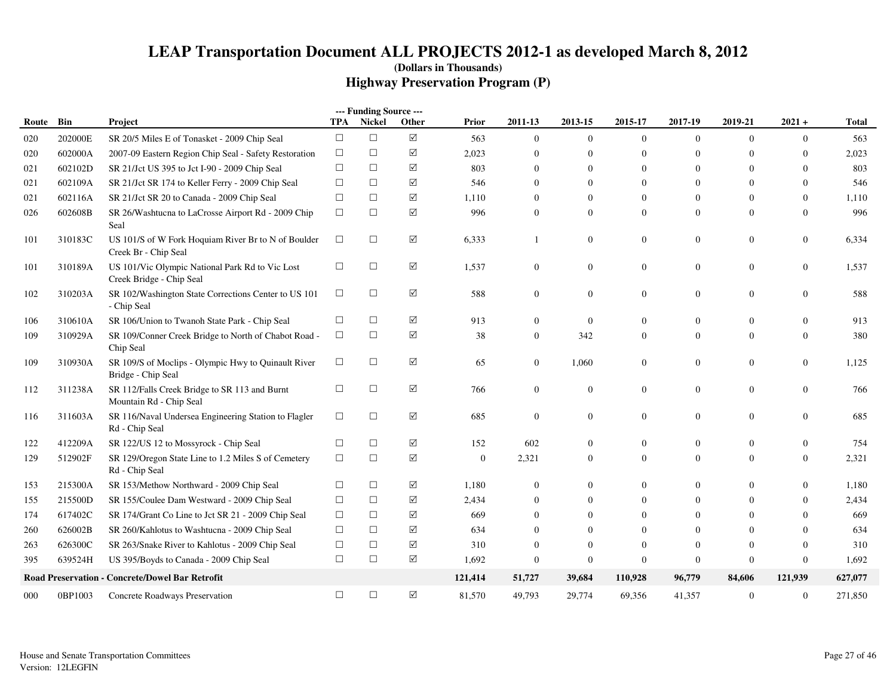# LEAP Transportation Document ALL PROJECTS 2012-1 as developed March 8, 2012

**(Dollars in Thousands)**

## Highway Preservation Program (P)

| Route | Bin | Project | --- Funding Source --- TPA | Nickel | Other | Prior | 2011-13 | 2013-15 | 2015-17 | 2017-19 | 2019-21 | 2021 + | Total |
|---|---|---|---|---|---|---|---|---|---|---|---|---|---|
| 020 | 202000E | SR 20/5 Miles E of Tonasket - 2009 Chip Seal | ☐ | ☐ | ☑ | 563 | 0 | 0 | 0 | 0 | 0 | 0 | 563 |
| 020 | 602000A | 2007-09 Eastern Region Chip Seal - Safety Restoration | ☐ | ☐ | ☑ | 2,023 | 0 | 0 | 0 | 0 | 0 | 0 | 2,023 |
| 021 | 602102D | SR 21/Jct US 395 to Jct I-90 - 2009 Chip Seal | ☐ | ☐ | ☑ | 803 | 0 | 0 | 0 | 0 | 0 | 0 | 803 |
| 021 | 602109A | SR 21/Jct SR 174 to Keller Ferry - 2009 Chip Seal | ☐ | ☐ | ☑ | 546 | 0 | 0 | 0 | 0 | 0 | 0 | 546 |
| 021 | 602116A | SR 21/Jct SR 20 to Canada - 2009 Chip Seal | ☐ | ☐ | ☑ | 1,110 | 0 | 0 | 0 | 0 | 0 | 0 | 1,110 |
| 026 | 602608B | SR 26/Washtucna to LaCrosse Airport Rd - 2009 Chip Seal | ☐ | ☐ | ☑ | 996 | 0 | 0 | 0 | 0 | 0 | 0 | 996 |
| 101 | 310183C | US 101/S of W Fork Hoquiam River Br to N of Boulder Creek Br - Chip Seal | ☐ | ☐ | ☑ | 6,333 | 1 | 0 | 0 | 0 | 0 | 0 | 6,334 |
| 101 | 310189A | US 101/Vic Olympic National Park Rd to Vic Lost Creek Bridge - Chip Seal | ☐ | ☐ | ☑ | 1,537 | 0 | 0 | 0 | 0 | 0 | 0 | 1,537 |
| 102 | 310203A | SR 102/Washington State Corrections Center to US 101 - Chip Seal | ☐ | ☐ | ☑ | 588 | 0 | 0 | 0 | 0 | 0 | 0 | 588 |
| 106 | 310610A | SR 106/Union to Twanoh State Park - Chip Seal | ☐ | ☐ | ☑ | 913 | 0 | 0 | 0 | 0 | 0 | 0 | 913 |
| 109 | 310929A | SR 109/Conner Creek Bridge to North of Chabot Road - Chip Seal | ☐ | ☐ | ☑ | 38 | 0 | 342 | 0 | 0 | 0 | 0 | 380 |
| 109 | 310930A | SR 109/S of Moclips - Olympic Hwy to Quinault River Bridge - Chip Seal | ☐ | ☐ | ☑ | 65 | 0 | 1,060 | 0 | 0 | 0 | 0 | 1,125 |
| 112 | 311238A | SR 112/Falls Creek Bridge to SR 113 and Burnt Mountain Rd - Chip Seal | ☐ | ☐ | ☑ | 766 | 0 | 0 | 0 | 0 | 0 | 0 | 766 |
| 116 | 311603A | SR 116/Naval Undersea Engineering Station to Flagler Rd - Chip Seal | ☐ | ☐ | ☑ | 685 | 0 | 0 | 0 | 0 | 0 | 0 | 685 |
| 122 | 412209A | SR 122/US 12 to Mossyrock - Chip Seal | ☐ | ☐ | ☑ | 152 | 602 | 0 | 0 | 0 | 0 | 0 | 754 |
| 129 | 512902F | SR 129/Oregon State Line to 1.2 Miles S of Cemetery Rd - Chip Seal | ☐ | ☐ | ☑ | 0 | 2,321 | 0 | 0 | 0 | 0 | 0 | 2,321 |
| 153 | 215300A | SR 153/Methow Northward - 2009 Chip Seal | ☐ | ☐ | ☑ | 1,180 | 0 | 0 | 0 | 0 | 0 | 0 | 1,180 |
| 155 | 215500D | SR 155/Coulee Dam Westward - 2009 Chip Seal | ☐ | ☐ | ☑ | 2,434 | 0 | 0 | 0 | 0 | 0 | 0 | 2,434 |
| 174 | 617402C | SR 174/Grant Co Line to Jct SR 21 - 2009 Chip Seal | ☐ | ☐ | ☑ | 669 | 0 | 0 | 0 | 0 | 0 | 0 | 669 |
| 260 | 626002B | SR 260/Kahlotus to Washtucna - 2009 Chip Seal | ☐ | ☐ | ☑ | 634 | 0 | 0 | 0 | 0 | 0 | 0 | 634 |
| 263 | 626300C | SR 263/Snake River to Kahlotus - 2009 Chip Seal | ☐ | ☐ | ☑ | 310 | 0 | 0 | 0 | 0 | 0 | 0 | 310 |
| 395 | 639524H | US 395/Boyds to Canada - 2009 Chip Seal | ☐ | ☐ | ☑ | 1,692 | 0 | 0 | 0 | 0 | 0 | 0 | 1,692 |
| **Road Preservation - Concrete/Dowel Bar Retrofit** | | | | | | **121,414** | **51,727** | **39,684** | **110,928** | **96,779** | **84,606** | **121,939** | **627,077** |
| 000 | 0BP1003 | Concrete Roadways Preservation | ☐ | ☐ | ☑ | 81,570 | 49,793 | 29,774 | 69,356 | 41,357 | 0 | 0 | 271,850 |

House and Senate Transportation Committees
Version: 12LEGFIN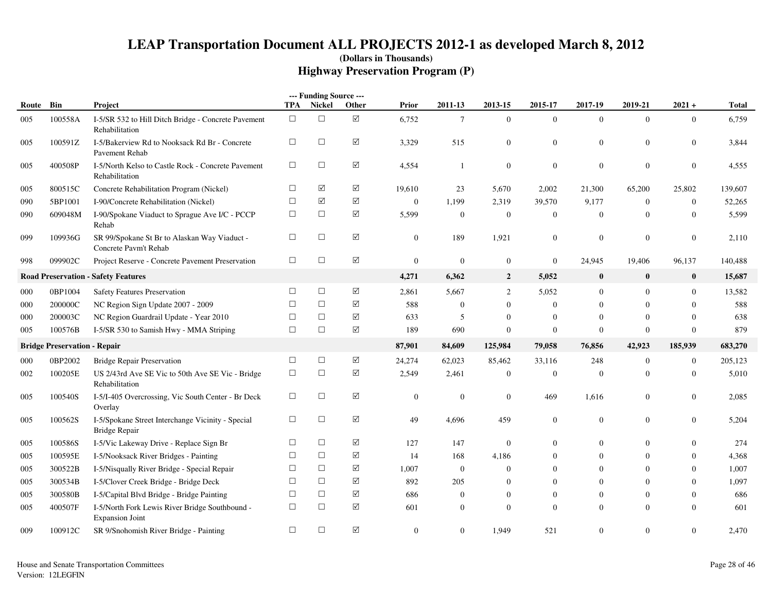# LEAP Transportation Document ALL PROJECTS 2012-1 as developed March 8, 2012

**(Dollars in Thousands)**

## Highway Preservation Program (P)

| Route | Bin | Project | --- Funding Source --- TPA | Nickel | Other | Prior | 2011-13 | 2013-15 | 2015-17 | 2017-19 | 2019-21 | 2021 + | Total |
|---|---|---|---|---|---|---|---|---|---|---|---|---|---|
| 005 | 100558A | I-5/SR 532 to Hill Ditch Bridge - Concrete Pavement Rehabilitation | ☐ | ☐ | ☑ | 6,752 | 7 | 0 | 0 | 0 | 0 | 0 | 6,759 |
| 005 | 100591Z | I-5/Bakerview Rd to Nooksack Rd Br - Concrete Pavement Rehab | ☐ | ☐ | ☑ | 3,329 | 515 | 0 | 0 | 0 | 0 | 0 | 3,844 |
| 005 | 400508P | I-5/North Kelso to Castle Rock - Concrete Pavement Rehabilitation | ☐ | ☐ | ☑ | 4,554 | 1 | 0 | 0 | 0 | 0 | 0 | 4,555 |
| 005 | 800515C | Concrete Rehabilitation Program (Nickel) | ☐ | ☑ | ☑ | 19,610 | 23 | 5,670 | 2,002 | 21,300 | 65,200 | 25,802 | 139,607 |
| 090 | 5BP1001 | I-90/Concrete Rehabilitation (Nickel) | ☐ | ☑ | ☑ | 0 | 1,199 | 2,319 | 39,570 | 9,177 | 0 | 0 | 52,265 |
| 090 | 609048M | I-90/Spokane Viaduct to Sprague Ave I/C - PCCP Rehab | ☐ | ☐ | ☑ | 5,599 | 0 | 0 | 0 | 0 | 0 | 0 | 5,599 |
| 099 | 109936G | SR 99/Spokane St Br to Alaskan Way Viaduct - Concrete Pavm't Rehab | ☐ | ☐ | ☑ | 0 | 189 | 1,921 | 0 | 0 | 0 | 0 | 2,110 |
| 998 | 099902C | Project Reserve - Concrete Pavement Preservation | ☐ | ☐ | ☑ | 0 | 0 | 0 | 0 | 24,945 | 19,406 | 96,137 | 140,488 |
| **Road Preservation - Safety Features** | | | | | | **4,271** | **6,362** | **2** | **5,052** | **0** | **0** | **0** | **15,687** |
| 000 | 0BP1004 | Safety Features Preservation | ☐ | ☐ | ☑ | 2,861 | 5,667 | 2 | 5,052 | 0 | 0 | 0 | 13,582 |
| 000 | 200000C | NC Region Sign Update 2007 - 2009 | ☐ | ☐ | ☑ | 588 | 0 | 0 | 0 | 0 | 0 | 0 | 588 |
| 000 | 200003C | NC Region Guardrail Update - Year 2010 | ☐ | ☐ | ☑ | 633 | 5 | 0 | 0 | 0 | 0 | 0 | 638 |
| 005 | 100576B | I-5/SR 530 to Samish Hwy - MMA Striping | ☐ | ☐ | ☑ | 189 | 690 | 0 | 0 | 0 | 0 | 0 | 879 |
| **Bridge Preservation - Repair** | | | | | | **87,901** | **84,609** | **125,984** | **79,058** | **76,856** | **42,923** | **185,939** | **683,270** |
| 000 | 0BP2002 | Bridge Repair Preservation | ☐ | ☐ | ☑ | 24,274 | 62,023 | 85,462 | 33,116 | 248 | 0 | 0 | 205,123 |
| 002 | 100205E | US 2/43rd Ave SE Vic to 50th Ave SE Vic - Bridge Rehabilitation | ☐ | ☐ | ☑ | 2,549 | 2,461 | 0 | 0 | 0 | 0 | 0 | 5,010 |
| 005 | 100540S | I-5/I-405 Overcrossing, Vic South Center - Br Deck Overlay | ☐ | ☐ | ☑ | 0 | 0 | 0 | 469 | 1,616 | 0 | 0 | 2,085 |
| 005 | 100562S | I-5/Spokane Street Interchange Vicinity - Special Bridge Repair | ☐ | ☐ | ☑ | 49 | 4,696 | 459 | 0 | 0 | 0 | 0 | 5,204 |
| 005 | 100586S | I-5/Vic Lakeway Drive - Replace Sign Br | ☐ | ☐ | ☑ | 127 | 147 | 0 | 0 | 0 | 0 | 0 | 274 |
| 005 | 100595E | I-5/Nooksack River Bridges - Painting | ☐ | ☐ | ☑ | 14 | 168 | 4,186 | 0 | 0 | 0 | 0 | 4,368 |
| 005 | 300522B | I-5/Nisqually River Bridge - Special Repair | ☐ | ☐ | ☑ | 1,007 | 0 | 0 | 0 | 0 | 0 | 0 | 1,007 |
| 005 | 300534B | I-5/Clover Creek Bridge - Bridge Deck | ☐ | ☐ | ☑ | 892 | 205 | 0 | 0 | 0 | 0 | 0 | 1,097 |
| 005 | 300580B | I-5/Capital Blvd Bridge - Bridge Painting | ☐ | ☐ | ☑ | 686 | 0 | 0 | 0 | 0 | 0 | 0 | 686 |
| 005 | 400507F | I-5/North Fork Lewis River Bridge Southbound - Expansion Joint | ☐ | ☐ | ☑ | 601 | 0 | 0 | 0 | 0 | 0 | 0 | 601 |
| 009 | 100912C | SR 9/Snohomish River Bridge - Painting | ☐ | ☐ | ☑ | 0 | 0 | 1,949 | 521 | 0 | 0 | 0 | 2,470 |

House and Senate Transportation Committees
Version: 12LEGFIN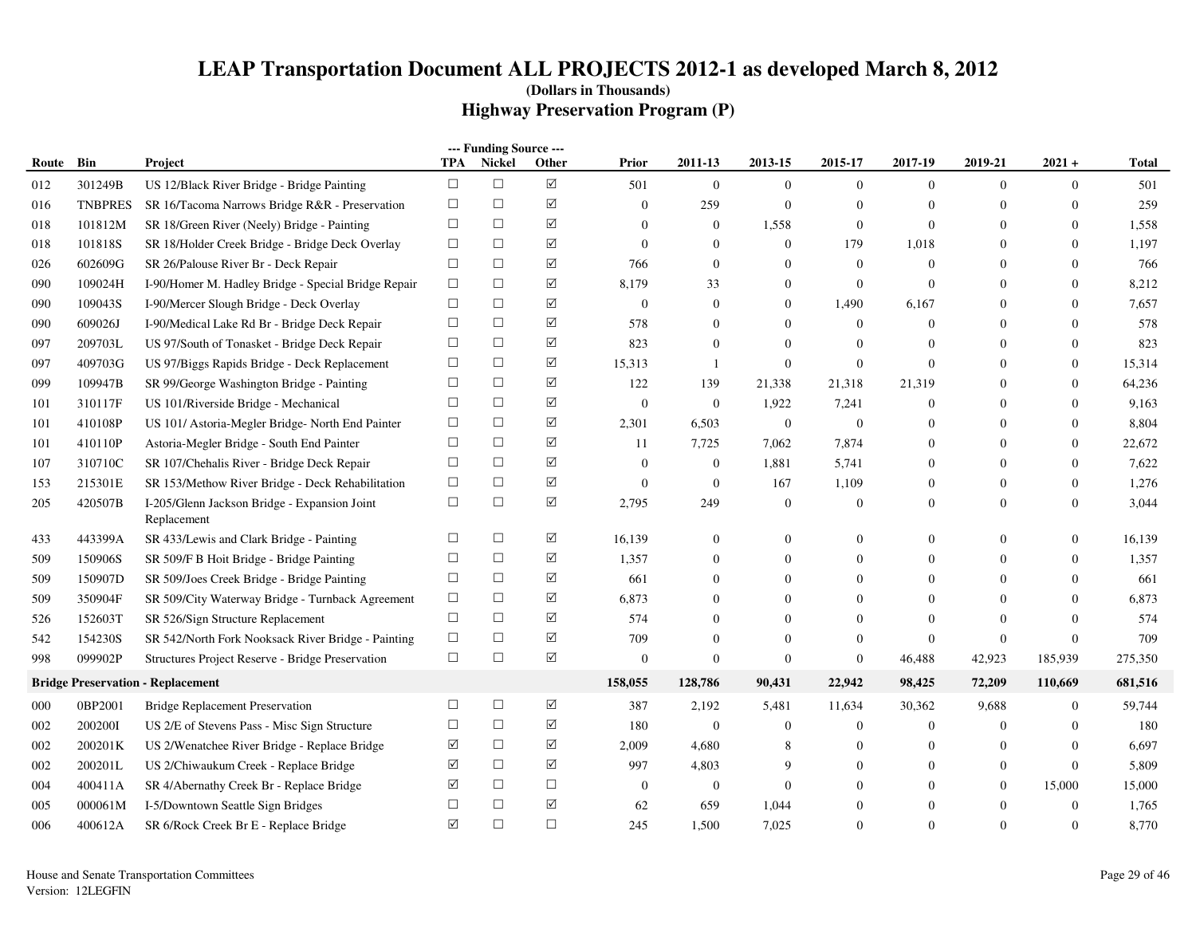# LEAP Transportation Document ALL PROJECTS 2012-1 as developed March 8, 2012

**(Dollars in Thousands)**

## Highway Preservation Program (P)

| Route | Bin | Project | --- Funding Source --- TPA | Nickel | Other | Prior | 2011-13 | 2013-15 | 2015-17 | 2017-19 | 2019-21 | 2021 + | Total |
|---|---|---|---|---|---|---|---|---|---|---|---|---|---|
| 012 | 301249B | US 12/Black River Bridge - Bridge Painting | ☐ | ☐ | ☑ | 501 | 0 | 0 | 0 | 0 | 0 | 0 | 501 |
| 016 | TNBPRES | SR 16/Tacoma Narrows Bridge R&R - Preservation | ☐ | ☐ | ☑ | 0 | 259 | 0 | 0 | 0 | 0 | 0 | 259 |
| 018 | 101812M | SR 18/Green River (Neely) Bridge - Painting | ☐ | ☐ | ☑ | 0 | 0 | 1,558 | 0 | 0 | 0 | 0 | 1,558 |
| 018 | 101818S | SR 18/Holder Creek Bridge - Bridge Deck Overlay | ☐ | ☐ | ☑ | 0 | 0 | 0 | 179 | 1,018 | 0 | 0 | 1,197 |
| 026 | 602609G | SR 26/Palouse River Br - Deck Repair | ☐ | ☐ | ☑ | 766 | 0 | 0 | 0 | 0 | 0 | 0 | 766 |
| 090 | 109024H | I-90/Homer M. Hadley Bridge - Special Bridge Repair | ☐ | ☐ | ☑ | 8,179 | 33 | 0 | 0 | 0 | 0 | 0 | 8,212 |
| 090 | 109043S | I-90/Mercer Slough Bridge - Deck Overlay | ☐ | ☐ | ☑ | 0 | 0 | 0 | 1,490 | 6,167 | 0 | 0 | 7,657 |
| 090 | 609026J | I-90/Medical Lake Rd Br - Bridge Deck Repair | ☐ | ☐ | ☑ | 578 | 0 | 0 | 0 | 0 | 0 | 0 | 578 |
| 097 | 209703L | US 97/South of Tonasket - Bridge Deck Repair | ☐ | ☐ | ☑ | 823 | 0 | 0 | 0 | 0 | 0 | 0 | 823 |
| 097 | 409703G | US 97/Biggs Rapids Bridge - Deck Replacement | ☐ | ☐ | ☑ | 15,313 | 1 | 0 | 0 | 0 | 0 | 0 | 15,314 |
| 099 | 109947B | SR 99/George Washington Bridge - Painting | ☐ | ☐ | ☑ | 122 | 139 | 21,338 | 21,318 | 21,319 | 0 | 0 | 64,236 |
| 101 | 310117F | US 101/Riverside Bridge - Mechanical | ☐ | ☐ | ☑ | 0 | 0 | 1,922 | 7,241 | 0 | 0 | 0 | 9,163 |
| 101 | 410108P | US 101/ Astoria-Megler Bridge- North End Painter | ☐ | ☐ | ☑ | 2,301 | 6,503 | 0 | 0 | 0 | 0 | 0 | 8,804 |
| 101 | 410110P | Astoria-Megler Bridge - South End Painter | ☐ | ☐ | ☑ | 11 | 7,725 | 7,062 | 7,874 | 0 | 0 | 0 | 22,672 |
| 107 | 310710C | SR 107/Chehalis River - Bridge Deck Repair | ☐ | ☐ | ☑ | 0 | 0 | 1,881 | 5,741 | 0 | 0 | 0 | 7,622 |
| 153 | 215301E | SR 153/Methow River Bridge - Deck Rehabilitation | ☐ | ☐ | ☑ | 0 | 0 | 167 | 1,109 | 0 | 0 | 0 | 1,276 |
| 205 | 420507B | I-205/Glenn Jackson Bridge - Expansion Joint Replacement | ☐ | ☐ | ☑ | 2,795 | 249 | 0 | 0 | 0 | 0 | 0 | 3,044 |
| 433 | 443399A | SR 433/Lewis and Clark Bridge - Painting | ☐ | ☐ | ☑ | 16,139 | 0 | 0 | 0 | 0 | 0 | 0 | 16,139 |
| 509 | 150906S | SR 509/F B Hoit Bridge - Bridge Painting | ☐ | ☐ | ☑ | 1,357 | 0 | 0 | 0 | 0 | 0 | 0 | 1,357 |
| 509 | 150907D | SR 509/Joes Creek Bridge - Bridge Painting | ☐ | ☐ | ☑ | 661 | 0 | 0 | 0 | 0 | 0 | 0 | 661 |
| 509 | 350904F | SR 509/City Waterway Bridge - Turnback Agreement | ☐ | ☐ | ☑ | 6,873 | 0 | 0 | 0 | 0 | 0 | 0 | 6,873 |
| 526 | 152603T | SR 526/Sign Structure Replacement | ☐ | ☐ | ☑ | 574 | 0 | 0 | 0 | 0 | 0 | 0 | 574 |
| 542 | 154230S | SR 542/North Fork Nooksack River Bridge - Painting | ☐ | ☐ | ☑ | 709 | 0 | 0 | 0 | 0 | 0 | 0 | 709 |
| 998 | 099902P | Structures Project Reserve - Bridge Preservation | ☐ | ☐ | ☑ | 0 | 0 | 0 | 0 | 46,488 | 42,923 | 185,939 | 275,350 |
| **Bridge Preservation - Replacement** | | | | | | **158,055** | **128,786** | **90,431** | **22,942** | **98,425** | **72,209** | **110,669** | **681,516** |
| 000 | 0BP2001 | Bridge Replacement Preservation | ☐ | ☐ | ☑ | 387 | 2,192 | 5,481 | 11,634 | 30,362 | 9,688 | 0 | 59,744 |
| 002 | 200200I | US 2/E of Stevens Pass - Misc Sign Structure | ☐ | ☐ | ☑ | 180 | 0 | 0 | 0 | 0 | 0 | 0 | 180 |
| 002 | 200201K | US 2/Wenatchee River Bridge - Replace Bridge | ☑ | ☐ | ☑ | 2,009 | 4,680 | 8 | 0 | 0 | 0 | 0 | 6,697 |
| 002 | 200201L | US 2/Chiwaukum Creek - Replace Bridge | ☑ | ☐ | ☑ | 997 | 4,803 | 9 | 0 | 0 | 0 | 0 | 5,809 |
| 004 | 400411A | SR 4/Abernathy Creek Br - Replace Bridge | ☑ | ☐ | ☐ | 0 | 0 | 0 | 0 | 0 | 0 | 15,000 | 15,000 |
| 005 | 000061M | I-5/Downtown Seattle Sign Bridges | ☐ | ☐ | ☑ | 62 | 659 | 1,044 | 0 | 0 | 0 | 0 | 1,765 |
| 006 | 400612A | SR 6/Rock Creek Br E - Replace Bridge | ☑ | ☐ | ☐ | 245 | 1,500 | 7,025 | 0 | 0 | 0 | 0 | 8,770 |

House and Senate Transportation Committees
Version: 12LEGFIN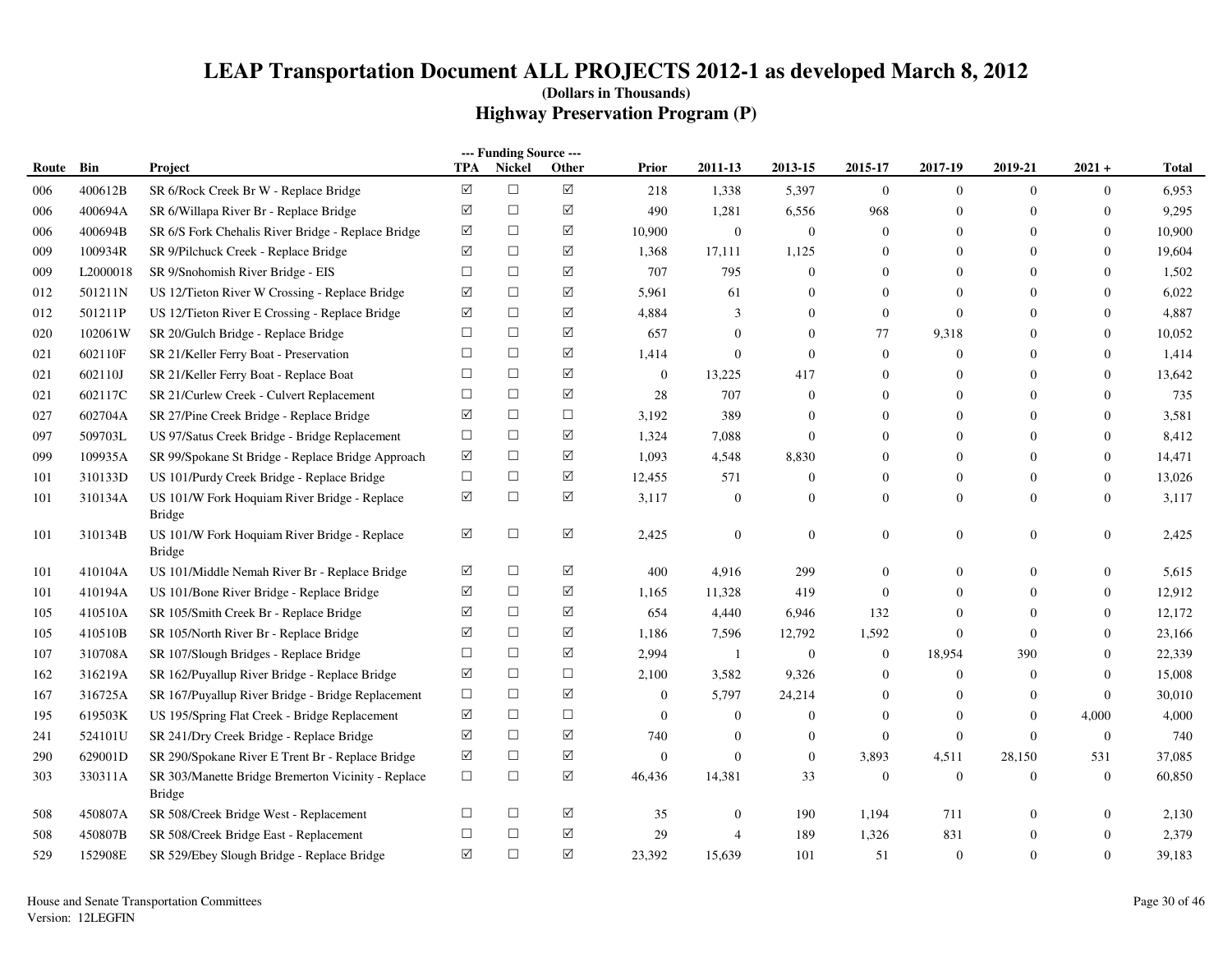# LEAP Transportation Document ALL PROJECTS 2012-1 as developed March 8, 2012

**(Dollars in Thousands)**

## Highway Preservation Program (P)

| Route | Bin | Project | --- Funding Source --- TPA | Nickel | Other | Prior | 2011-13 | 2013-15 | 2015-17 | 2017-19 | 2019-21 | 2021 + | Total |
|---|---|---|---|---|---|---|---|---|---|---|---|---|---|
| 006 | 400612B | SR 6/Rock Creek Br W - Replace Bridge | ☑ | ☐ | ☑ | 218 | 1,338 | 5,397 | 0 | 0 | 0 | 0 | 6,953 |
| 006 | 400694A | SR 6/Willapa River Br - Replace Bridge | ☑ | ☐ | ☑ | 490 | 1,281 | 6,556 | 968 | 0 | 0 | 0 | 9,295 |
| 006 | 400694B | SR 6/S Fork Chehalis River Bridge - Replace Bridge | ☑ | ☐ | ☑ | 10,900 | 0 | 0 | 0 | 0 | 0 | 0 | 10,900 |
| 009 | 100934R | SR 9/Pilchuck Creek - Replace Bridge | ☑ | ☐ | ☑ | 1,368 | 17,111 | 1,125 | 0 | 0 | 0 | 0 | 19,604 |
| 009 | L2000018 | SR 9/Snohomish River Bridge - EIS | ☐ | ☐ | ☑ | 707 | 795 | 0 | 0 | 0 | 0 | 0 | 1,502 |
| 012 | 501211N | US 12/Tieton River W Crossing - Replace Bridge | ☑ | ☐ | ☑ | 5,961 | 61 | 0 | 0 | 0 | 0 | 0 | 6,022 |
| 012 | 501211P | US 12/Tieton River E Crossing - Replace Bridge | ☑ | ☐ | ☑ | 4,884 | 3 | 0 | 0 | 0 | 0 | 0 | 4,887 |
| 020 | 102061W | SR 20/Gulch Bridge - Replace Bridge | ☐ | ☐ | ☑ | 657 | 0 | 0 | 77 | 9,318 | 0 | 0 | 10,052 |
| 021 | 602110F | SR 21/Keller Ferry Boat - Preservation | ☐ | ☐ | ☑ | 1,414 | 0 | 0 | 0 | 0 | 0 | 0 | 1,414 |
| 021 | 602110J | SR 21/Keller Ferry Boat - Replace Boat | ☐ | ☐ | ☑ | 0 | 13,225 | 417 | 0 | 0 | 0 | 0 | 13,642 |
| 021 | 602117C | SR 21/Curlew Creek - Culvert Replacement | ☐ | ☐ | ☑ | 28 | 707 | 0 | 0 | 0 | 0 | 0 | 735 |
| 027 | 602704A | SR 27/Pine Creek Bridge - Replace Bridge | ☑ | ☐ | ☐ | 3,192 | 389 | 0 | 0 | 0 | 0 | 0 | 3,581 |
| 097 | 509703L | US 97/Satus Creek Bridge - Bridge Replacement | ☐ | ☐ | ☑ | 1,324 | 7,088 | 0 | 0 | 0 | 0 | 0 | 8,412 |
| 099 | 109935A | SR 99/Spokane St Bridge - Replace Bridge Approach | ☑ | ☐ | ☑ | 1,093 | 4,548 | 8,830 | 0 | 0 | 0 | 0 | 14,471 |
| 101 | 310133D | US 101/Purdy Creek Bridge - Replace Bridge | ☐ | ☐ | ☑ | 12,455 | 571 | 0 | 0 | 0 | 0 | 0 | 13,026 |
| 101 | 310134A | US 101/W Fork Hoquiam River Bridge - Replace Bridge | ☑ | ☐ | ☑ | 3,117 | 0 | 0 | 0 | 0 | 0 | 0 | 3,117 |
| 101 | 310134B | US 101/W Fork Hoquiam River Bridge - Replace Bridge | ☑ | ☐ | ☑ | 2,425 | 0 | 0 | 0 | 0 | 0 | 0 | 2,425 |
| 101 | 410104A | US 101/Middle Nemah River Br - Replace Bridge | ☑ | ☐ | ☑ | 400 | 4,916 | 299 | 0 | 0 | 0 | 0 | 5,615 |
| 101 | 410194A | US 101/Bone River Bridge - Replace Bridge | ☑ | ☐ | ☑ | 1,165 | 11,328 | 419 | 0 | 0 | 0 | 0 | 12,912 |
| 105 | 410510A | SR 105/Smith Creek Br - Replace Bridge | ☑ | ☐ | ☑ | 654 | 4,440 | 6,946 | 132 | 0 | 0 | 0 | 12,172 |
| 105 | 410510B | SR 105/North River Br - Replace Bridge | ☑ | ☐ | ☑ | 1,186 | 7,596 | 12,792 | 1,592 | 0 | 0 | 0 | 23,166 |
| 107 | 310708A | SR 107/Slough Bridges - Replace Bridge | ☐ | ☐ | ☑ | 2,994 | 1 | 0 | 0 | 18,954 | 390 | 0 | 22,339 |
| 162 | 316219A | SR 162/Puyallup River Bridge - Replace Bridge | ☑ | ☐ | ☐ | 2,100 | 3,582 | 9,326 | 0 | 0 | 0 | 0 | 15,008 |
| 167 | 316725A | SR 167/Puyallup River Bridge - Bridge Replacement | ☐ | ☐ | ☑ | 0 | 5,797 | 24,214 | 0 | 0 | 0 | 0 | 30,010 |
| 195 | 619503K | US 195/Spring Flat Creek - Bridge Replacement | ☑ | ☐ | ☐ | 0 | 0 | 0 | 0 | 0 | 0 | 4,000 | 4,000 |
| 241 | 524101U | SR 241/Dry Creek Bridge - Replace Bridge | ☑ | ☐ | ☑ | 740 | 0 | 0 | 0 | 0 | 0 | 0 | 740 |
| 290 | 629001D | SR 290/Spokane River E Trent Br - Replace Bridge | ☑ | ☐ | ☑ | 0 | 0 | 0 | 3,893 | 4,511 | 28,150 | 531 | 37,085 |
| 303 | 330311A | SR 303/Manette Bridge Bremerton Vicinity - Replace Bridge | ☐ | ☐ | ☑ | 46,436 | 14,381 | 33 | 0 | 0 | 0 | 0 | 60,850 |
| 508 | 450807A | SR 508/Creek Bridge West - Replacement | ☐ | ☐ | ☑ | 35 | 0 | 190 | 1,194 | 711 | 0 | 0 | 2,130 |
| 508 | 450807B | SR 508/Creek Bridge East - Replacement | ☐ | ☐ | ☑ | 29 | 4 | 189 | 1,326 | 831 | 0 | 0 | 2,379 |
| 529 | 152908E | SR 529/Ebey Slough Bridge - Replace Bridge | ☑ | ☐ | ☑ | 23,392 | 15,639 | 101 | 51 | 0 | 0 | 0 | 39,183 |

House and Senate Transportation Committees
Version: 12LEGFIN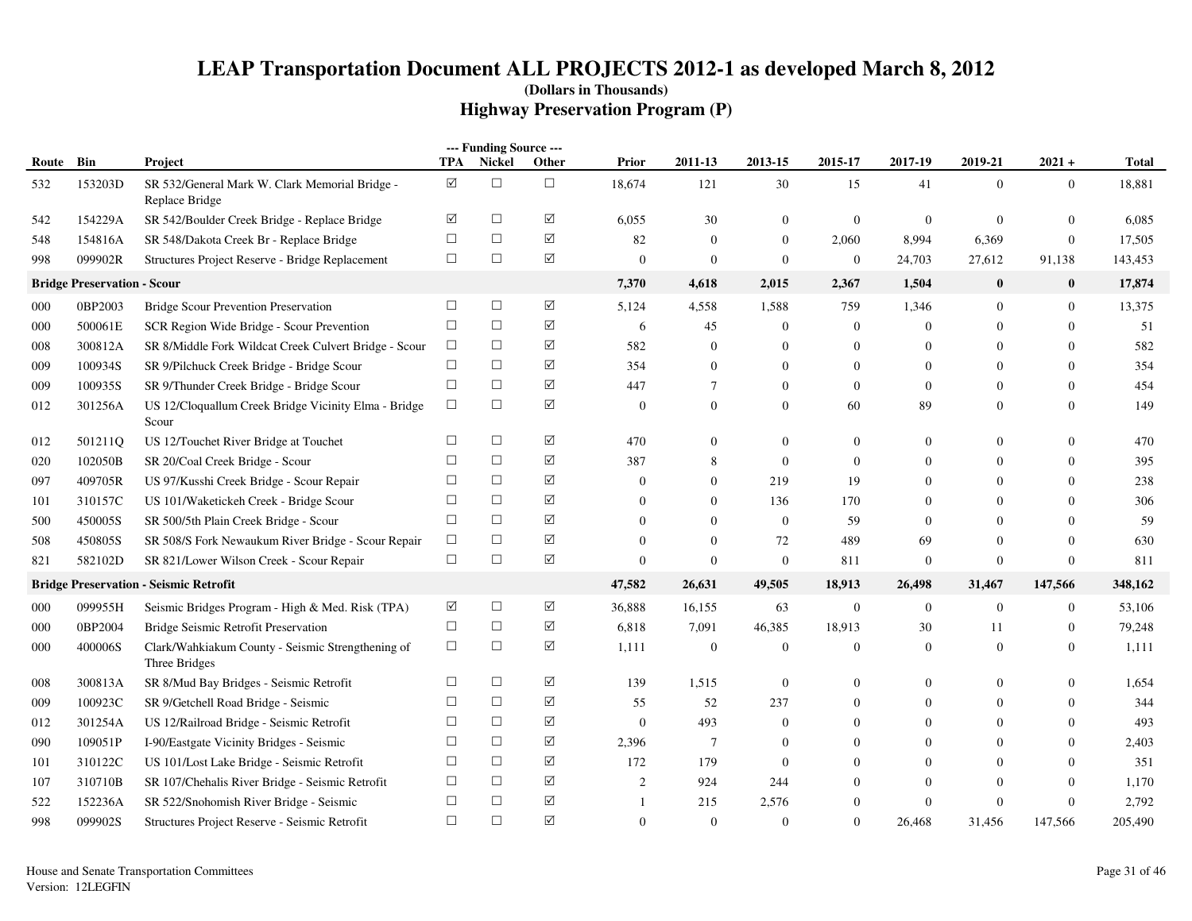# LEAP Transportation Document ALL PROJECTS 2012-1 as developed March 8, 2012

**(Dollars in Thousands)**

## Highway Preservation Program (P)

| Route | Bin | Project | TPA | Nickel | Other | Prior | 2011-13 | 2013-15 | 2015-17 | 2017-19 | 2019-21 | 2021 + | Total |
|---|---|---|---|---|---|---|---|---|---|---|---|---|---|
| | | | --- Funding Source --- | | | | | | | | | | |
| 532 | 153203D | SR 532/General Mark W. Clark Memorial Bridge - Replace Bridge | ☑ | ☐ | ☐ | 18,674 | 121 | 30 | 15 | 41 | 0 | 0 | 18,881 |
| 542 | 154229A | SR 542/Boulder Creek Bridge - Replace Bridge | ☑ | ☐ | ☑ | 6,055 | 30 | 0 | 0 | 0 | 0 | 0 | 6,085 |
| 548 | 154816A | SR 548/Dakota Creek Br - Replace Bridge | ☐ | ☐ | ☑ | 82 | 0 | 0 | 2,060 | 8,994 | 6,369 | 0 | 17,505 |
| 998 | 099902R | Structures Project Reserve - Bridge Replacement | ☐ | ☐ | ☑ | 0 | 0 | 0 | 0 | 24,703 | 27,612 | 91,138 | 143,453 |
| **Bridge Preservation - Scour** | | | | | | **7,370** | **4,618** | **2,015** | **2,367** | **1,504** | **0** | **0** | **17,874** |
| 000 | 0BP2003 | Bridge Scour Prevention Preservation | ☐ | ☐ | ☑ | 5,124 | 4,558 | 1,588 | 759 | 1,346 | 0 | 0 | 13,375 |
| 000 | 500061E | SCR Region Wide Bridge - Scour Prevention | ☐ | ☐ | ☑ | 6 | 45 | 0 | 0 | 0 | 0 | 0 | 51 |
| 008 | 300812A | SR 8/Middle Fork Wildcat Creek Culvert Bridge - Scour | ☐ | ☐ | ☑ | 582 | 0 | 0 | 0 | 0 | 0 | 0 | 582 |
| 009 | 100934S | SR 9/Pilchuck Creek Bridge - Bridge Scour | ☐ | ☐ | ☑ | 354 | 0 | 0 | 0 | 0 | 0 | 0 | 354 |
| 009 | 100935S | SR 9/Thunder Creek Bridge - Bridge Scour | ☐ | ☐ | ☑ | 447 | 7 | 0 | 0 | 0 | 0 | 0 | 454 |
| 012 | 301256A | US 12/Cloquallum Creek Bridge Vicinity Elma - Bridge Scour | ☐ | ☐ | ☑ | 0 | 0 | 0 | 60 | 89 | 0 | 0 | 149 |
| 012 | 501211Q | US 12/Touchet River Bridge at Touchet | ☐ | ☐ | ☑ | 470 | 0 | 0 | 0 | 0 | 0 | 0 | 470 |
| 020 | 102050B | SR 20/Coal Creek Bridge - Scour | ☐ | ☐ | ☑ | 387 | 8 | 0 | 0 | 0 | 0 | 0 | 395 |
| 097 | 409705R | US 97/Kusshi Creek Bridge - Scour Repair | ☐ | ☐ | ☑ | 0 | 0 | 219 | 19 | 0 | 0 | 0 | 238 |
| 101 | 310157C | US 101/Waketickeh Creek - Bridge Scour | ☐ | ☐ | ☑ | 0 | 0 | 136 | 170 | 0 | 0 | 0 | 306 |
| 500 | 450005S | SR 500/5th Plain Creek Bridge - Scour | ☐ | ☐ | ☑ | 0 | 0 | 0 | 59 | 0 | 0 | 0 | 59 |
| 508 | 450805S | SR 508/S Fork Newaukum River Bridge - Scour Repair | ☐ | ☐ | ☑ | 0 | 0 | 72 | 489 | 69 | 0 | 0 | 630 |
| 821 | 582102D | SR 821/Lower Wilson Creek - Scour Repair | ☐ | ☐ | ☑ | 0 | 0 | 0 | 811 | 0 | 0 | 0 | 811 |
| **Bridge Preservation - Seismic Retrofit** | | | | | | **47,582** | **26,631** | **49,505** | **18,913** | **26,498** | **31,467** | **147,566** | **348,162** |
| 000 | 099955H | Seismic Bridges Program - High & Med. Risk (TPA) | ☑ | ☐ | ☑ | 36,888 | 16,155 | 63 | 0 | 0 | 0 | 0 | 53,106 |
| 000 | 0BP2004 | Bridge Seismic Retrofit Preservation | ☐ | ☐ | ☑ | 6,818 | 7,091 | 46,385 | 18,913 | 30 | 11 | 0 | 79,248 |
| 000 | 400006S | Clark/Wahkiakum County - Seismic Strengthening of Three Bridges | ☐ | ☐ | ☑ | 1,111 | 0 | 0 | 0 | 0 | 0 | 0 | 1,111 |
| 008 | 300813A | SR 8/Mud Bay Bridges - Seismic Retrofit | ☐ | ☐ | ☑ | 139 | 1,515 | 0 | 0 | 0 | 0 | 0 | 1,654 |
| 009 | 100923C | SR 9/Getchell Road Bridge - Seismic | ☐ | ☐ | ☑ | 55 | 52 | 237 | 0 | 0 | 0 | 0 | 344 |
| 012 | 301254A | US 12/Railroad Bridge - Seismic Retrofit | ☐ | ☐ | ☑ | 0 | 493 | 0 | 0 | 0 | 0 | 0 | 493 |
| 090 | 109051P | I-90/Eastgate Vicinity Bridges - Seismic | ☐ | ☐ | ☑ | 2,396 | 7 | 0 | 0 | 0 | 0 | 0 | 2,403 |
| 101 | 310122C | US 101/Lost Lake Bridge - Seismic Retrofit | ☐ | ☐ | ☑ | 172 | 179 | 0 | 0 | 0 | 0 | 0 | 351 |
| 107 | 310710B | SR 107/Chehalis River Bridge - Seismic Retrofit | ☐ | ☐ | ☑ | 2 | 924 | 244 | 0 | 0 | 0 | 0 | 1,170 |
| 522 | 152236A | SR 522/Snohomish River Bridge - Seismic | ☐ | ☐ | ☑ | 1 | 215 | 2,576 | 0 | 0 | 0 | 0 | 2,792 |
| 998 | 099902S | Structures Project Reserve - Seismic Retrofit | ☐ | ☐ | ☑ | 0 | 0 | 0 | 0 | 26,468 | 31,456 | 147,566 | 205,490 |

House and Senate Transportation Committees
Version: 12LEGFIN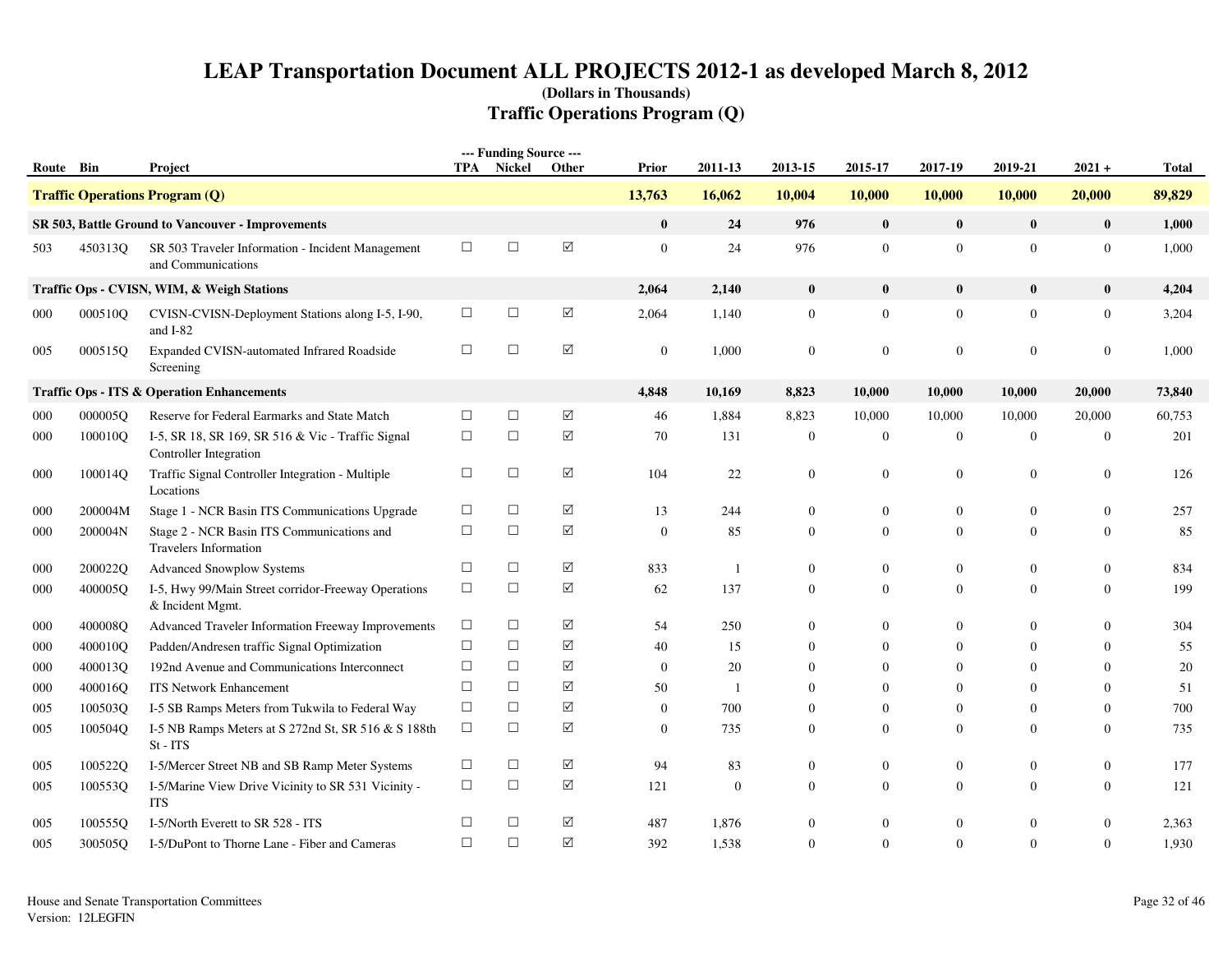# LEAP Transportation Document ALL PROJECTS 2012-1 as developed March 8, 2012

**(Dollars in Thousands)**

## Traffic Operations Program (Q)

| Route | Bin | Project | TPA | Nickel | Other | Prior | 2011-13 | 2013-15 | 2015-17 | 2017-19 | 2019-21 | 2021 + | Total |
|---|---|---|---|---|---|---|---|---|---|---|---|---|---|
| **Traffic Operations Program (Q)** | | | | | | **13,763** | **16,062** | **10,004** | **10,000** | **10,000** | **10,000** | **20,000** | **89,829** |
| **SR 503, Battle Ground to Vancouver - Improvements** | | | | | | **0** | **24** | **976** | **0** | **0** | **0** | **0** | **1,000** |
| 503 | 450313Q | SR 503 Traveler Information - Incident Management and Communications | ☐ | ☐ | ☑ | 0 | 24 | 976 | 0 | 0 | 0 | 0 | 1,000 |
| **Traffic Ops - CVISN, WIM, & Weigh Stations** | | | | | | **2,064** | **2,140** | **0** | **0** | **0** | **0** | **0** | **4,204** |
| 000 | 000510Q | CVISN-CVISN-Deployment Stations along I-5, I-90, and I-82 | ☐ | ☐ | ☑ | 2,064 | 1,140 | 0 | 0 | 0 | 0 | 0 | 3,204 |
| 005 | 000515Q | Expanded CVISN-automated Infrared Roadside Screening | ☐ | ☐ | ☑ | 0 | 1,000 | 0 | 0 | 0 | 0 | 0 | 1,000 |
| **Traffic Ops - ITS & Operation Enhancements** | | | | | | **4,848** | **10,169** | **8,823** | **10,000** | **10,000** | **10,000** | **20,000** | **73,840** |
| 000 | 000005Q | Reserve for Federal Earmarks and State Match | ☐ | ☐ | ☑ | 46 | 1,884 | 8,823 | 10,000 | 10,000 | 10,000 | 20,000 | 60,753 |
| 000 | 100010Q | I-5, SR 18, SR 169, SR 516 & Vic - Traffic Signal Controller Integration | ☐ | ☐ | ☑ | 70 | 131 | 0 | 0 | 0 | 0 | 0 | 201 |
| 000 | 100014Q | Traffic Signal Controller Integration - Multiple Locations | ☐ | ☐ | ☑ | 104 | 22 | 0 | 0 | 0 | 0 | 0 | 126 |
| 000 | 200004M | Stage 1 - NCR Basin ITS Communications Upgrade | ☐ | ☐ | ☑ | 13 | 244 | 0 | 0 | 0 | 0 | 0 | 257 |
| 000 | 200004N | Stage 2 - NCR Basin ITS Communications and Travelers Information | ☐ | ☐ | ☑ | 0 | 85 | 0 | 0 | 0 | 0 | 0 | 85 |
| 000 | 200022Q | Advanced Snowplow Systems | ☐ | ☐ | ☑ | 833 | 1 | 0 | 0 | 0 | 0 | 0 | 834 |
| 000 | 400005Q | I-5, Hwy 99/Main Street corridor-Freeway Operations & Incident Mgmt. | ☐ | ☐ | ☑ | 62 | 137 | 0 | 0 | 0 | 0 | 0 | 199 |
| 000 | 400008Q | Advanced Traveler Information Freeway Improvements | ☐ | ☐ | ☑ | 54 | 250 | 0 | 0 | 0 | 0 | 0 | 304 |
| 000 | 400010Q | Padden/Andresen traffic Signal Optimization | ☐ | ☐ | ☑ | 40 | 15 | 0 | 0 | 0 | 0 | 0 | 55 |
| 000 | 400013Q | 192nd Avenue and Communications Interconnect | ☐ | ☐ | ☑ | 0 | 20 | 0 | 0 | 0 | 0 | 0 | 20 |
| 000 | 400016Q | ITS Network Enhancement | ☐ | ☐ | ☑ | 50 | 1 | 0 | 0 | 0 | 0 | 0 | 51 |
| 005 | 100503Q | I-5 SB Ramps Meters from Tukwila to Federal Way | ☐ | ☐ | ☑ | 0 | 700 | 0 | 0 | 0 | 0 | 0 | 700 |
| 005 | 100504Q | I-5 NB Ramps Meters at S 272nd St, SR 516 & S 188th St - ITS | ☐ | ☐ | ☑ | 0 | 735 | 0 | 0 | 0 | 0 | 0 | 735 |
| 005 | 100522Q | I-5/Mercer Street NB and SB Ramp Meter Systems | ☐ | ☐ | ☑ | 94 | 83 | 0 | 0 | 0 | 0 | 0 | 177 |
| 005 | 100553Q | I-5/Marine View Drive Vicinity to SR 531 Vicinity - ITS | ☐ | ☐ | ☑ | 121 | 0 | 0 | 0 | 0 | 0 | 0 | 121 |
| 005 | 100555Q | I-5/North Everett to SR 528 - ITS | ☐ | ☐ | ☑ | 487 | 1,876 | 0 | 0 | 0 | 0 | 0 | 2,363 |
| 005 | 300505Q | I-5/DuPont to Thorne Lane - Fiber and Cameras | ☐ | ☐ | ☑ | 392 | 1,538 | 0 | 0 | 0 | 0 | 0 | 1,930 |

House and Senate Transportation Committees
Version: 12LEGFIN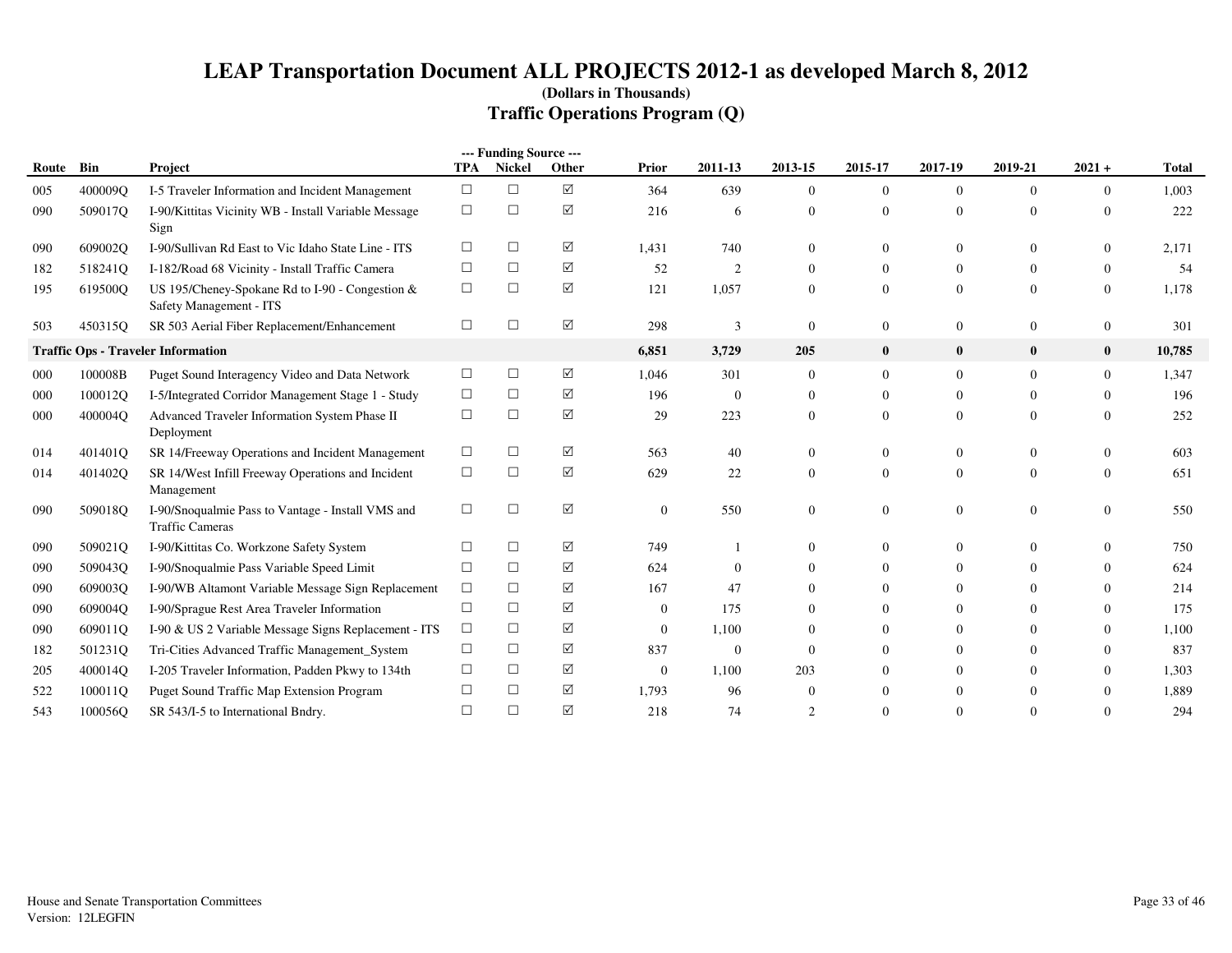# LEAP Transportation Document ALL PROJECTS 2012-1 as developed March 8, 2012

**(Dollars in Thousands)**

## Traffic Operations Program (Q)

| Route | Bin | Project | --- Funding Source --- TPA | Nickel | Other | Prior | 2011-13 | 2013-15 | 2015-17 | 2017-19 | 2019-21 | 2021 + | Total |
|---|---|---|---|---|---|---|---|---|---|---|---|---|---|
| 005 | 400009Q | I-5 Traveler Information and Incident Management | ☐ | ☐ | ☑ | 364 | 639 | 0 | 0 | 0 | 0 | 0 | 1,003 |
| 090 | 509017Q | I-90/Kittitas Vicinity WB - Install Variable Message Sign | ☐ | ☐ | ☑ | 216 | 6 | 0 | 0 | 0 | 0 | 0 | 222 |
| 090 | 609002Q | I-90/Sullivan Rd East to Vic Idaho State Line - ITS | ☐ | ☐ | ☑ | 1,431 | 740 | 0 | 0 | 0 | 0 | 0 | 2,171 |
| 182 | 518241Q | I-182/Road 68 Vicinity - Install Traffic Camera | ☐ | ☐ | ☑ | 52 | 2 | 0 | 0 | 0 | 0 | 0 | 54 |
| 195 | 619500Q | US 195/Cheney-Spokane Rd to I-90 - Congestion & Safety Management - ITS | ☐ | ☐ | ☑ | 121 | 1,057 | 0 | 0 | 0 | 0 | 0 | 1,178 |
| 503 | 450315Q | SR 503 Aerial Fiber Replacement/Enhancement | ☐ | ☐ | ☑ | 298 | 3 | 0 | 0 | 0 | 0 | 0 | 301 |
| **Traffic Ops - Traveler Information** | | | | | | **6,851** | **3,729** | **205** | **0** | **0** | **0** | **0** | **10,785** |
| 000 | 100008B | Puget Sound Interagency Video and Data Network | ☐ | ☐ | ☑ | 1,046 | 301 | 0 | 0 | 0 | 0 | 0 | 1,347 |
| 000 | 100012Q | I-5/Integrated Corridor Management Stage 1 - Study | ☐ | ☐ | ☑ | 196 | 0 | 0 | 0 | 0 | 0 | 0 | 196 |
| 000 | 400004Q | Advanced Traveler Information System Phase II Deployment | ☐ | ☐ | ☑ | 29 | 223 | 0 | 0 | 0 | 0 | 0 | 252 |
| 014 | 401401Q | SR 14/Freeway Operations and Incident Management | ☐ | ☐ | ☑ | 563 | 40 | 0 | 0 | 0 | 0 | 0 | 603 |
| 014 | 401402Q | SR 14/West Infill Freeway Operations and Incident Management | ☐ | ☐ | ☑ | 629 | 22 | 0 | 0 | 0 | 0 | 0 | 651 |
| 090 | 509018Q | I-90/Snoqualmie Pass to Vantage - Install VMS and Traffic Cameras | ☐ | ☐ | ☑ | 0 | 550 | 0 | 0 | 0 | 0 | 0 | 550 |
| 090 | 509021Q | I-90/Kittitas Co. Workzone Safety System | ☐ | ☐ | ☑ | 749 | 1 | 0 | 0 | 0 | 0 | 0 | 750 |
| 090 | 509043Q | I-90/Snoqualmie Pass Variable Speed Limit | ☐ | ☐ | ☑ | 624 | 0 | 0 | 0 | 0 | 0 | 0 | 624 |
| 090 | 609003Q | I-90/WB Altamont Variable Message Sign Replacement | ☐ | ☐ | ☑ | 167 | 47 | 0 | 0 | 0 | 0 | 0 | 214 |
| 090 | 609004Q | I-90/Sprague Rest Area Traveler Information | ☐ | ☐ | ☑ | 0 | 175 | 0 | 0 | 0 | 0 | 0 | 175 |
| 090 | 609011Q | I-90 & US 2 Variable Message Signs Replacement - ITS | ☐ | ☐ | ☑ | 0 | 1,100 | 0 | 0 | 0 | 0 | 0 | 1,100 |
| 182 | 501231Q | Tri-Cities Advanced Traffic Management_System | ☐ | ☐ | ☑ | 837 | 0 | 0 | 0 | 0 | 0 | 0 | 837 |
| 205 | 400014Q | I-205 Traveler Information, Padden Pkwy to 134th | ☐ | ☐ | ☑ | 0 | 1,100 | 203 | 0 | 0 | 0 | 0 | 1,303 |
| 522 | 100011Q | Puget Sound Traffic Map Extension Program | ☐ | ☐ | ☑ | 1,793 | 96 | 0 | 0 | 0 | 0 | 0 | 1,889 |
| 543 | 100056Q | SR 543/I-5 to International Bndry. | ☐ | ☐ | ☑ | 218 | 74 | 2 | 0 | 0 | 0 | 0 | 294 |

House and Senate Transportation Committees
Version: 12LEGFIN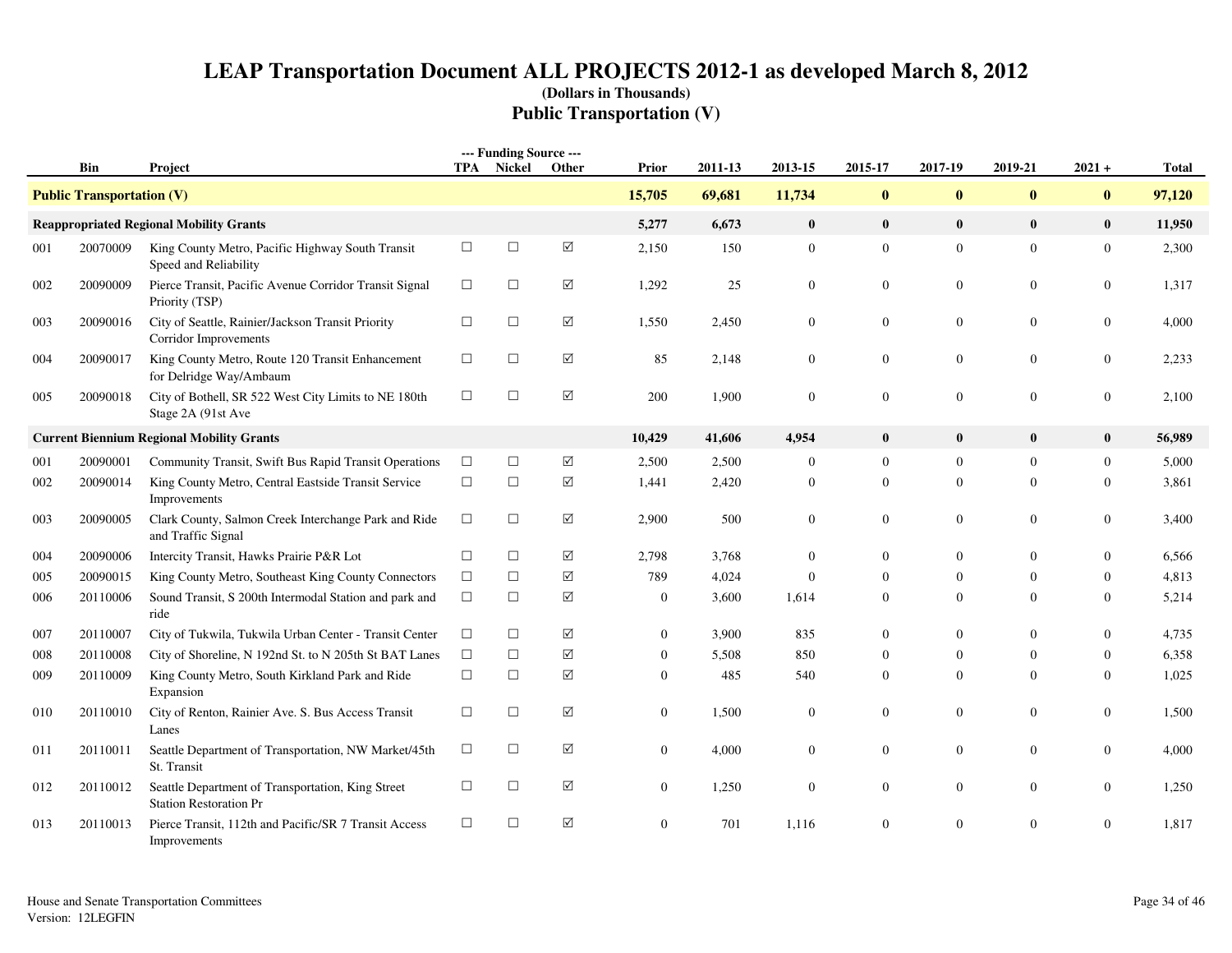# LEAP Transportation Document ALL PROJECTS 2012-1 as developed March 8, 2012

**(Dollars in Thousands)**

## Public Transportation (V)

| | Bin | Project | TPA | Nickel | Other | Prior | 2011-13 | 2013-15 | 2015-17 | 2017-19 | 2019-21 | 2021 + | Total |
|---|---|---|---|---|---|---|---|---|---|---|---|---|---|
| **Public Transportation (V)** | | | | | | **15,705** | **69,681** | **11,734** | **0** | **0** | **0** | **0** | **97,120** |
| **Reappropriated Regional Mobility Grants** | | | | | | **5,277** | **6,673** | **0** | **0** | **0** | **0** | **0** | **11,950** |
| 001 | 20070009 | King County Metro, Pacific Highway South Transit Speed and Reliability | ☐ | ☐ | ☑ | 2,150 | 150 | 0 | 0 | 0 | 0 | 0 | 2,300 |
| 002 | 20090009 | Pierce Transit, Pacific Avenue Corridor Transit Signal Priority (TSP) | ☐ | ☐ | ☑ | 1,292 | 25 | 0 | 0 | 0 | 0 | 0 | 1,317 |
| 003 | 20090016 | City of Seattle, Rainier/Jackson Transit Priority Corridor Improvements | ☐ | ☐ | ☑ | 1,550 | 2,450 | 0 | 0 | 0 | 0 | 0 | 4,000 |
| 004 | 20090017 | King County Metro, Route 120 Transit Enhancement for Delridge Way/Ambaum | ☐ | ☐ | ☑ | 85 | 2,148 | 0 | 0 | 0 | 0 | 0 | 2,233 |
| 005 | 20090018 | City of Bothell, SR 522 West City Limits to NE 180th Stage 2A (91st Ave | ☐ | ☐ | ☑ | 200 | 1,900 | 0 | 0 | 0 | 0 | 0 | 2,100 |
| **Current Biennium Regional Mobility Grants** | | | | | | **10,429** | **41,606** | **4,954** | **0** | **0** | **0** | **0** | **56,989** |
| 001 | 20090001 | Community Transit, Swift Bus Rapid Transit Operations | ☐ | ☐ | ☑ | 2,500 | 2,500 | 0 | 0 | 0 | 0 | 0 | 5,000 |
| 002 | 20090014 | King County Metro, Central Eastside Transit Service Improvements | ☐ | ☐ | ☑ | 1,441 | 2,420 | 0 | 0 | 0 | 0 | 0 | 3,861 |
| 003 | 20090005 | Clark County, Salmon Creek Interchange Park and Ride and Traffic Signal | ☐ | ☐ | ☑ | 2,900 | 500 | 0 | 0 | 0 | 0 | 0 | 3,400 |
| 004 | 20090006 | Intercity Transit, Hawks Prairie P&R Lot | ☐ | ☐ | ☑ | 2,798 | 3,768 | 0 | 0 | 0 | 0 | 0 | 6,566 |
| 005 | 20090015 | King County Metro, Southeast King County Connectors | ☐ | ☐ | ☑ | 789 | 4,024 | 0 | 0 | 0 | 0 | 0 | 4,813 |
| 006 | 20110006 | Sound Transit, S 200th Intermodal Station and park and ride | ☐ | ☐ | ☑ | 0 | 3,600 | 1,614 | 0 | 0 | 0 | 0 | 5,214 |
| 007 | 20110007 | City of Tukwila, Tukwila Urban Center - Transit Center | ☐ | ☐ | ☑ | 0 | 3,900 | 835 | 0 | 0 | 0 | 0 | 4,735 |
| 008 | 20110008 | City of Shoreline, N 192nd St. to N 205th St BAT Lanes | ☐ | ☐ | ☑ | 0 | 5,508 | 850 | 0 | 0 | 0 | 0 | 6,358 |
| 009 | 20110009 | King County Metro, South Kirkland Park and Ride Expansion | ☐ | ☐ | ☑ | 0 | 485 | 540 | 0 | 0 | 0 | 0 | 1,025 |
| 010 | 20110010 | City of Renton, Rainier Ave. S. Bus Access Transit Lanes | ☐ | ☐ | ☑ | 0 | 1,500 | 0 | 0 | 0 | 0 | 0 | 1,500 |
| 011 | 20110011 | Seattle Department of Transportation, NW Market/45th St. Transit | ☐ | ☐ | ☑ | 0 | 4,000 | 0 | 0 | 0 | 0 | 0 | 4,000 |
| 012 | 20110012 | Seattle Department of Transportation, King Street Station Restoration Pr | ☐ | ☐ | ☑ | 0 | 1,250 | 0 | 0 | 0 | 0 | 0 | 1,250 |
| 013 | 20110013 | Pierce Transit, 112th and Pacific/SR 7 Transit Access Improvements | ☐ | ☐ | ☑ | 0 | 701 | 1,116 | 0 | 0 | 0 | 0 | 1,817 |

House and Senate Transportation Committees
Version: 12LEGFIN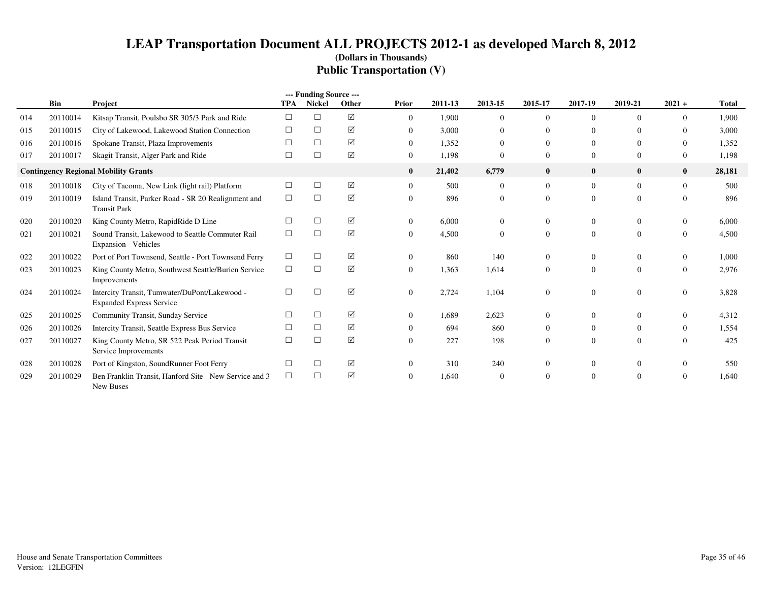# LEAP Transportation Document ALL PROJECTS 2012-1 as developed March 8, 2012

**(Dollars in Thousands)**

## Public Transportation (V)

| | Bin | Project | TPA | Nickel | Other | Prior | 2011-13 | 2013-15 | 2015-17 | 2017-19 | 2019-21 | 2021 + | Total |
|---|---|---|---|---|---|---|---|---|---|---|---|---|---|
| 014 | 20110014 | Kitsap Transit, Poulsbo SR 305/3 Park and Ride | ☐ | ☐ | ☑ | 0 | 1,900 | 0 | 0 | 0 | 0 | 0 | 1,900 |
| 015 | 20110015 | City of Lakewood, Lakewood Station Connection | ☐ | ☐ | ☑ | 0 | 3,000 | 0 | 0 | 0 | 0 | 0 | 3,000 |
| 016 | 20110016 | Spokane Transit, Plaza Improvements | ☐ | ☐ | ☑ | 0 | 1,352 | 0 | 0 | 0 | 0 | 0 | 1,352 |
| 017 | 20110017 | Skagit Transit, Alger Park and Ride | ☐ | ☐ | ☑ | 0 | 1,198 | 0 | 0 | 0 | 0 | 0 | 1,198 |
| **Contingency Regional Mobility Grants** | | | | | | **0** | **21,402** | **6,779** | **0** | **0** | **0** | **0** | **28,181** |
| 018 | 20110018 | City of Tacoma, New Link (light rail) Platform | ☐ | ☐ | ☑ | 0 | 500 | 0 | 0 | 0 | 0 | 0 | 500 |
| 019 | 20110019 | Island Transit, Parker Road - SR 20 Realignment and Transit Park | ☐ | ☐ | ☑ | 0 | 896 | 0 | 0 | 0 | 0 | 0 | 896 |
| 020 | 20110020 | King County Metro, RapidRide D Line | ☐ | ☐ | ☑ | 0 | 6,000 | 0 | 0 | 0 | 0 | 0 | 6,000 |
| 021 | 20110021 | Sound Transit, Lakewood to Seattle Commuter Rail Expansion - Vehicles | ☐ | ☐ | ☑ | 0 | 4,500 | 0 | 0 | 0 | 0 | 0 | 4,500 |
| 022 | 20110022 | Port of Port Townsend, Seattle - Port Townsend Ferry | ☐ | ☐ | ☑ | 0 | 860 | 140 | 0 | 0 | 0 | 0 | 1,000 |
| 023 | 20110023 | King County Metro, Southwest Seattle/Burien Service Improvements | ☐ | ☐ | ☑ | 0 | 1,363 | 1,614 | 0 | 0 | 0 | 0 | 2,976 |
| 024 | 20110024 | Intercity Transit, Tumwater/DuPont/Lakewood - Expanded Express Service | ☐ | ☐ | ☑ | 0 | 2,724 | 1,104 | 0 | 0 | 0 | 0 | 3,828 |
| 025 | 20110025 | Community Transit, Sunday Service | ☐ | ☐ | ☑ | 0 | 1,689 | 2,623 | 0 | 0 | 0 | 0 | 4,312 |
| 026 | 20110026 | Intercity Transit, Seattle Express Bus Service | ☐ | ☐ | ☑ | 0 | 694 | 860 | 0 | 0 | 0 | 0 | 1,554 |
| 027 | 20110027 | King County Metro, SR 522 Peak Period Transit Service Improvements | ☐ | ☐ | ☑ | 0 | 227 | 198 | 0 | 0 | 0 | 0 | 425 |
| 028 | 20110028 | Port of Kingston, SoundRunner Foot Ferry | ☐ | ☐ | ☑ | 0 | 310 | 240 | 0 | 0 | 0 | 0 | 550 |
| 029 | 20110029 | Ben Franklin Transit, Hanford Site - New Service and 3 New Buses | ☐ | ☐ | ☑ | 0 | 1,640 | 0 | 0 | 0 | 0 | 0 | 1,640 |

House and Senate Transportation Committees
Version: 12LEGFIN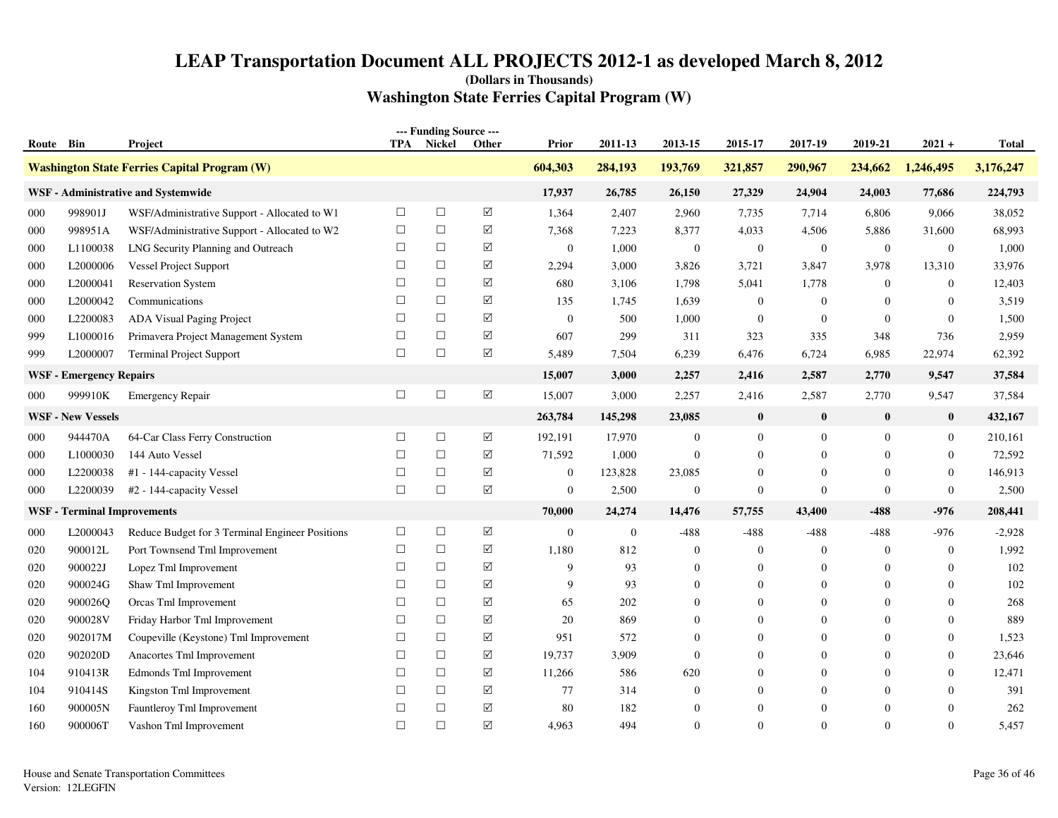# LEAP Transportation Document ALL PROJECTS 2012-1 as developed March 8, 2012

**(Dollars in Thousands)**

## Washington State Ferries Capital Program (W)

| Route | Bin | Project | TPA | Nickel | Other | Prior | 2011-13 | 2013-15 | 2015-17 | 2017-19 | 2019-21 | 2021 + | Total |
|---|---|---|---|---|---|---|---|---|---|---|---|---|---|
| **Washington State Ferries Capital Program (W)** | | | | | | **604,303** | **284,193** | **193,769** | **321,857** | **290,967** | **234,662** | **1,246,495** | **3,176,247** |
| **WSF - Administrative and Systemwide** | | | | | | **17,937** | **26,785** | **26,150** | **27,329** | **24,904** | **24,003** | **77,686** | **224,793** |
| 000 | 998901J | WSF/Administrative Support - Allocated to W1 | ☐ | ☐ | ☑ | 1,364 | 2,407 | 2,960 | 7,735 | 7,714 | 6,806 | 9,066 | 38,052 |
| 000 | 998951A | WSF/Administrative Support - Allocated to W2 | ☐ | ☐ | ☑ | 7,368 | 7,223 | 8,377 | 4,033 | 4,506 | 5,886 | 31,600 | 68,993 |
| 000 | L1100038 | LNG Security Planning and Outreach | ☐ | ☐ | ☑ | 0 | 1,000 | 0 | 0 | 0 | 0 | 0 | 1,000 |
| 000 | L2000006 | Vessel Project Support | ☐ | ☐ | ☑ | 2,294 | 3,000 | 3,826 | 3,721 | 3,847 | 3,978 | 13,310 | 33,976 |
| 000 | L2000041 | Reservation System | ☐ | ☐ | ☑ | 680 | 3,106 | 1,798 | 5,041 | 1,778 | 0 | 0 | 12,403 |
| 000 | L2000042 | Communications | ☐ | ☐ | ☑ | 135 | 1,745 | 1,639 | 0 | 0 | 0 | 0 | 3,519 |
| 000 | L2200083 | ADA Visual Paging Project | ☐ | ☐ | ☑ | 0 | 500 | 1,000 | 0 | 0 | 0 | 0 | 1,500 |
| 999 | L1000016 | Primavera Project Management System | ☐ | ☐ | ☑ | 607 | 299 | 311 | 323 | 335 | 348 | 736 | 2,959 |
| 999 | L2000007 | Terminal Project Support | ☐ | ☐ | ☑ | 5,489 | 7,504 | 6,239 | 6,476 | 6,724 | 6,985 | 22,974 | 62,392 |
| **WSF - Emergency Repairs** | | | | | | **15,007** | **3,000** | **2,257** | **2,416** | **2,587** | **2,770** | **9,547** | **37,584** |
| 000 | 999910K | Emergency Repair | ☐ | ☐ | ☑ | 15,007 | 3,000 | 2,257 | 2,416 | 2,587 | 2,770 | 9,547 | 37,584 |
| **WSF - New Vessels** | | | | | | **263,784** | **145,298** | **23,085** | **0** | **0** | **0** | **0** | **432,167** |
| 000 | 944470A | 64-Car Class Ferry Construction | ☐ | ☐ | ☑ | 192,191 | 17,970 | 0 | 0 | 0 | 0 | 0 | 210,161 |
| 000 | L1000030 | 144 Auto Vessel | ☐ | ☐ | ☑ | 71,592 | 1,000 | 0 | 0 | 0 | 0 | 0 | 72,592 |
| 000 | L2200038 | #1 - 144-capacity Vessel | ☐ | ☐ | ☑ | 0 | 123,828 | 23,085 | 0 | 0 | 0 | 0 | 146,913 |
| 000 | L2200039 | #2 - 144-capacity Vessel | ☐ | ☐ | ☑ | 0 | 2,500 | 0 | 0 | 0 | 0 | 0 | 2,500 |
| **WSF - Terminal Improvements** | | | | | | **70,000** | **24,274** | **14,476** | **57,755** | **43,400** | **-488** | **-976** | **208,441** |
| 000 | L2000043 | Reduce Budget for 3 Terminal Engineer Positions | ☐ | ☐ | ☑ | 0 | 0 | -488 | -488 | -488 | -488 | -976 | -2,928 |
| 020 | 900012L | Port Townsend Tml Improvement | ☐ | ☐ | ☑ | 1,180 | 812 | 0 | 0 | 0 | 0 | 0 | 1,992 |
| 020 | 900022J | Lopez Tml Improvement | ☐ | ☐ | ☑ | 9 | 93 | 0 | 0 | 0 | 0 | 0 | 102 |
| 020 | 900024G | Shaw Tml Improvement | ☐ | ☐ | ☑ | 9 | 93 | 0 | 0 | 0 | 0 | 0 | 102 |
| 020 | 900026Q | Orcas Tml Improvement | ☐ | ☐ | ☑ | 65 | 202 | 0 | 0 | 0 | 0 | 0 | 268 |
| 020 | 900028V | Friday Harbor Tml Improvement | ☐ | ☐ | ☑ | 20 | 869 | 0 | 0 | 0 | 0 | 0 | 889 |
| 020 | 902017M | Coupeville (Keystone) Tml Improvement | ☐ | ☐ | ☑ | 951 | 572 | 0 | 0 | 0 | 0 | 0 | 1,523 |
| 020 | 902020D | Anacortes Tml Improvement | ☐ | ☐ | ☑ | 19,737 | 3,909 | 0 | 0 | 0 | 0 | 0 | 23,646 |
| 104 | 910413R | Edmonds Tml Improvement | ☐ | ☐ | ☑ | 11,266 | 586 | 620 | 0 | 0 | 0 | 0 | 12,471 |
| 104 | 910414S | Kingston Tml Improvement | ☐ | ☐ | ☑ | 77 | 314 | 0 | 0 | 0 | 0 | 0 | 391 |
| 160 | 900005N | Fauntleroy Tml Improvement | ☐ | ☐ | ☑ | 80 | 182 | 0 | 0 | 0 | 0 | 0 | 262 |
| 160 | 900006T | Vashon Tml Improvement | ☐ | ☐ | ☑ | 4,963 | 494 | 0 | 0 | 0 | 0 | 0 | 5,457 |

House and Senate Transportation Committees
Version: 12LEGFIN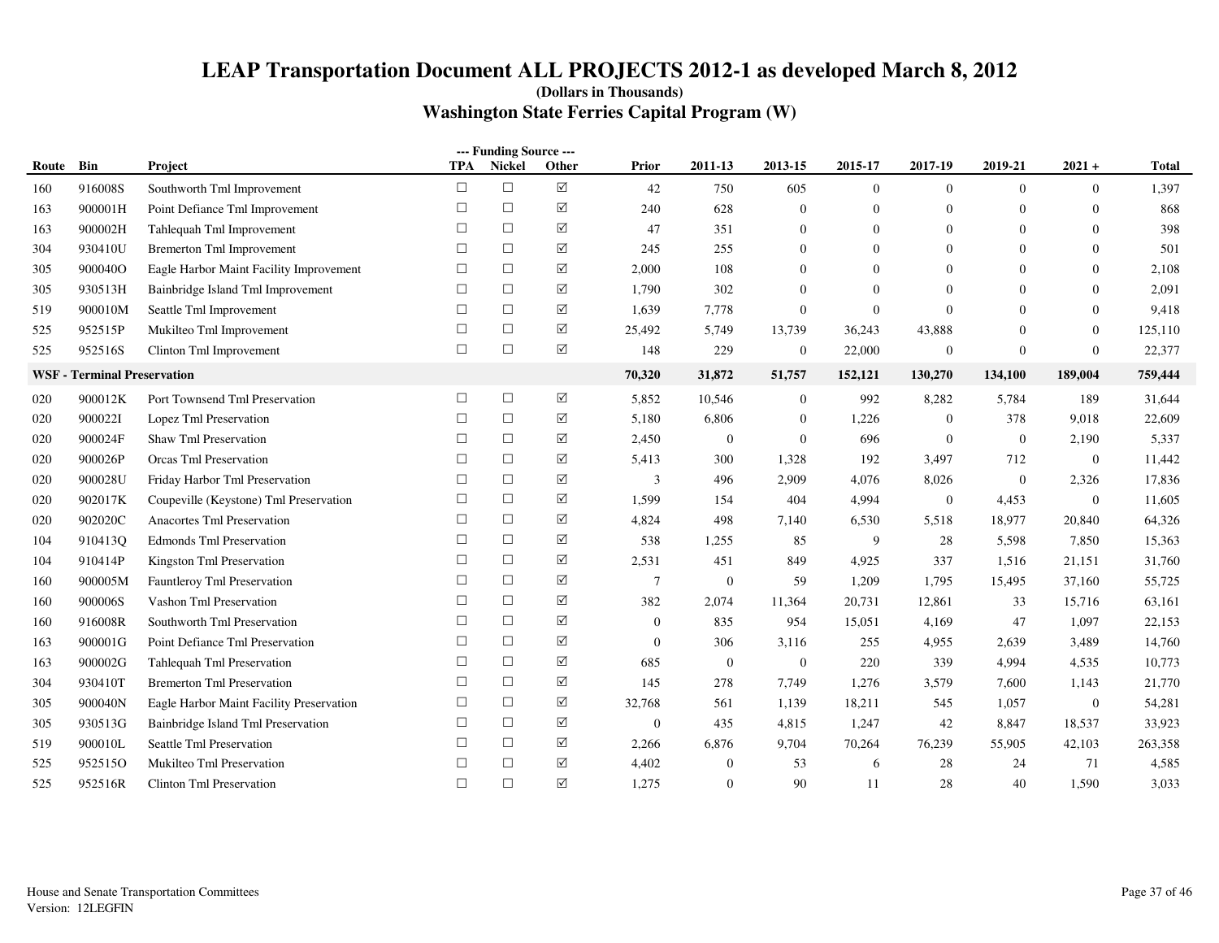# LEAP Transportation Document ALL PROJECTS 2012-1 as developed March 8, 2012

**(Dollars in Thousands)**

## Washington State Ferries Capital Program (W)

| Route | Bin | Project | --- Funding Source --- TPA | Nickel | Other | Prior | 2011-13 | 2013-15 | 2015-17 | 2017-19 | 2019-21 | 2021 + | Total |
|---|---|---|---|---|---|---|---|---|---|---|---|---|---|
| 160 | 916008S | Southworth Tml Improvement | ☐ | ☐ | ☑ | 42 | 750 | 605 | 0 | 0 | 0 | 0 | 1,397 |
| 163 | 900001H | Point Defiance Tml Improvement | ☐ | ☐ | ☑ | 240 | 628 | 0 | 0 | 0 | 0 | 0 | 868 |
| 163 | 900002H | Tahlequah Tml Improvement | ☐ | ☐ | ☑ | 47 | 351 | 0 | 0 | 0 | 0 | 0 | 398 |
| 304 | 930410U | Bremerton Tml Improvement | ☐ | ☐ | ☑ | 245 | 255 | 0 | 0 | 0 | 0 | 0 | 501 |
| 305 | 900040O | Eagle Harbor Maint Facility Improvement | ☐ | ☐ | ☑ | 2,000 | 108 | 0 | 0 | 0 | 0 | 0 | 2,108 |
| 305 | 930513H | Bainbridge Island Tml Improvement | ☐ | ☐ | ☑ | 1,790 | 302 | 0 | 0 | 0 | 0 | 0 | 2,091 |
| 519 | 900010M | Seattle Tml Improvement | ☐ | ☐ | ☑ | 1,639 | 7,778 | 0 | 0 | 0 | 0 | 0 | 9,418 |
| 525 | 952515P | Mukilteo Tml Improvement | ☐ | ☐ | ☑ | 25,492 | 5,749 | 13,739 | 36,243 | 43,888 | 0 | 0 | 125,110 |
| 525 | 952516S | Clinton Tml Improvement | ☐ | ☐ | ☑ | 148 | 229 | 0 | 22,000 | 0 | 0 | 0 | 22,377 |
| **WSF - Terminal Preservation** | | | | | | **70,320** | **31,872** | **51,757** | **152,121** | **130,270** | **134,100** | **189,004** | **759,444** |
| 020 | 900012K | Port Townsend Tml Preservation | ☐ | ☐ | ☑ | 5,852 | 10,546 | 0 | 992 | 8,282 | 5,784 | 189 | 31,644 |
| 020 | 900022I | Lopez Tml Preservation | ☐ | ☐ | ☑ | 5,180 | 6,806 | 0 | 1,226 | 0 | 378 | 9,018 | 22,609 |
| 020 | 900024F | Shaw Tml Preservation | ☐ | ☐ | ☑ | 2,450 | 0 | 0 | 696 | 0 | 0 | 2,190 | 5,337 |
| 020 | 900026P | Orcas Tml Preservation | ☐ | ☐ | ☑ | 5,413 | 300 | 1,328 | 192 | 3,497 | 712 | 0 | 11,442 |
| 020 | 900028U | Friday Harbor Tml Preservation | ☐ | ☐ | ☑ | 3 | 496 | 2,909 | 4,076 | 8,026 | 0 | 2,326 | 17,836 |
| 020 | 902017K | Coupeville (Keystone) Tml Preservation | ☐ | ☐ | ☑ | 1,599 | 154 | 404 | 4,994 | 0 | 4,453 | 0 | 11,605 |
| 020 | 902020C | Anacortes Tml Preservation | ☐ | ☐ | ☑ | 4,824 | 498 | 7,140 | 6,530 | 5,518 | 18,977 | 20,840 | 64,326 |
| 104 | 910413Q | Edmonds Tml Preservation | ☐ | ☐ | ☑ | 538 | 1,255 | 85 | 9 | 28 | 5,598 | 7,850 | 15,363 |
| 104 | 910414P | Kingston Tml Preservation | ☐ | ☐ | ☑ | 2,531 | 451 | 849 | 4,925 | 337 | 1,516 | 21,151 | 31,760 |
| 160 | 900005M | Fauntleroy Tml Preservation | ☐ | ☐ | ☑ | 7 | 0 | 59 | 1,209 | 1,795 | 15,495 | 37,160 | 55,725 |
| 160 | 900006S | Vashon Tml Preservation | ☐ | ☐ | ☑ | 382 | 2,074 | 11,364 | 20,731 | 12,861 | 33 | 15,716 | 63,161 |
| 160 | 916008R | Southworth Tml Preservation | ☐ | ☐ | ☑ | 0 | 835 | 954 | 15,051 | 4,169 | 47 | 1,097 | 22,153 |
| 163 | 900001G | Point Defiance Tml Preservation | ☐ | ☐ | ☑ | 0 | 306 | 3,116 | 255 | 4,955 | 2,639 | 3,489 | 14,760 |
| 163 | 900002G | Tahlequah Tml Preservation | ☐ | ☐ | ☑ | 685 | 0 | 0 | 220 | 339 | 4,994 | 4,535 | 10,773 |
| 304 | 930410T | Bremerton Tml Preservation | ☐ | ☐ | ☑ | 145 | 278 | 7,749 | 1,276 | 3,579 | 7,600 | 1,143 | 21,770 |
| 305 | 900040N | Eagle Harbor Maint Facility Preservation | ☐ | ☐ | ☑ | 32,768 | 561 | 1,139 | 18,211 | 545 | 1,057 | 0 | 54,281 |
| 305 | 930513G | Bainbridge Island Tml Preservation | ☐ | ☐ | ☑ | 0 | 435 | 4,815 | 1,247 | 42 | 8,847 | 18,537 | 33,923 |
| 519 | 900010L | Seattle Tml Preservation | ☐ | ☐ | ☑ | 2,266 | 6,876 | 9,704 | 70,264 | 76,239 | 55,905 | 42,103 | 263,358 |
| 525 | 952515O | Mukilteo Tml Preservation | ☐ | ☐ | ☑ | 4,402 | 0 | 53 | 6 | 28 | 24 | 71 | 4,585 |
| 525 | 952516R | Clinton Tml Preservation | ☐ | ☐ | ☑ | 1,275 | 0 | 90 | 11 | 28 | 40 | 1,590 | 3,033 |

House and Senate Transportation Committees
Version: 12LEGFIN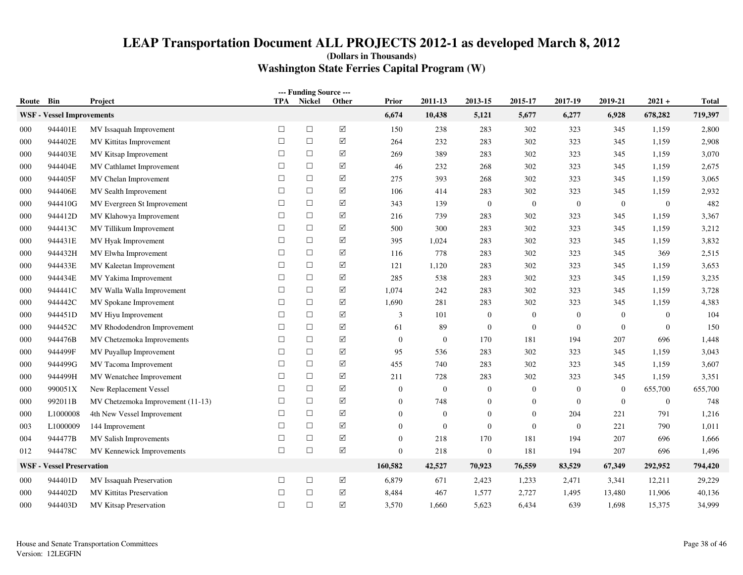# LEAP Transportation Document ALL PROJECTS 2012-1 as developed March 8, 2012

**(Dollars in Thousands)**

## Washington State Ferries Capital Program (W)

| Route | Bin | Project | --- Funding Source --- TPA | Nickel | Other | Prior | 2011-13 | 2013-15 | 2015-17 | 2017-19 | 2019-21 | 2021 + | Total |
|---|---|---|---|---|---|---|---|---|---|---|---|---|---|
| **WSF - Vessel Improvements** | | | | | | **6,674** | **10,438** | **5,121** | **5,677** | **6,277** | **6,928** | **678,282** | **719,397** |
| 000 | 944401E | MV Issaquah Improvement | ☐ | ☐ | ☑ | 150 | 238 | 283 | 302 | 323 | 345 | 1,159 | 2,800 |
| 000 | 944402E | MV Kittitas Improvement | ☐ | ☐ | ☑ | 264 | 232 | 283 | 302 | 323 | 345 | 1,159 | 2,908 |
| 000 | 944403E | MV Kitsap Improvement | ☐ | ☐ | ☑ | 269 | 389 | 283 | 302 | 323 | 345 | 1,159 | 3,070 |
| 000 | 944404E | MV Cathlamet Improvement | ☐ | ☐ | ☑ | 46 | 232 | 268 | 302 | 323 | 345 | 1,159 | 2,675 |
| 000 | 944405F | MV Chelan Improvement | ☐ | ☐ | ☑ | 275 | 393 | 268 | 302 | 323 | 345 | 1,159 | 3,065 |
| 000 | 944406E | MV Sealth Improvement | ☐ | ☐ | ☑ | 106 | 414 | 283 | 302 | 323 | 345 | 1,159 | 2,932 |
| 000 | 944410G | MV Evergreen St Improvement | ☐ | ☐ | ☑ | 343 | 139 | 0 | 0 | 0 | 0 | 0 | 482 |
| 000 | 944412D | MV Klahowya Improvement | ☐ | ☐ | ☑ | 216 | 739 | 283 | 302 | 323 | 345 | 1,159 | 3,367 |
| 000 | 944413C | MV Tillikum Improvement | ☐ | ☐ | ☑ | 500 | 300 | 283 | 302 | 323 | 345 | 1,159 | 3,212 |
| 000 | 944431E | MV Hyak Improvement | ☐ | ☐ | ☑ | 395 | 1,024 | 283 | 302 | 323 | 345 | 1,159 | 3,832 |
| 000 | 944432H | MV Elwha Improvement | ☐ | ☐ | ☑ | 116 | 778 | 283 | 302 | 323 | 345 | 369 | 2,515 |
| 000 | 944433E | MV Kaleetan Improvement | ☐ | ☐ | ☑ | 121 | 1,120 | 283 | 302 | 323 | 345 | 1,159 | 3,653 |
| 000 | 944434E | MV Yakima Improvement | ☐ | ☐ | ☑ | 285 | 538 | 283 | 302 | 323 | 345 | 1,159 | 3,235 |
| 000 | 944441C | MV Walla Walla Improvement | ☐ | ☐ | ☑ | 1,074 | 242 | 283 | 302 | 323 | 345 | 1,159 | 3,728 |
| 000 | 944442C | MV Spokane Improvement | ☐ | ☐ | ☑ | 1,690 | 281 | 283 | 302 | 323 | 345 | 1,159 | 4,383 |
| 000 | 944451D | MV Hiyu Improvement | ☐ | ☐ | ☑ | 3 | 101 | 0 | 0 | 0 | 0 | 0 | 104 |
| 000 | 944452C | MV Rhododendron Improvement | ☐ | ☐ | ☑ | 61 | 89 | 0 | 0 | 0 | 0 | 0 | 150 |
| 000 | 944476B | MV Chetzemoka Improvements | ☐ | ☐ | ☑ | 0 | 0 | 170 | 181 | 194 | 207 | 696 | 1,448 |
| 000 | 944499F | MV Puyallup Improvement | ☐ | ☐ | ☑ | 95 | 536 | 283 | 302 | 323 | 345 | 1,159 | 3,043 |
| 000 | 944499G | MV Tacoma Improvement | ☐ | ☐ | ☑ | 455 | 740 | 283 | 302 | 323 | 345 | 1,159 | 3,607 |
| 000 | 944499H | MV Wenatchee Improvement | ☐ | ☐ | ☑ | 211 | 728 | 283 | 302 | 323 | 345 | 1,159 | 3,351 |
| 000 | 990051X | New Replacement Vessel | ☐ | ☐ | ☑ | 0 | 0 | 0 | 0 | 0 | 0 | 655,700 | 655,700 |
| 000 | 992011B | MV Chetzemoka Improvement (11-13) | ☐ | ☐ | ☑ | 0 | 748 | 0 | 0 | 0 | 0 | 0 | 748 |
| 000 | L1000008 | 4th New Vessel Improvement | ☐ | ☐ | ☑ | 0 | 0 | 0 | 0 | 204 | 221 | 791 | 1,216 |
| 003 | L1000009 | 144 Improvement | ☐ | ☐ | ☑ | 0 | 0 | 0 | 0 | 0 | 221 | 790 | 1,011 |
| 004 | 944477B | MV Salish Improvements | ☐ | ☐ | ☑ | 0 | 218 | 170 | 181 | 194 | 207 | 696 | 1,666 |
| 012 | 944478C | MV Kennewick Improvements | ☐ | ☐ | ☑ | 0 | 218 | 0 | 181 | 194 | 207 | 696 | 1,496 |
| **WSF - Vessel Preservation** | | | | | | **160,582** | **42,527** | **70,923** | **76,559** | **83,529** | **67,349** | **292,952** | **794,420** |
| 000 | 944401D | MV Issaquah Preservation | ☐ | ☐ | ☑ | 6,879 | 671 | 2,423 | 1,233 | 2,471 | 3,341 | 12,211 | 29,229 |
| 000 | 944402D | MV Kittitas Preservation | ☐ | ☐ | ☑ | 8,484 | 467 | 1,577 | 2,727 | 1,495 | 13,480 | 11,906 | 40,136 |
| 000 | 944403D | MV Kitsap Preservation | ☐ | ☐ | ☑ | 3,570 | 1,660 | 5,623 | 6,434 | 639 | 1,698 | 15,375 | 34,999 |

House and Senate Transportation Committees
Version: 12LEGFIN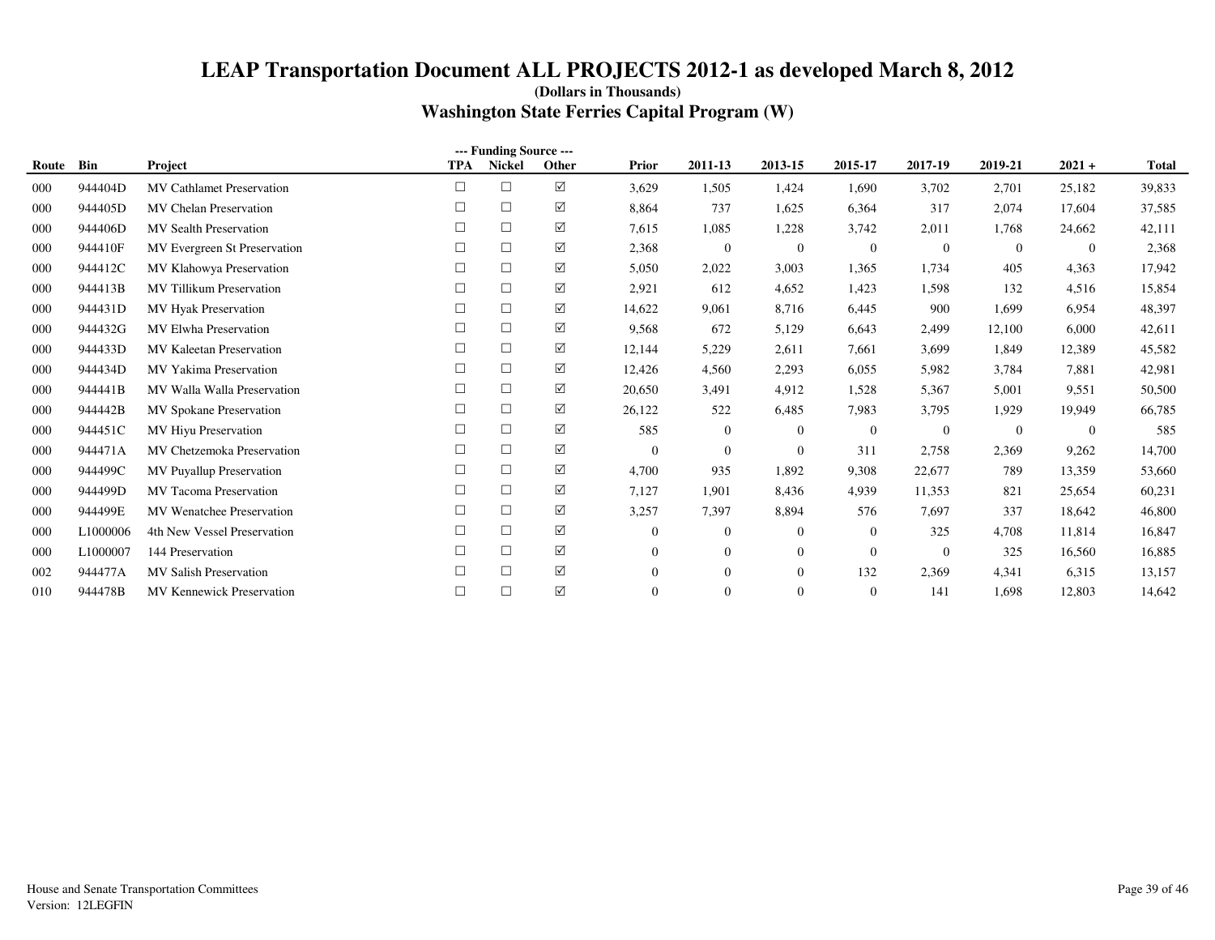# LEAP Transportation Document ALL PROJECTS 2012-1 as developed March 8, 2012

**(Dollars in Thousands)**

## Washington State Ferries Capital Program (W)

| Route | Bin | Project | --- Funding Source --- TPA | Nickel | Other | Prior | 2011-13 | 2013-15 | 2015-17 | 2017-19 | 2019-21 | 2021 + | Total |
|---|---|---|---|---|---|---|---|---|---|---|---|---|---|
| 000 | 944404D | MV Cathlamet Preservation | ☐ | ☐ | ☑ | 3,629 | 1,505 | 1,424 | 1,690 | 3,702 | 2,701 | 25,182 | 39,833 |
| 000 | 944405D | MV Chelan Preservation | ☐ | ☐ | ☑ | 8,864 | 737 | 1,625 | 6,364 | 317 | 2,074 | 17,604 | 37,585 |
| 000 | 944406D | MV Sealth Preservation | ☐ | ☐ | ☑ | 7,615 | 1,085 | 1,228 | 3,742 | 2,011 | 1,768 | 24,662 | 42,111 |
| 000 | 944410F | MV Evergreen St Preservation | ☐ | ☐ | ☑ | 2,368 | 0 | 0 | 0 | 0 | 0 | 0 | 2,368 |
| 000 | 944412C | MV Klahowya Preservation | ☐ | ☐ | ☑ | 5,050 | 2,022 | 3,003 | 1,365 | 1,734 | 405 | 4,363 | 17,942 |
| 000 | 944413B | MV Tillikum Preservation | ☐ | ☐ | ☑ | 2,921 | 612 | 4,652 | 1,423 | 1,598 | 132 | 4,516 | 15,854 |
| 000 | 944431D | MV Hyak Preservation | ☐ | ☐ | ☑ | 14,622 | 9,061 | 8,716 | 6,445 | 900 | 1,699 | 6,954 | 48,397 |
| 000 | 944432G | MV Elwha Preservation | ☐ | ☐ | ☑ | 9,568 | 672 | 5,129 | 6,643 | 2,499 | 12,100 | 6,000 | 42,611 |
| 000 | 944433D | MV Kaleetan Preservation | ☐ | ☐ | ☑ | 12,144 | 5,229 | 2,611 | 7,661 | 3,699 | 1,849 | 12,389 | 45,582 |
| 000 | 944434D | MV Yakima Preservation | ☐ | ☐ | ☑ | 12,426 | 4,560 | 2,293 | 6,055 | 5,982 | 3,784 | 7,881 | 42,981 |
| 000 | 944441B | MV Walla Walla Preservation | ☐ | ☐ | ☑ | 20,650 | 3,491 | 4,912 | 1,528 | 5,367 | 5,001 | 9,551 | 50,500 |
| 000 | 944442B | MV Spokane Preservation | ☐ | ☐ | ☑ | 26,122 | 522 | 6,485 | 7,983 | 3,795 | 1,929 | 19,949 | 66,785 |
| 000 | 944451C | MV Hiyu Preservation | ☐ | ☐ | ☑ | 585 | 0 | 0 | 0 | 0 | 0 | 0 | 585 |
| 000 | 944471A | MV Chetzemoka Preservation | ☐ | ☐ | ☑ | 0 | 0 | 0 | 311 | 2,758 | 2,369 | 9,262 | 14,700 |
| 000 | 944499C | MV Puyallup Preservation | ☐ | ☐ | ☑ | 4,700 | 935 | 1,892 | 9,308 | 22,677 | 789 | 13,359 | 53,660 |
| 000 | 944499D | MV Tacoma Preservation | ☐ | ☐ | ☑ | 7,127 | 1,901 | 8,436 | 4,939 | 11,353 | 821 | 25,654 | 60,231 |
| 000 | 944499E | MV Wenatchee Preservation | ☐ | ☐ | ☑ | 3,257 | 7,397 | 8,894 | 576 | 7,697 | 337 | 18,642 | 46,800 |
| 000 | L1000006 | 4th New Vessel Preservation | ☐ | ☐ | ☑ | 0 | 0 | 0 | 0 | 325 | 4,708 | 11,814 | 16,847 |
| 000 | L1000007 | 144 Preservation | ☐ | ☐ | ☑ | 0 | 0 | 0 | 0 | 0 | 325 | 16,560 | 16,885 |
| 002 | 944477A | MV Salish Preservation | ☐ | ☐ | ☑ | 0 | 0 | 0 | 132 | 2,369 | 4,341 | 6,315 | 13,157 |
| 010 | 944478B | MV Kennewick Preservation | ☐ | ☐ | ☑ | 0 | 0 | 0 | 0 | 141 | 1,698 | 12,803 | 14,642 |

House and Senate Transportation Committees
Version: 12LEGFIN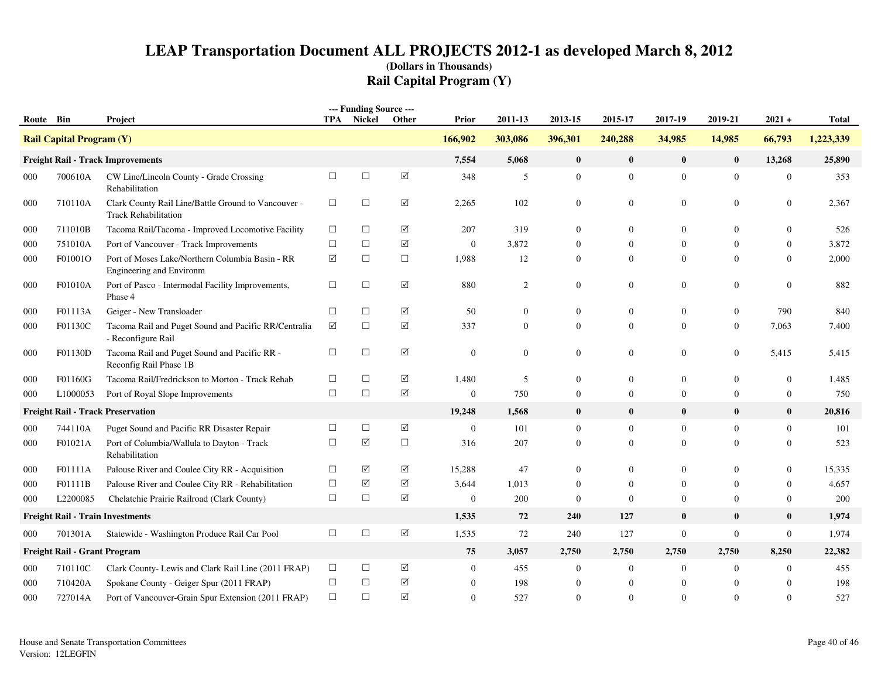# LEAP Transportation Document ALL PROJECTS 2012-1 as developed March 8, 2012

**(Dollars in Thousands)**

## Rail Capital Program (Y)

| Route | Bin | Project | --- Funding Source --- TPA | Nickel | Other | Prior | 2011-13 | 2013-15 | 2015-17 | 2017-19 | 2019-21 | 2021 + | Total |
|---|---|---|---|---|---|---|---|---|---|---|---|---|---|
| **Rail Capital Program (Y)** | | | | | | **166,902** | **303,086** | **396,301** | **240,288** | **34,985** | **14,985** | **66,793** | **1,223,339** |
| **Freight Rail - Track Improvements** | | | | | | **7,554** | **5,068** | **0** | **0** | **0** | **0** | **13,268** | **25,890** |
| 000 | 700610A | CW Line/Lincoln County - Grade Crossing Rehabilitation | ☐ | ☐ | ☑ | 348 | 5 | 0 | 0 | 0 | 0 | 0 | 353 |
| 000 | 710110A | Clark County Rail Line/Battle Ground to Vancouver - Track Rehabilitation | ☐ | ☐ | ☑ | 2,265 | 102 | 0 | 0 | 0 | 0 | 0 | 2,367 |
| 000 | 711010B | Tacoma Rail/Tacoma - Improved Locomotive Facility | ☐ | ☐ | ☑ | 207 | 319 | 0 | 0 | 0 | 0 | 0 | 526 |
| 000 | 751010A | Port of Vancouver - Track Improvements | ☐ | ☐ | ☑ | 0 | 3,872 | 0 | 0 | 0 | 0 | 0 | 3,872 |
| 000 | F01001O | Port of Moses Lake/Northern Columbia Basin - RR Engineering and Environm | ☑ | ☐ | ☐ | 1,988 | 12 | 0 | 0 | 0 | 0 | 0 | 2,000 |
| 000 | F01010A | Port of Pasco - Intermodal Facility Improvements, Phase 4 | ☐ | ☐ | ☑ | 880 | 2 | 0 | 0 | 0 | 0 | 0 | 882 |
| 000 | F01113A | Geiger - New Transloader | ☐ | ☐ | ☑ | 50 | 0 | 0 | 0 | 0 | 0 | 790 | 840 |
| 000 | F01130C | Tacoma Rail and Puget Sound and Pacific RR/Centralia - Reconfigure Rail | ☑ | ☐ | ☑ | 337 | 0 | 0 | 0 | 0 | 0 | 7,063 | 7,400 |
| 000 | F01130D | Tacoma Rail and Puget Sound and Pacific RR - Reconfig Rail Phase 1B | ☐ | ☐ | ☑ | 0 | 0 | 0 | 0 | 0 | 0 | 5,415 | 5,415 |
| 000 | F01160G | Tacoma Rail/Fredrickson to Morton - Track Rehab | ☐ | ☐ | ☑ | 1,480 | 5 | 0 | 0 | 0 | 0 | 0 | 1,485 |
| 000 | L1000053 | Port of Royal Slope Improvements | ☐ | ☐ | ☑ | 0 | 750 | 0 | 0 | 0 | 0 | 0 | 750 |
| **Freight Rail - Track Preservation** | | | | | | **19,248** | **1,568** | **0** | **0** | **0** | **0** | **0** | **20,816** |
| 000 | 744110A | Puget Sound and Pacific RR Disaster Repair | ☐ | ☐ | ☑ | 0 | 101 | 0 | 0 | 0 | 0 | 0 | 101 |
| 000 | F01021A | Port of Columbia/Wallula to Dayton - Track Rehabilitation | ☐ | ☑ | ☐ | 316 | 207 | 0 | 0 | 0 | 0 | 0 | 523 |
| 000 | F01111A | Palouse River and Coulee City RR - Acquisition | ☐ | ☑ | ☑ | 15,288 | 47 | 0 | 0 | 0 | 0 | 0 | 15,335 |
| 000 | F01111B | Palouse River and Coulee City RR - Rehabilitation | ☐ | ☑ | ☑ | 3,644 | 1,013 | 0 | 0 | 0 | 0 | 0 | 4,657 |
| 000 | L2200085 | Chelatchie Prairie Railroad (Clark County) | ☐ | ☐ | ☑ | 0 | 200 | 0 | 0 | 0 | 0 | 0 | 200 |
| **Freight Rail - Train Investments** | | | | | | **1,535** | **72** | **240** | **127** | **0** | **0** | **0** | **1,974** |
| 000 | 701301A | Statewide - Washington Produce Rail Car Pool | ☐ | ☐ | ☑ | 1,535 | 72 | 240 | 127 | 0 | 0 | 0 | 1,974 |
| **Freight Rail - Grant Program** | | | | | | **75** | **3,057** | **2,750** | **2,750** | **2,750** | **2,750** | **8,250** | **22,382** |
| 000 | 710110C | Clark County- Lewis and Clark Rail Line (2011 FRAP) | ☐ | ☐ | ☑ | 0 | 455 | 0 | 0 | 0 | 0 | 0 | 455 |
| 000 | 710420A | Spokane County - Geiger Spur (2011 FRAP) | ☐ | ☐ | ☑ | 0 | 198 | 0 | 0 | 0 | 0 | 0 | 198 |
| 000 | 727014A | Port of Vancouver-Grain Spur Extension (2011 FRAP) | ☐ | ☐ | ☑ | 0 | 527 | 0 | 0 | 0 | 0 | 0 | 527 |

House and Senate Transportation Committees
Version: 12LEGFIN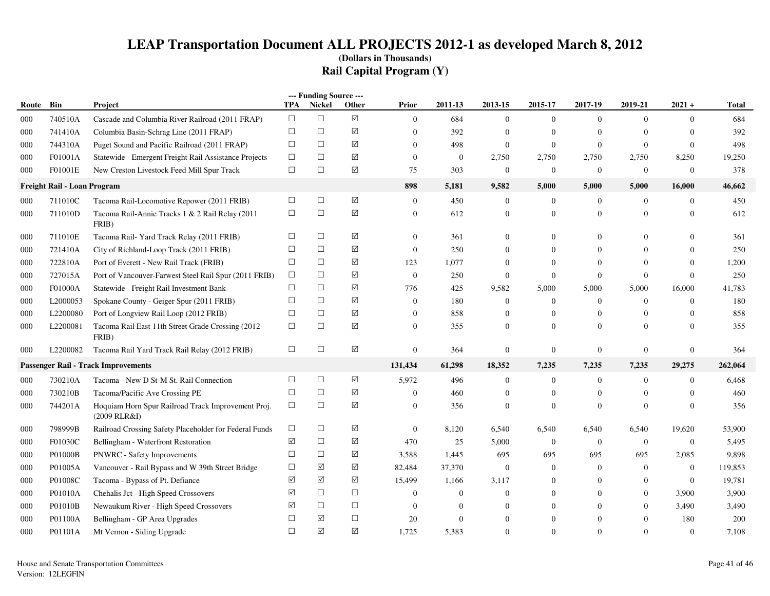# LEAP Transportation Document ALL PROJECTS 2012-1 as developed March 8, 2012

**(Dollars in Thousands)**

## Rail Capital Program (Y)

| Route | Bin | Project | --- Funding Source --- TPA | Nickel | Other | Prior | 2011-13 | 2013-15 | 2015-17 | 2017-19 | 2019-21 | 2021 + | Total |
|---|---|---|---|---|---|---|---|---|---|---|---|---|---|
| 000 | 740510A | Cascade and Columbia River Railroad (2011 FRAP) | ☐ | ☐ | ☑ | 0 | 684 | 0 | 0 | 0 | 0 | 0 | 684 |
| 000 | 741410A | Columbia Basin-Schrag Line (2011 FRAP) | ☐ | ☐ | ☑ | 0 | 392 | 0 | 0 | 0 | 0 | 0 | 392 |
| 000 | 744310A | Puget Sound and Pacific Railroad (2011 FRAP) | ☐ | ☐ | ☑ | 0 | 498 | 0 | 0 | 0 | 0 | 0 | 498 |
| 000 | F01001A | Statewide - Emergent Freight Rail Assistance Projects | ☐ | ☐ | ☑ | 0 | 0 | 2,750 | 2,750 | 2,750 | 2,750 | 8,250 | 19,250 |
| 000 | F01001E | New Creston Livestock Feed Mill Spur Track | ☐ | ☐ | ☑ | 75 | 303 | 0 | 0 | 0 | 0 | 0 | 378 |
| **Freight Rail - Loan Program** | | | | | | **898** | **5,181** | **9,582** | **5,000** | **5,000** | **5,000** | **16,000** | **46,662** |
| 000 | 711010C | Tacoma Rail-Locomotive Repower (2011 FRIB) | ☐ | ☐ | ☑ | 0 | 450 | 0 | 0 | 0 | 0 | 0 | 450 |
| 000 | 711010D | Tacoma Rail-Annie Tracks 1 & 2 Rail Relay (2011 FRIB) | ☐ | ☐ | ☑ | 0 | 612 | 0 | 0 | 0 | 0 | 0 | 612 |
| 000 | 711010E | Tacoma Rail- Yard Track Relay (2011 FRIB) | ☐ | ☐ | ☑ | 0 | 361 | 0 | 0 | 0 | 0 | 0 | 361 |
| 000 | 721410A | City of Richland-Loop Track (2011 FRIB) | ☐ | ☐ | ☑ | 0 | 250 | 0 | 0 | 0 | 0 | 0 | 250 |
| 000 | 722810A | Port of Everett - New Rail Track (FRIB) | ☐ | ☐ | ☑ | 123 | 1,077 | 0 | 0 | 0 | 0 | 0 | 1,200 |
| 000 | 727015A | Port of Vancouver-Farwest Steel Rail Spur (2011 FRIB) | ☐ | ☐ | ☑ | 0 | 250 | 0 | 0 | 0 | 0 | 0 | 250 |
| 000 | F01000A | Statewide - Freight Rail Investment Bank | ☐ | ☐ | ☑ | 776 | 425 | 9,582 | 5,000 | 5,000 | 5,000 | 16,000 | 41,783 |
| 000 | L2000053 | Spokane County - Geiger Spur (2011 FRIB) | ☐ | ☐ | ☑ | 0 | 180 | 0 | 0 | 0 | 0 | 0 | 180 |
| 000 | L2200080 | Port of Longview Rail Loop (2012 FRIB) | ☐ | ☐ | ☑ | 0 | 858 | 0 | 0 | 0 | 0 | 0 | 858 |
| 000 | L2200081 | Tacoma Rail East 11th Street Grade Crossing (2012 FRIB) | ☐ | ☐ | ☑ | 0 | 355 | 0 | 0 | 0 | 0 | 0 | 355 |
| 000 | L2200082 | Tacoma Rail Yard Track Rail Relay (2012 FRIB) | ☐ | ☐ | ☑ | 0 | 364 | 0 | 0 | 0 | 0 | 0 | 364 |
| **Passenger Rail - Track Improvements** | | | | | | **131,434** | **61,298** | **18,352** | **7,235** | **7,235** | **7,235** | **29,275** | **262,064** |
| 000 | 730210A | Tacoma - New D St-M St. Rail Connection | ☐ | ☐ | ☑ | 5,972 | 496 | 0 | 0 | 0 | 0 | 0 | 6,468 |
| 000 | 730210B | Tacoma/Pacific Ave Crossing PE | ☐ | ☐ | ☑ | 0 | 460 | 0 | 0 | 0 | 0 | 0 | 460 |
| 000 | 744201A | Hoquiam Horn Spur Railroad Track Improvement Proj. (2009 RLR&I) | ☐ | ☐ | ☑ | 0 | 356 | 0 | 0 | 0 | 0 | 0 | 356 |
| 000 | 798999B | Railroad Crossing Safety Placeholder for Federal Funds | ☐ | ☐ | ☑ | 0 | 8,120 | 6,540 | 6,540 | 6,540 | 6,540 | 19,620 | 53,900 |
| 000 | F01030C | Bellingham - Waterfront Restoration | ☑ | ☐ | ☑ | 470 | 25 | 5,000 | 0 | 0 | 0 | 0 | 5,495 |
| 000 | P01000B | PNWRC - Safety Improvements | ☐ | ☐ | ☑ | 3,588 | 1,445 | 695 | 695 | 695 | 695 | 2,085 | 9,898 |
| 000 | P01005A | Vancouver - Rail Bypass and W 39th Street Bridge | ☐ | ☑ | ☑ | 82,484 | 37,370 | 0 | 0 | 0 | 0 | 0 | 119,853 |
| 000 | P01008C | Tacoma - Bypass of Pt. Defiance | ☑ | ☑ | ☑ | 15,499 | 1,166 | 3,117 | 0 | 0 | 0 | 0 | 19,781 |
| 000 | P01010A | Chehalis Jct - High Speed Crossovers | ☑ | ☐ | ☐ | 0 | 0 | 0 | 0 | 0 | 0 | 3,900 | 3,900 |
| 000 | P01010B | Newaukum River - High Speed Crossovers | ☑ | ☐ | ☐ | 0 | 0 | 0 | 0 | 0 | 0 | 3,490 | 3,490 |
| 000 | P01100A | Bellingham - GP Area Upgrades | ☐ | ☑ | ☐ | 20 | 0 | 0 | 0 | 0 | 0 | 180 | 200 |
| 000 | P01101A | Mt Vernon - Siding Upgrade | ☐ | ☑ | ☑ | 1,725 | 5,383 | 0 | 0 | 0 | 0 | 0 | 7,108 |

House and Senate Transportation Committees
Version: 12LEGFIN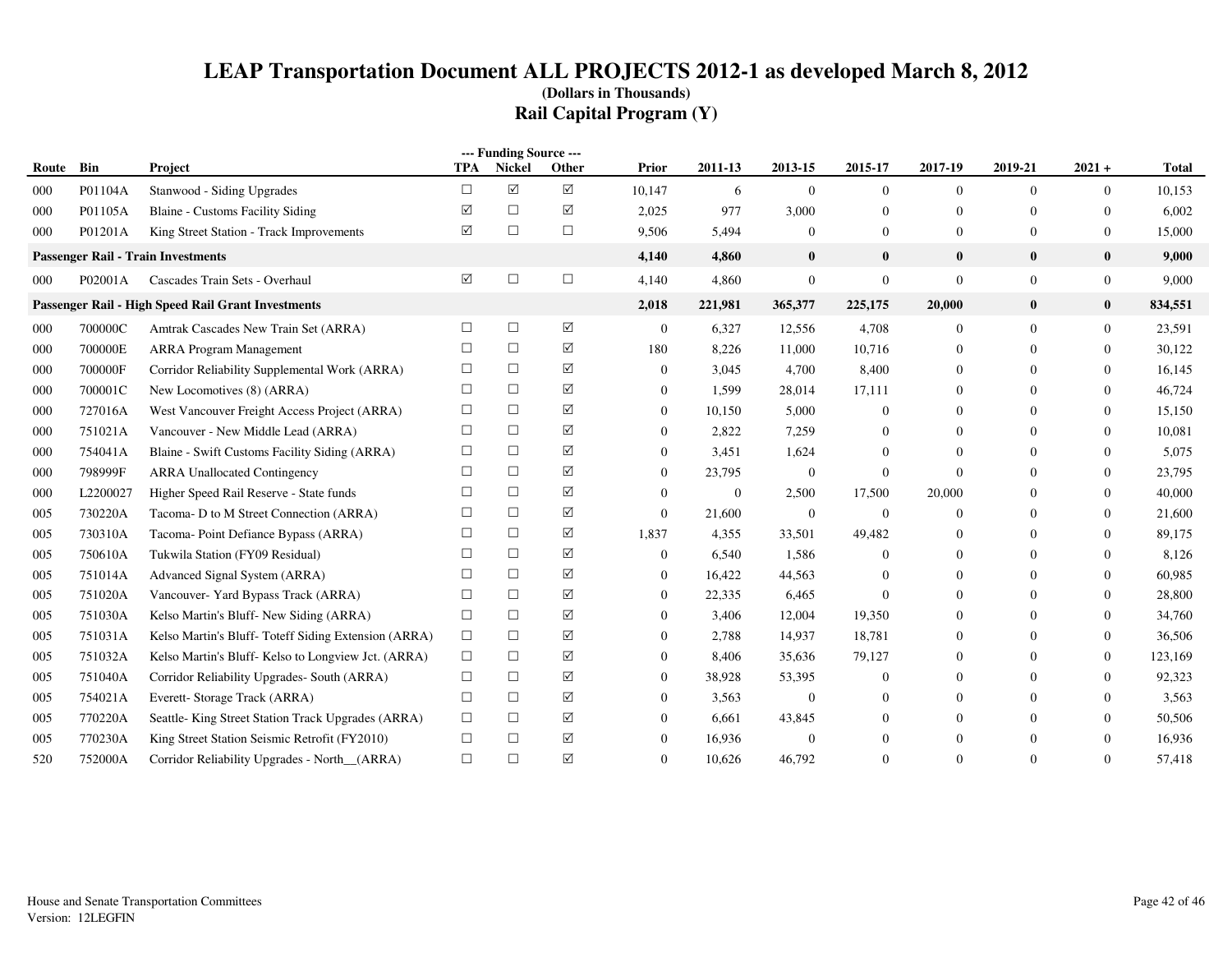# LEAP Transportation Document ALL PROJECTS 2012-1 as developed March 8, 2012

**(Dollars in Thousands)**

## Rail Capital Program (Y)

| Route | Bin | Project | --- Funding Source --- TPA | Nickel | Other | Prior | 2011-13 | 2013-15 | 2015-17 | 2017-19 | 2019-21 | 2021 + | Total |
|---|---|---|---|---|---|---|---|---|---|---|---|---|---|
| 000 | P01104A | Stanwood - Siding Upgrades | ☐ | ☑ | ☑ | 10,147 | 6 | 0 | 0 | 0 | 0 | 0 | 10,153 |
| 000 | P01105A | Blaine - Customs Facility Siding | ☑ | ☐ | ☑ | 2,025 | 977 | 3,000 | 0 | 0 | 0 | 0 | 6,002 |
| 000 | P01201A | King Street Station - Track Improvements | ☑ | ☐ | ☐ | 9,506 | 5,494 | 0 | 0 | 0 | 0 | 0 | 15,000 |
| **Passenger Rail - Train Investments** | | | | | | **4,140** | **4,860** | **0** | **0** | **0** | **0** | **0** | **9,000** |
| 000 | P02001A | Cascades Train Sets - Overhaul | ☑ | ☐ | ☐ | 4,140 | 4,860 | 0 | 0 | 0 | 0 | 0 | 9,000 |
| **Passenger Rail - High Speed Rail Grant Investments** | | | | | | **2,018** | **221,981** | **365,377** | **225,175** | **20,000** | **0** | **0** | **834,551** |
| 000 | 700000C | Amtrak Cascades New Train Set (ARRA) | ☐ | ☐ | ☑ | 0 | 6,327 | 12,556 | 4,708 | 0 | 0 | 0 | 23,591 |
| 000 | 700000E | ARRA Program Management | ☐ | ☐ | ☑ | 180 | 8,226 | 11,000 | 10,716 | 0 | 0 | 0 | 30,122 |
| 000 | 700000F | Corridor Reliability Supplemental Work (ARRA) | ☐ | ☐ | ☑ | 0 | 3,045 | 4,700 | 8,400 | 0 | 0 | 0 | 16,145 |
| 000 | 700001C | New Locomotives (8) (ARRA) | ☐ | ☐ | ☑ | 0 | 1,599 | 28,014 | 17,111 | 0 | 0 | 0 | 46,724 |
| 000 | 727016A | West Vancouver Freight Access Project (ARRA) | ☐ | ☐ | ☑ | 0 | 10,150 | 5,000 | 0 | 0 | 0 | 0 | 15,150 |
| 000 | 751021A | Vancouver - New Middle Lead (ARRA) | ☐ | ☐ | ☑ | 0 | 2,822 | 7,259 | 0 | 0 | 0 | 0 | 10,081 |
| 000 | 754041A | Blaine - Swift Customs Facility Siding (ARRA) | ☐ | ☐ | ☑ | 0 | 3,451 | 1,624 | 0 | 0 | 0 | 0 | 5,075 |
| 000 | 798999F | ARRA Unallocated Contingency | ☐ | ☐ | ☑ | 0 | 23,795 | 0 | 0 | 0 | 0 | 0 | 23,795 |
| 000 | L2200027 | Higher Speed Rail Reserve - State funds | ☐ | ☐ | ☑ | 0 | 0 | 2,500 | 17,500 | 20,000 | 0 | 0 | 40,000 |
| 005 | 730220A | Tacoma- D to M Street Connection (ARRA) | ☐ | ☐ | ☑ | 0 | 21,600 | 0 | 0 | 0 | 0 | 0 | 21,600 |
| 005 | 730310A | Tacoma- Point Defiance Bypass (ARRA) | ☐ | ☐ | ☑ | 1,837 | 4,355 | 33,501 | 49,482 | 0 | 0 | 0 | 89,175 |
| 005 | 750610A | Tukwila Station (FY09 Residual) | ☐ | ☐ | ☑ | 0 | 6,540 | 1,586 | 0 | 0 | 0 | 0 | 8,126 |
| 005 | 751014A | Advanced Signal System (ARRA) | ☐ | ☐ | ☑ | 0 | 16,422 | 44,563 | 0 | 0 | 0 | 0 | 60,985 |
| 005 | 751020A | Vancouver- Yard Bypass Track (ARRA) | ☐ | ☐ | ☑ | 0 | 22,335 | 6,465 | 0 | 0 | 0 | 0 | 28,800 |
| 005 | 751030A | Kelso Martin's Bluff- New Siding (ARRA) | ☐ | ☐ | ☑ | 0 | 3,406 | 12,004 | 19,350 | 0 | 0 | 0 | 34,760 |
| 005 | 751031A | Kelso Martin's Bluff- Toteff Siding Extension (ARRA) | ☐ | ☐ | ☑ | 0 | 2,788 | 14,937 | 18,781 | 0 | 0 | 0 | 36,506 |
| 005 | 751032A | Kelso Martin's Bluff- Kelso to Longview Jct. (ARRA) | ☐ | ☐ | ☑ | 0 | 8,406 | 35,636 | 79,127 | 0 | 0 | 0 | 123,169 |
| 005 | 751040A | Corridor Reliability Upgrades- South (ARRA) | ☐ | ☐ | ☑ | 0 | 38,928 | 53,395 | 0 | 0 | 0 | 0 | 92,323 |
| 005 | 754021A | Everett- Storage Track (ARRA) | ☐ | ☐ | ☑ | 0 | 3,563 | 0 | 0 | 0 | 0 | 0 | 3,563 |
| 005 | 770220A | Seattle- King Street Station Track Upgrades (ARRA) | ☐ | ☐ | ☑ | 0 | 6,661 | 43,845 | 0 | 0 | 0 | 0 | 50,506 |
| 005 | 770230A | King Street Station Seismic Retrofit (FY2010) | ☐ | ☐ | ☑ | 0 | 16,936 | 0 | 0 | 0 | 0 | 0 | 16,936 |
| 520 | 752000A | Corridor Reliability Upgrades - North__(ARRA) | ☐ | ☐ | ☑ | 0 | 10,626 | 46,792 | 0 | 0 | 0 | 0 | 57,418 |

House and Senate Transportation Committees
Version: 12LEGFIN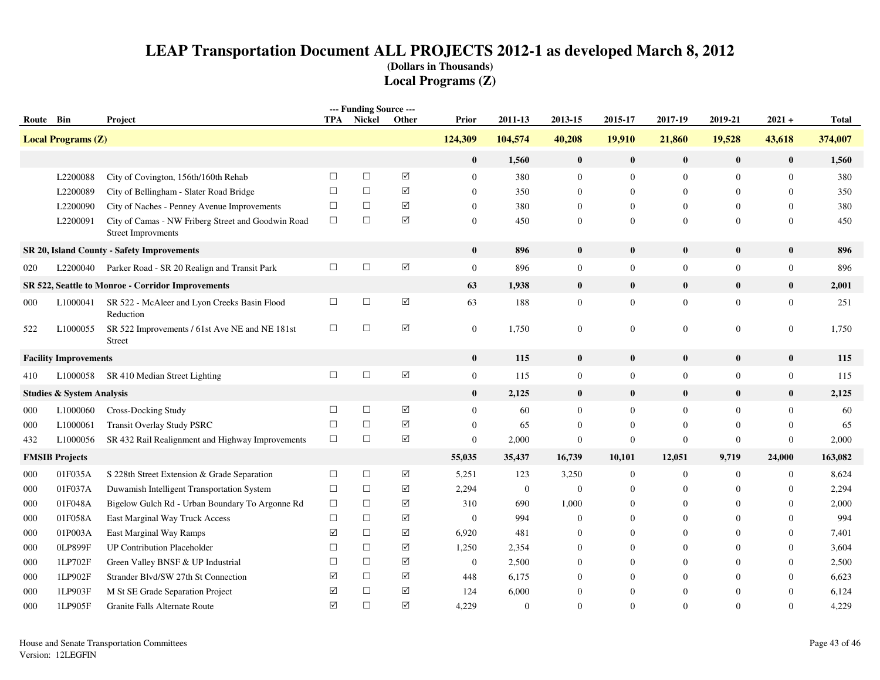# LEAP Transportation Document ALL PROJECTS 2012-1 as developed March 8, 2012

**(Dollars in Thousands)**

## Local Programs (Z)

| Route | Bin | Project | TPA | Nickel | Other | Prior | 2011-13 | 2013-15 | 2015-17 | 2017-19 | 2019-21 | 2021 + | Total |
|---|---|---|---|---|---|---|---|---|---|---|---|---|---|
| **Local Programs (Z)** | | | | | | **124,309** | **104,574** | **40,208** | **19,910** | **21,860** | **19,528** | **43,618** | **374,007** |
| | | | | | | **0** | **1,560** | **0** | **0** | **0** | **0** | **0** | **1,560** |
| | L2200088 | City of Covington, 156th/160th Rehab | ☐ | ☐ | ☑ | 0 | 380 | 0 | 0 | 0 | 0 | 0 | 380 |
| | L2200089 | City of Bellingham - Slater Road Bridge | ☐ | ☐ | ☑ | 0 | 350 | 0 | 0 | 0 | 0 | 0 | 350 |
| | L2200090 | City of Naches - Penney Avenue Improvements | ☐ | ☐ | ☑ | 0 | 380 | 0 | 0 | 0 | 0 | 0 | 380 |
| | L2200091 | City of Camas - NW Friberg Street and Goodwin Road Street Improvments | ☐ | ☐ | ☑ | 0 | 450 | 0 | 0 | 0 | 0 | 0 | 450 |
| **SR 20, Island County - Safety Improvements** | | | | | | **0** | **896** | **0** | **0** | **0** | **0** | **0** | **896** |
| 020 | L2200040 | Parker Road - SR 20 Realign and Transit Park | ☐ | ☐ | ☑ | 0 | 896 | 0 | 0 | 0 | 0 | 0 | 896 |
| **SR 522, Seattle to Monroe - Corridor Improvements** | | | | | | **63** | **1,938** | **0** | **0** | **0** | **0** | **0** | **2,001** |
| 000 | L1000041 | SR 522 - McAleer and Lyon Creeks Basin Flood Reduction | ☐ | ☐ | ☑ | 63 | 188 | 0 | 0 | 0 | 0 | 0 | 251 |
| 522 | L1000055 | SR 522 Improvements / 61st Ave NE and NE 181st Street | ☐ | ☐ | ☑ | 0 | 1,750 | 0 | 0 | 0 | 0 | 0 | 1,750 |
| **Facility Improvements** | | | | | | **0** | **115** | **0** | **0** | **0** | **0** | **0** | **115** |
| 410 | L1000058 | SR 410 Median Street Lighting | ☐ | ☐ | ☑ | 0 | 115 | 0 | 0 | 0 | 0 | 0 | 115 |
| **Studies & System Analysis** | | | | | | **0** | **2,125** | **0** | **0** | **0** | **0** | **0** | **2,125** |
| 000 | L1000060 | Cross-Docking Study | ☐ | ☐ | ☑ | 0 | 60 | 0 | 0 | 0 | 0 | 0 | 60 |
| 000 | L1000061 | Transit Overlay Study PSRC | ☐ | ☐ | ☑ | 0 | 65 | 0 | 0 | 0 | 0 | 0 | 65 |
| 432 | L1000056 | SR 432 Rail Realignment and Highway Improvements | ☐ | ☐ | ☑ | 0 | 2,000 | 0 | 0 | 0 | 0 | 0 | 2,000 |
| **FMSIB Projects** | | | | | | **55,035** | **35,437** | **16,739** | **10,101** | **12,051** | **9,719** | **24,000** | **163,082** |
| 000 | 01F035A | S 228th Street Extension & Grade Separation | ☐ | ☐ | ☑ | 5,251 | 123 | 3,250 | 0 | 0 | 0 | 0 | 8,624 |
| 000 | 01F037A | Duwamish Intelligent Transportation System | ☐ | ☐ | ☑ | 2,294 | 0 | 0 | 0 | 0 | 0 | 0 | 2,294 |
| 000 | 01F048A | Bigelow Gulch Rd - Urban Boundary To Argonne Rd | ☐ | ☐ | ☑ | 310 | 690 | 1,000 | 0 | 0 | 0 | 0 | 2,000 |
| 000 | 01F058A | East Marginal Way Truck Access | ☐ | ☐ | ☑ | 0 | 994 | 0 | 0 | 0 | 0 | 0 | 994 |
| 000 | 01P003A | East Marginal Way Ramps | ☑ | ☐ | ☑ | 6,920 | 481 | 0 | 0 | 0 | 0 | 0 | 7,401 |
| 000 | 0LP899F | UP Contribution Placeholder | ☐ | ☐ | ☑ | 1,250 | 2,354 | 0 | 0 | 0 | 0 | 0 | 3,604 |
| 000 | 1LP702F | Green Valley BNSF & UP Industrial | ☐ | ☐ | ☑ | 0 | 2,500 | 0 | 0 | 0 | 0 | 0 | 2,500 |
| 000 | 1LP902F | Strander Blvd/SW 27th St Connection | ☑ | ☐ | ☑ | 448 | 6,175 | 0 | 0 | 0 | 0 | 0 | 6,623 |
| 000 | 1LP903F | M St SE Grade Separation Project | ☑ | ☐ | ☑ | 124 | 6,000 | 0 | 0 | 0 | 0 | 0 | 6,124 |
| 000 | 1LP905F | Granite Falls Alternate Route | ☑ | ☐ | ☑ | 4,229 | 0 | 0 | 0 | 0 | 0 | 0 | 4,229 |

House and Senate Transportation Committees
Version: 12LEGFIN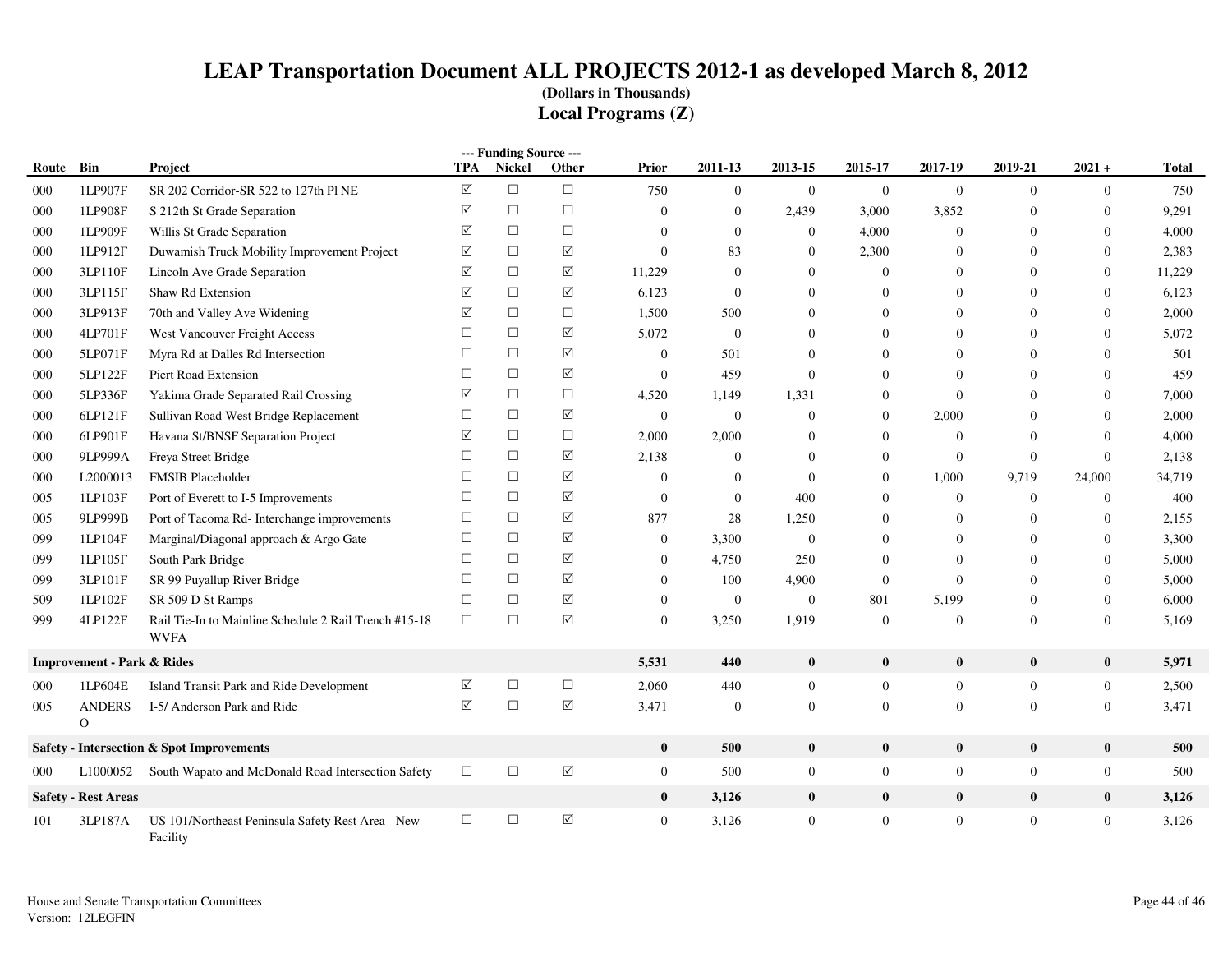# LEAP Transportation Document ALL PROJECTS 2012-1 as developed March 8, 2012

**(Dollars in Thousands)**

## Local Programs (Z)

| Route | Bin | Project | --- Funding Source --- TPA | Nickel | Other | Prior | 2011-13 | 2013-15 | 2015-17 | 2017-19 | 2019-21 | 2021 + | Total |
|---|---|---|---|---|---|---|---|---|---|---|---|---|---|
| 000 | 1LP907F | SR 202 Corridor-SR 522 to 127th Pl NE | ☑ | ☐ | ☐ | 750 | 0 | 0 | 0 | 0 | 0 | 0 | 750 |
| 000 | 1LP908F | S 212th St Grade Separation | ☑ | ☐ | ☐ | 0 | 0 | 2,439 | 3,000 | 3,852 | 0 | 0 | 9,291 |
| 000 | 1LP909F | Willis St Grade Separation | ☑ | ☐ | ☐ | 0 | 0 | 0 | 4,000 | 0 | 0 | 0 | 4,000 |
| 000 | 1LP912F | Duwamish Truck Mobility Improvement Project | ☑ | ☐ | ☑ | 0 | 83 | 0 | 2,300 | 0 | 0 | 0 | 2,383 |
| 000 | 3LP110F | Lincoln Ave Grade Separation | ☑ | ☐ | ☑ | 11,229 | 0 | 0 | 0 | 0 | 0 | 0 | 11,229 |
| 000 | 3LP115F | Shaw Rd Extension | ☑ | ☐ | ☑ | 6,123 | 0 | 0 | 0 | 0 | 0 | 0 | 6,123 |
| 000 | 3LP913F | 70th and Valley Ave Widening | ☑ | ☐ | ☐ | 1,500 | 500 | 0 | 0 | 0 | 0 | 0 | 2,000 |
| 000 | 4LP701F | West Vancouver Freight Access | ☐ | ☐ | ☑ | 5,072 | 0 | 0 | 0 | 0 | 0 | 0 | 5,072 |
| 000 | 5LP071F | Myra Rd at Dalles Rd Intersection | ☐ | ☐ | ☑ | 0 | 501 | 0 | 0 | 0 | 0 | 0 | 501 |
| 000 | 5LP122F | Piert Road Extension | ☐ | ☐ | ☑ | 0 | 459 | 0 | 0 | 0 | 0 | 0 | 459 |
| 000 | 5LP336F | Yakima Grade Separated Rail Crossing | ☑ | ☐ | ☐ | 4,520 | 1,149 | 1,331 | 0 | 0 | 0 | 0 | 7,000 |
| 000 | 6LP121F | Sullivan Road West Bridge Replacement | ☐ | ☐ | ☑ | 0 | 0 | 0 | 0 | 2,000 | 0 | 0 | 2,000 |
| 000 | 6LP901F | Havana St/BNSF Separation Project | ☑ | ☐ | ☐ | 2,000 | 2,000 | 0 | 0 | 0 | 0 | 0 | 4,000 |
| 000 | 9LP999A | Freya Street Bridge | ☐ | ☐ | ☑ | 2,138 | 0 | 0 | 0 | 0 | 0 | 0 | 2,138 |
| 000 | L2000013 | FMSIB Placeholder | ☐ | ☐ | ☑ | 0 | 0 | 0 | 0 | 1,000 | 9,719 | 24,000 | 34,719 |
| 005 | 1LP103F | Port of Everett to I-5 Improvements | ☐ | ☐ | ☑ | 0 | 0 | 400 | 0 | 0 | 0 | 0 | 400 |
| 005 | 9LP999B | Port of Tacoma Rd- Interchange improvements | ☐ | ☐ | ☑ | 877 | 28 | 1,250 | 0 | 0 | 0 | 0 | 2,155 |
| 099 | 1LP104F | Marginal/Diagonal approach & Argo Gate | ☐ | ☐ | ☑ | 0 | 3,300 | 0 | 0 | 0 | 0 | 0 | 3,300 |
| 099 | 1LP105F | South Park Bridge | ☐ | ☐ | ☑ | 0 | 4,750 | 250 | 0 | 0 | 0 | 0 | 5,000 |
| 099 | 3LP101F | SR 99 Puyallup River Bridge | ☐ | ☐ | ☑ | 0 | 100 | 4,900 | 0 | 0 | 0 | 0 | 5,000 |
| 509 | 1LP102F | SR 509 D St Ramps | ☐ | ☐ | ☑ | 0 | 0 | 0 | 801 | 5,199 | 0 | 0 | 6,000 |
| 999 | 4LP122F | Rail Tie-In to Mainline Schedule 2 Rail Trench #15-18 WVFA | ☐ | ☐ | ☑ | 0 | 3,250 | 1,919 | 0 | 0 | 0 | 0 | 5,169 |
| **Improvement - Park & Rides** | | | | | | **5,531** | **440** | **0** | **0** | **0** | **0** | **0** | **5,971** |
| 000 | 1LP604E | Island Transit Park and Ride Development | ☑ | ☐ | ☐ | 2,060 | 440 | 0 | 0 | 0 | 0 | 0 | 2,500 |
| 005 | ANDERSO | I-5/ Anderson Park and Ride | ☑ | ☐ | ☑ | 3,471 | 0 | 0 | 0 | 0 | 0 | 0 | 3,471 |
| **Safety - Intersection & Spot Improvements** | | | | | | **0** | **500** | **0** | **0** | **0** | **0** | **0** | **500** |
| 000 | L1000052 | South Wapato and McDonald Road Intersection Safety | ☐ | ☐ | ☑ | 0 | 500 | 0 | 0 | 0 | 0 | 0 | 500 |
| **Safety - Rest Areas** | | | | | | **0** | **3,126** | **0** | **0** | **0** | **0** | **0** | **3,126** |
| 101 | 3LP187A | US 101/Northeast Peninsula Safety Rest Area - New Facility | ☐ | ☐ | ☑ | 0 | 3,126 | 0 | 0 | 0 | 0 | 0 | 3,126 |

House and Senate Transportation Committees
Version: 12LEGFIN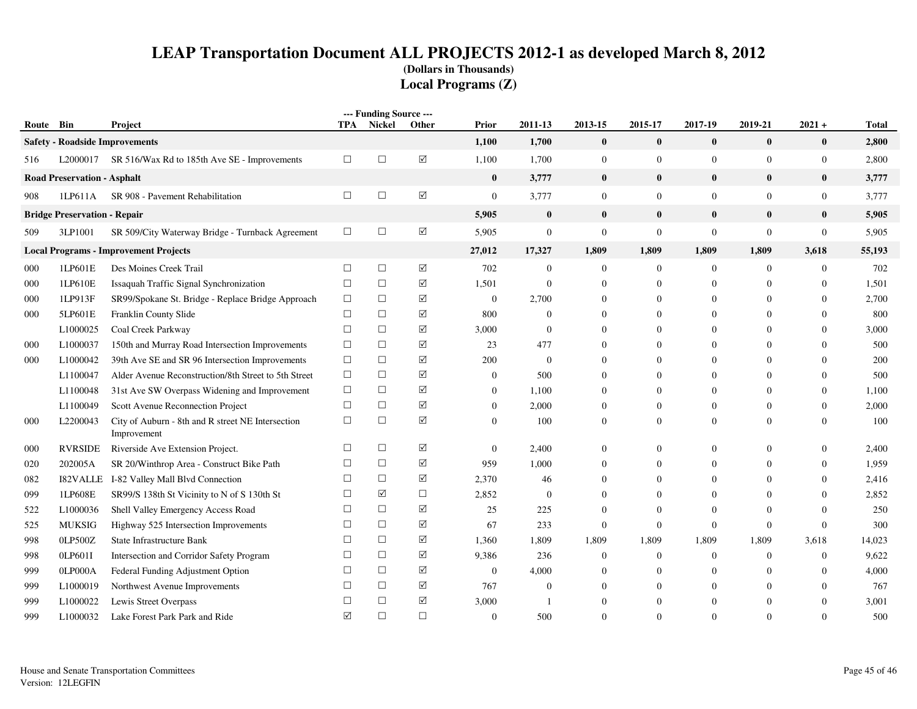# LEAP Transportation Document ALL PROJECTS 2012-1 as developed March 8, 2012

**(Dollars in Thousands)**

## Local Programs (Z)

| Route | Bin | Project | --- Funding Source --- TPA | Nickel | Other | Prior | 2011-13 | 2013-15 | 2015-17 | 2017-19 | 2019-21 | 2021 + | Total |
|---|---|---|---|---|---|---|---|---|---|---|---|---|---|
| **Safety - Roadside Improvements** | | | | | | **1,100** | **1,700** | **0** | **0** | **0** | **0** | **0** | **2,800** |
| 516 | L2000017 | SR 516/Wax Rd to 185th Ave SE - Improvements | ☐ | ☐ | ☑ | 1,100 | 1,700 | 0 | 0 | 0 | 0 | 0 | 2,800 |
| **Road Preservation - Asphalt** | | | | | | **0** | **3,777** | **0** | **0** | **0** | **0** | **0** | **3,777** |
| 908 | 1LP611A | SR 908 - Pavement Rehabilitation | ☐ | ☐ | ☑ | 0 | 3,777 | 0 | 0 | 0 | 0 | 0 | 3,777 |
| **Bridge Preservation - Repair** | | | | | | **5,905** | **0** | **0** | **0** | **0** | **0** | **0** | **5,905** |
| 509 | 3LP1001 | SR 509/City Waterway Bridge - Turnback Agreement | ☐ | ☐ | ☑ | 5,905 | 0 | 0 | 0 | 0 | 0 | 0 | 5,905 |
| **Local Programs - Improvement Projects** | | | | | | **27,012** | **17,327** | **1,809** | **1,809** | **1,809** | **1,809** | **3,618** | **55,193** |
| 000 | 1LP601E | Des Moines Creek Trail | ☐ | ☐ | ☑ | 702 | 0 | 0 | 0 | 0 | 0 | 0 | 702 |
| 000 | 1LP610E | Issaquah Traffic Signal Synchronization | ☐ | ☐ | ☑ | 1,501 | 0 | 0 | 0 | 0 | 0 | 0 | 1,501 |
| 000 | 1LP913F | SR99/Spokane St. Bridge - Replace Bridge Approach | ☐ | ☐ | ☑ | 0 | 2,700 | 0 | 0 | 0 | 0 | 0 | 2,700 |
| 000 | 5LP601E | Franklin County Slide | ☐ | ☐ | ☑ | 800 | 0 | 0 | 0 | 0 | 0 | 0 | 800 |
| | L1000025 | Coal Creek Parkway | ☐ | ☐ | ☑ | 3,000 | 0 | 0 | 0 | 0 | 0 | 0 | 3,000 |
| 000 | L1000037 | 150th and Murray Road Intersection Improvements | ☐ | ☐ | ☑ | 23 | 477 | 0 | 0 | 0 | 0 | 0 | 500 |
| 000 | L1000042 | 39th Ave SE and SR 96 Intersection Improvements | ☐ | ☐ | ☑ | 200 | 0 | 0 | 0 | 0 | 0 | 0 | 200 |
| | L1100047 | Alder Avenue Reconstruction/8th Street to 5th Street | ☐ | ☐ | ☑ | 0 | 500 | 0 | 0 | 0 | 0 | 0 | 500 |
| | L1100048 | 31st Ave SW Overpass Widening and Improvement | ☐ | ☐ | ☑ | 0 | 1,100 | 0 | 0 | 0 | 0 | 0 | 1,100 |
| | L1100049 | Scott Avenue Reconnection Project | ☐ | ☐ | ☑ | 0 | 2,000 | 0 | 0 | 0 | 0 | 0 | 2,000 |
| 000 | L2200043 | City of Auburn - 8th and R street NE Intersection Improvement | ☐ | ☐ | ☑ | 0 | 100 | 0 | 0 | 0 | 0 | 0 | 100 |
| 000 | RVRSIDE | Riverside Ave Extension Project. | ☐ | ☐ | ☑ | 0 | 2,400 | 0 | 0 | 0 | 0 | 0 | 2,400 |
| 020 | 202005A | SR 20/Winthrop Area - Construct Bike Path | ☐ | ☐ | ☑ | 959 | 1,000 | 0 | 0 | 0 | 0 | 0 | 1,959 |
| 082 | I82VALLE | I-82 Valley Mall Blvd Connection | ☐ | ☐ | ☑ | 2,370 | 46 | 0 | 0 | 0 | 0 | 0 | 2,416 |
| 099 | 1LP608E | SR99/S 138th St Vicinity to N of S 130th St | ☐ | ☑ | ☐ | 2,852 | 0 | 0 | 0 | 0 | 0 | 0 | 2,852 |
| 522 | L1000036 | Shell Valley Emergency Access Road | ☐ | ☐ | ☑ | 25 | 225 | 0 | 0 | 0 | 0 | 0 | 250 |
| 525 | MUKSIG | Highway 525 Intersection Improvements | ☐ | ☐ | ☑ | 67 | 233 | 0 | 0 | 0 | 0 | 0 | 300 |
| 998 | 0LP500Z | State Infrastructure Bank | ☐ | ☐ | ☑ | 1,360 | 1,809 | 1,809 | 1,809 | 1,809 | 1,809 | 3,618 | 14,023 |
| 998 | 0LP601I | Intersection and Corridor Safety Program | ☐ | ☐ | ☑ | 9,386 | 236 | 0 | 0 | 0 | 0 | 0 | 9,622 |
| 999 | 0LP000A | Federal Funding Adjustment Option | ☐ | ☐ | ☑ | 0 | 4,000 | 0 | 0 | 0 | 0 | 0 | 4,000 |
| 999 | L1000019 | Northwest Avenue Improvements | ☐ | ☐ | ☑ | 767 | 0 | 0 | 0 | 0 | 0 | 0 | 767 |
| 999 | L1000022 | Lewis Street Overpass | ☐ | ☐ | ☑ | 3,000 | 1 | 0 | 0 | 0 | 0 | 0 | 3,001 |
| 999 | L1000032 | Lake Forest Park Park and Ride | ☑ | ☐ | ☐ | 0 | 500 | 0 | 0 | 0 | 0 | 0 | 500 |

House and Senate Transportation Committees
Version: 12LEGFIN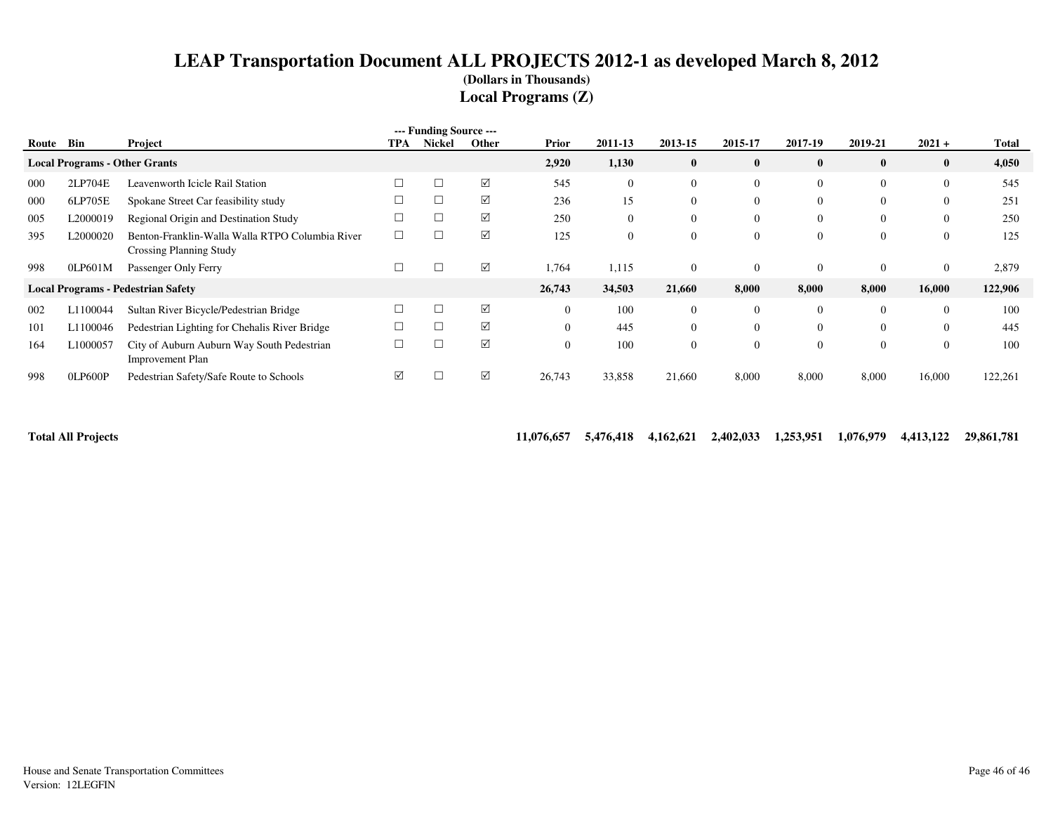# LEAP Transportation Document ALL PROJECTS 2012-1 as developed March 8, 2012

### (Dollars in Thousands)

## Local Programs (Z)

| Route | Bin | Project | --- Funding Source --- TPA | Nickel | Other | Prior | 2011-13 | 2013-15 | 2015-17 | 2017-19 | 2019-21 | 2021 + | Total |
|---|---|---|---|---|---|---|---|---|---|---|---|---|---|
| **Local Programs - Other Grants** | | | | | | **2,920** | **1,130** | **0** | **0** | **0** | **0** | **0** | **4,050** |
| 000 | 2LP704E | Leavenworth Icicle Rail Station | ☐ | ☐ | ☑ | 545 | 0 | 0 | 0 | 0 | 0 | 0 | 545 |
| 000 | 6LP705E | Spokane Street Car feasibility study | ☐ | ☐ | ☑ | 236 | 15 | 0 | 0 | 0 | 0 | 0 | 251 |
| 005 | L2000019 | Regional Origin and Destination Study | ☐ | ☐ | ☑ | 250 | 0 | 0 | 0 | 0 | 0 | 0 | 250 |
| 395 | L2000020 | Benton-Franklin-Walla Walla RTPO Columbia River Crossing Planning Study | ☐ | ☐ | ☑ | 125 | 0 | 0 | 0 | 0 | 0 | 0 | 125 |
| 998 | 0LP601M | Passenger Only Ferry | ☐ | ☐ | ☑ | 1,764 | 1,115 | 0 | 0 | 0 | 0 | 0 | 2,879 |
| **Local Programs - Pedestrian Safety** | | | | | | **26,743** | **34,503** | **21,660** | **8,000** | **8,000** | **8,000** | **16,000** | **122,906** |
| 002 | L1100044 | Sultan River Bicycle/Pedestrian Bridge | ☐ | ☐ | ☑ | 0 | 100 | 0 | 0 | 0 | 0 | 0 | 100 |
| 101 | L1100046 | Pedestrian Lighting for Chehalis River Bridge | ☐ | ☐ | ☑ | 0 | 445 | 0 | 0 | 0 | 0 | 0 | 445 |
| 164 | L1000057 | City of Auburn Auburn Way South Pedestrian Improvement Plan | ☐ | ☐ | ☑ | 0 | 100 | 0 | 0 | 0 | 0 | 0 | 100 |
| 998 | 0LP600P | Pedestrian Safety/Safe Route to Schools | ☑ | ☐ | ☑ | 26,743 | 33,858 | 21,660 | 8,000 | 8,000 | 8,000 | 16,000 | 122,261 |
| **Total All Projects** | | | | | | **11,076,657** | **5,476,418** | **4,162,621** | **2,402,033** | **1,253,951** | **1,076,979** | **4,413,122** | **29,861,781** |

House and Senate Transportation Committees
Version: 12LEGFIN